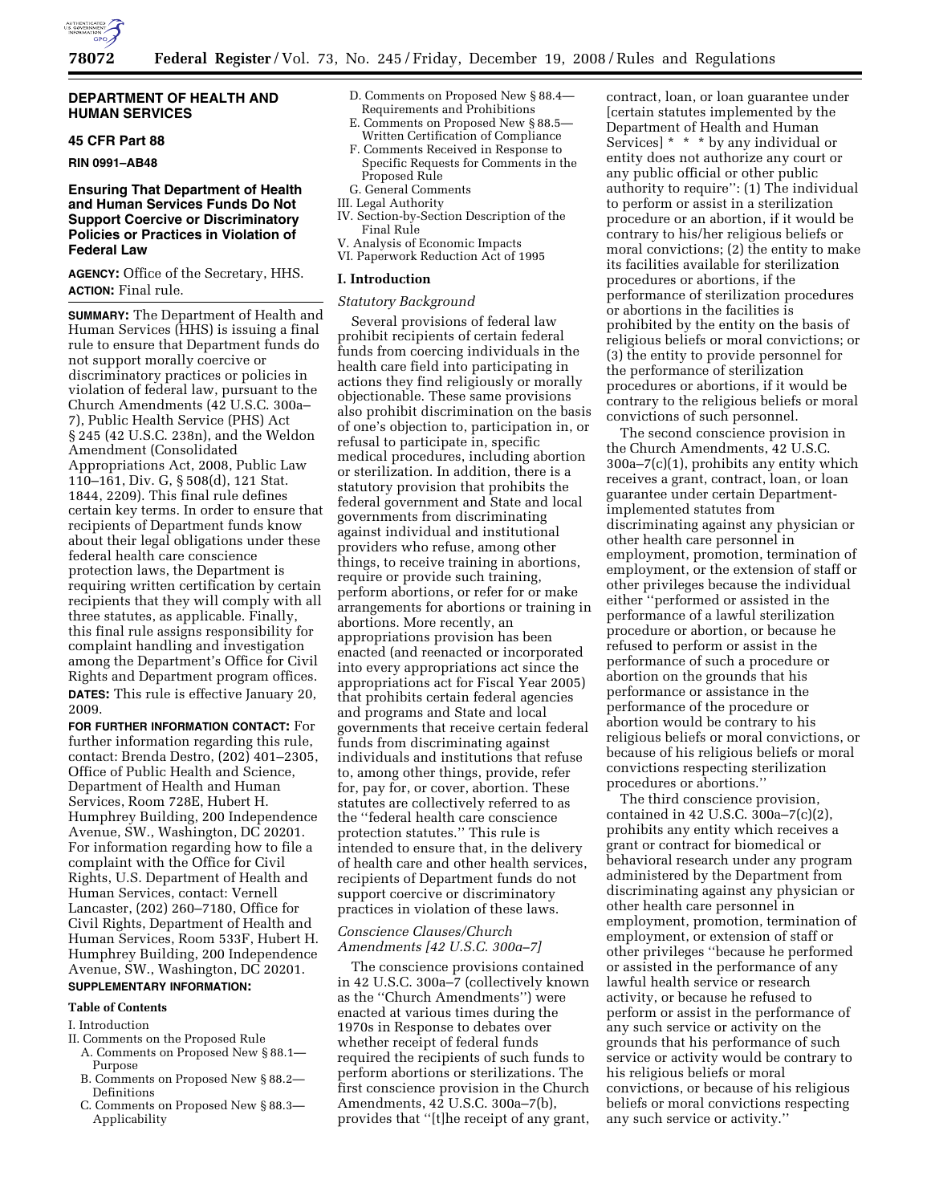# DEPARTMENT OF HEALTH AND HUMAN SERVICES

## 45 CFR Part 88

**RIN 0991–AB48**

## Ensuring That Department of Health and Human Services Funds Do Not Support Coercive or Discriminatory Policies or Practices in Violation of Federal Law

**AGENCY:** Office of the Secretary, HHS.

**ACTION:** Final rule.

**SUMMARY:** The Department of Health and Human Services (HHS) is issuing a final rule to ensure that Department funds do not support morally coercive or discriminatory practices or policies in violation of federal law, pursuant to the Church Amendments (42 U.S.C. 300a–7), Public Health Service (PHS) Act § 245 (42 U.S.C. 238n), and the Weldon Amendment (Consolidated Appropriations Act, 2008, Public Law 110–161, Div. G, § 508(d), 121 Stat. 1844, 2209). This final rule defines certain key terms. In order to ensure that recipients of Department funds know about their legal obligations under these federal health care conscience protection laws, the Department is requiring written certification by certain recipients that they will comply with all three statutes, as applicable. Finally, this final rule assigns responsibility for complaint handling and investigation among the Department's Office for Civil Rights and Department program offices.

**DATES:** This rule is effective January 20, 2009.

**FOR FURTHER INFORMATION CONTACT:** For further information regarding this rule, contact: Brenda Destro, (202) 401–2305, Office of Public Health and Science, Department of Health and Human Services, Room 728E, Hubert H. Humphrey Building, 200 Independence Avenue, SW., Washington, DC 20201. For information regarding how to file a complaint with the Office for Civil Rights, U.S. Department of Health and Human Services, contact: Vernell Lancaster, (202) 260–7180, Office for Civil Rights, Department of Health and Human Services, Room 533F, Hubert H. Humphrey Building, 200 Independence Avenue, SW., Washington, DC 20201.

**SUPPLEMENTARY INFORMATION:**

**Table of Contents**

I. Introduction
II. Comments on the Proposed Rule
  A. Comments on Proposed New § 88.1—Purpose
  B. Comments on Proposed New § 88.2—Definitions
  C. Comments on Proposed New § 88.3—Applicability
  D. Comments on Proposed New § 88.4—Requirements and Prohibitions
  E. Comments on Proposed New § 88.5—Written Certification of Compliance
  F. Comments Received in Response to Specific Requests for Comments in the Proposed Rule
  G. General Comments
III. Legal Authority
IV. Section-by-Section Description of the Final Rule
V. Analysis of Economic Impacts
VI. Paperwork Reduction Act of 1995

## I. Introduction

### *Statutory Background*

Several provisions of federal law prohibit recipients of certain federal funds from coercing individuals in the health care field into participating in actions they find religiously or morally objectionable. These same provisions also prohibit discrimination on the basis of one's objection to, participation in, or refusal to participate in, specific medical procedures, including abortion or sterilization. In addition, there is a statutory provision that prohibits the federal government and State and local governments from discriminating against individual and institutional providers who refuse, among other things, to receive training in abortions, require or provide such training, perform abortions, or refer for or make arrangements for abortions or training in abortions. More recently, an appropriations provision has been enacted (and reenacted or incorporated into every appropriations act since the appropriations act for Fiscal Year 2005) that prohibits certain federal agencies and programs and State and local governments that receive certain federal funds from discriminating against individuals and institutions that refuse to, among other things, provide, refer for, pay for, or cover, abortion. These statutes are collectively referred to as the "federal health care conscience protection statutes." This rule is intended to ensure that, in the delivery of health care and other health services, recipients of Department funds do not support coercive or discriminatory practices in violation of these laws.

### *Conscience Clauses/Church Amendments [42 U.S.C. 300a–7]*

The conscience provisions contained in 42 U.S.C. 300a–7 (collectively known as the "Church Amendments") were enacted at various times during the 1970s in Response to debates over whether receipt of federal funds required the recipients of such funds to perform abortions or sterilizations. The first conscience provision in the Church Amendments, 42 U.S.C. 300a–7(b), provides that "[t]he receipt of any grant, contract, loan, or loan guarantee under [certain statutes implemented by the Department of Health and Human Services] * * * by any individual or entity does not authorize any court or any public official or other public authority to require": (1) The individual to perform or assist in a sterilization procedure or an abortion, if it would be contrary to his/her religious beliefs or moral convictions; (2) the entity to make its facilities available for sterilization procedures or abortions, if the performance of sterilization procedures or abortions in the facilities is prohibited by the entity on the basis of religious beliefs or moral convictions; or (3) the entity to provide personnel for the performance of sterilization procedures or abortions, if it would be contrary to the religious beliefs or moral convictions of such personnel.

The second conscience provision in the Church Amendments, 42 U.S.C. 300a–7(c)(1), prohibits any entity which receives a grant, contract, loan, or loan guarantee under certain Department-implemented statutes from discriminating against any physician or other health care personnel in employment, promotion, termination of employment, or the extension of staff or other privileges because the individual either "performed or assisted in the performance of a lawful sterilization procedure or abortion, or because he refused to perform or assist in the performance of such a procedure or abortion on the grounds that his performance or assistance in the performance of the procedure or abortion would be contrary to his religious beliefs or moral convictions, or because of his religious beliefs or moral convictions respecting sterilization procedures or abortions."

The third conscience provision, contained in 42 U.S.C. 300a–7(c)(2), prohibits any entity which receives a grant or contract for biomedical or behavioral research under any program administered by the Department from discriminating against any physician or other health care personnel in employment, promotion, termination of employment, or extension of staff or other privileges "because he performed or assisted in the performance of any lawful health service or research activity, or because he refused to perform or assist in the performance of any such service or activity on the grounds that his performance of such service or activity would be contrary to his religious beliefs or moral convictions, or because of his religious beliefs or moral convictions respecting any such service or activity."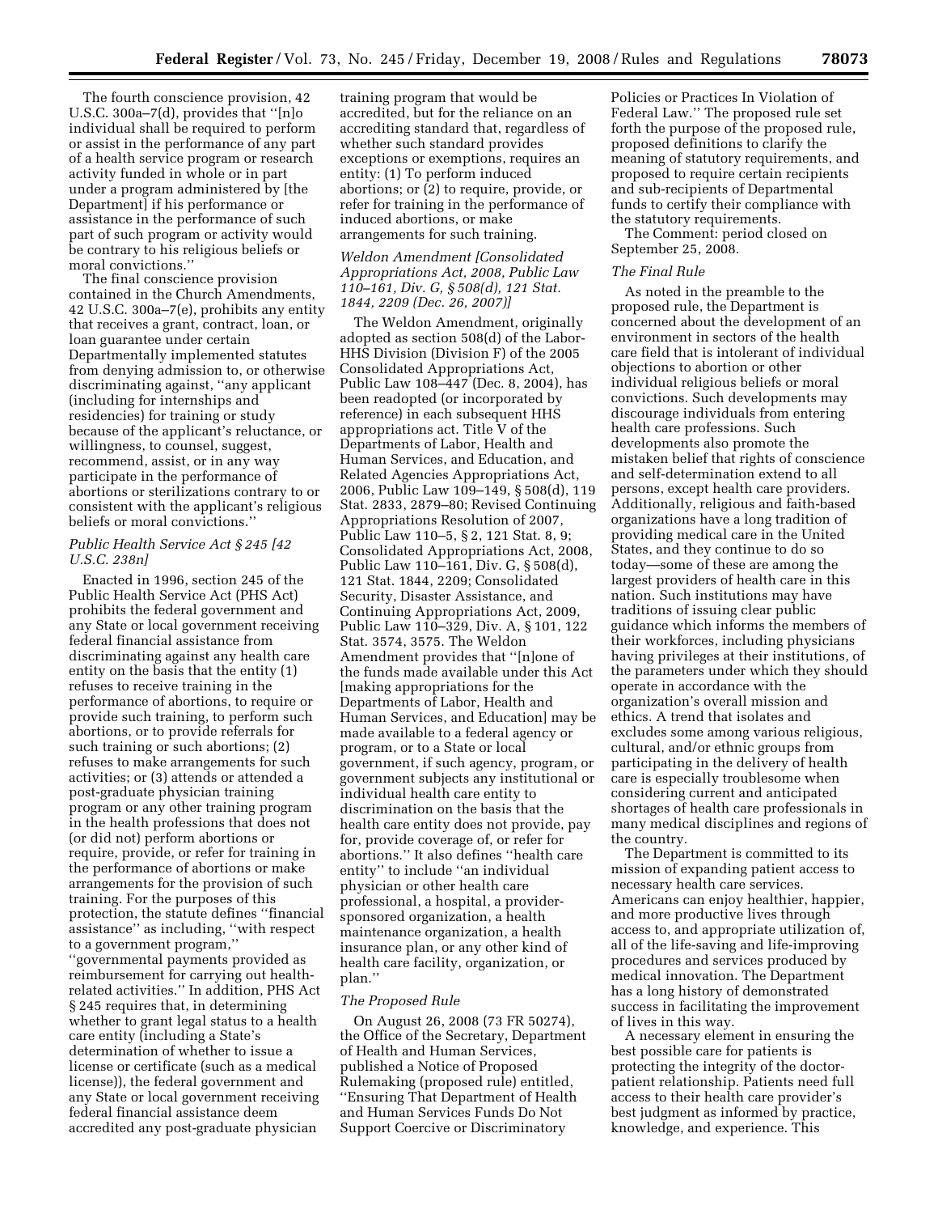The fourth conscience provision, 42 U.S.C. 300a–7(d), provides that ''[n]o individual shall be required to perform or assist in the performance of any part of a health service program or research activity funded in whole or in part under a program administered by [the Department] if his performance or assistance in the performance of such part of such program or activity would be contrary to his religious beliefs or moral convictions.''

The final conscience provision contained in the Church Amendments, 42 U.S.C. 300a–7(e), prohibits any entity that receives a grant, contract, loan, or loan guarantee under certain Departmentally implemented statutes from denying admission to, or otherwise discriminating against, ''any applicant (including for internships and residencies) for training or study because of the applicant's reluctance, or willingness, to counsel, suggest, recommend, assist, or in any way participate in the performance of abortions or sterilizations contrary to or consistent with the applicant's religious beliefs or moral convictions.''

*Public Health Service Act § 245 [42 U.S.C. 238n]*

Enacted in 1996, section 245 of the Public Health Service Act (PHS Act) prohibits the federal government and any State or local government receiving federal financial assistance from discriminating against any health care entity on the basis that the entity (1) refuses to receive training in the performance of abortions, to require or provide such training, to perform such abortions, or to provide referrals for such training or such abortions; (2) refuses to make arrangements for such activities; or (3) attends or attended a post-graduate physician training program or any other training program in the health professions that does not (or did not) perform abortions or require, provide, or refer for training in the performance of abortions or make arrangements for the provision of such training. For the purposes of this protection, the statute defines ''financial assistance'' as including, ''with respect to a government program,'' ''governmental payments provided as reimbursement for carrying out health-related activities.'' In addition, PHS Act § 245 requires that, in determining whether to grant legal status to a health care entity (including a State's determination of whether to issue a license or certificate (such as a medical license)), the federal government and any State or local government receiving federal financial assistance deem accredited any post-graduate physician training program that would be accredited, but for the reliance on an accrediting standard that, regardless of whether such standard provides exceptions or exemptions, requires an entity: (1) To perform induced abortions; or (2) to require, provide, or refer for training in the performance of induced abortions, or make arrangements for such training.

*Weldon Amendment [Consolidated Appropriations Act, 2008, Public Law 110–161, Div. G, § 508(d), 121 Stat. 1844, 2209 (Dec. 26, 2007)]*

The Weldon Amendment, originally adopted as section 508(d) of the Labor-HHS Division (Division F) of the 2005 Consolidated Appropriations Act, Public Law 108–447 (Dec. 8, 2004), has been readopted (or incorporated by reference) in each subsequent HHS appropriations act. Title V of the Departments of Labor, Health and Human Services, and Education, and Related Agencies Appropriations Act, 2006, Public Law 109–149, § 508(d), 119 Stat. 2833, 2879–80; Revised Continuing Appropriations Resolution of 2007, Public Law 110–5, § 2, 121 Stat. 8, 9; Consolidated Appropriations Act, 2008, Public Law 110–161, Div. G, § 508(d), 121 Stat. 1844, 2209; Consolidated Security, Disaster Assistance, and Continuing Appropriations Act, 2009, Public Law 110–329, Div. A, § 101, 122 Stat. 3574, 3575. The Weldon Amendment provides that ''[n]one of the funds made available under this Act [making appropriations for the Departments of Labor, Health and Human Services, and Education] may be made available to a federal agency or program, or to a State or local government, if such agency, program, or government subjects any institutional or individual health care entity to discrimination on the basis that the health care entity does not provide, pay for, provide coverage of, or refer for abortions.'' It also defines ''health care entity'' to include ''an individual physician or other health care professional, a hospital, a provider-sponsored organization, a health maintenance organization, a health insurance plan, or any other kind of health care facility, organization, or plan.''

*The Proposed Rule*

On August 26, 2008 (73 FR 50274), the Office of the Secretary, Department of Health and Human Services, published a Notice of Proposed Rulemaking (proposed rule) entitled, ''Ensuring That Department of Health and Human Services Funds Do Not Support Coercive or Discriminatory Policies or Practices In Violation of Federal Law.'' The proposed rule set forth the purpose of the proposed rule, proposed definitions to clarify the meaning of statutory requirements, and proposed to require certain recipients and sub-recipients of Departmental funds to certify their compliance with the statutory requirements.

The Comment: period closed on September 25, 2008.

*The Final Rule*

As noted in the preamble to the proposed rule, the Department is concerned about the development of an environment in sectors of the health care field that is intolerant of individual objections to abortion or other individual religious beliefs or moral convictions. Such developments may discourage individuals from entering health care professions. Such developments also promote the mistaken belief that rights of conscience and self-determination extend to all persons, except health care providers. Additionally, religious and faith-based organizations have a long tradition of providing medical care in the United States, and they continue to do so today—some of these are among the largest providers of health care in this nation. Such institutions may have traditions of issuing clear public guidance which informs the members of their workforces, including physicians having privileges at their institutions, of the parameters under which they should operate in accordance with the organization's overall mission and ethics. A trend that isolates and excludes some among various religious, cultural, and/or ethnic groups from participating in the delivery of health care is especially troublesome when considering current and anticipated shortages of health care professionals in many medical disciplines and regions of the country.

The Department is committed to its mission of expanding patient access to necessary health care services. Americans can enjoy healthier, happier, and more productive lives through access to, and appropriate utilization of, all of the life-saving and life-improving procedures and services produced by medical innovation. The Department has a long history of demonstrated success in facilitating the improvement of lives in this way.

A necessary element in ensuring the best possible care for patients is protecting the integrity of the doctor-patient relationship. Patients need full access to their health care provider's best judgment as informed by practice, knowledge, and experience. This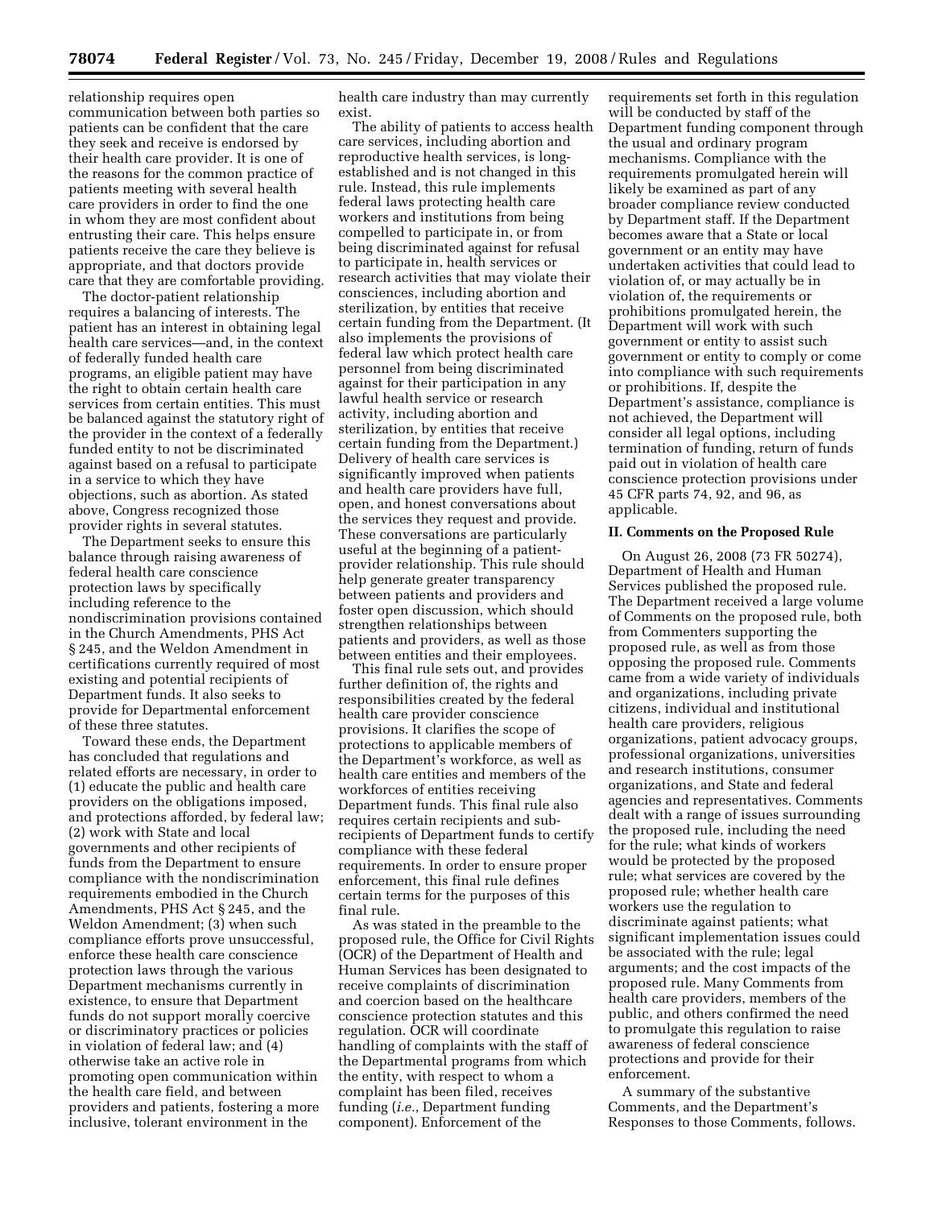relationship requires open communication between both parties so patients can be confident that the care they seek and receive is endorsed by their health care provider. It is one of the reasons for the common practice of patients meeting with several health care providers in order to find the one in whom they are most confident about entrusting their care. This helps ensure patients receive the care they believe is appropriate, and that doctors provide care that they are comfortable providing.

The doctor-patient relationship requires a balancing of interests. The patient has an interest in obtaining legal health care services—and, in the context of federally funded health care programs, an eligible patient may have the right to obtain certain health care services from certain entities. This must be balanced against the statutory right of the provider in the context of a federally funded entity to not be discriminated against based on a refusal to participate in a service to which they have objections, such as abortion. As stated above, Congress recognized those provider rights in several statutes.

The Department seeks to ensure this balance through raising awareness of federal health care conscience protection laws by specifically including reference to the nondiscrimination provisions contained in the Church Amendments, PHS Act § 245, and the Weldon Amendment in certifications currently required of most existing and potential recipients of Department funds. It also seeks to provide for Departmental enforcement of these three statutes.

Toward these ends, the Department has concluded that regulations and related efforts are necessary, in order to (1) educate the public and health care providers on the obligations imposed, and protections afforded, by federal law; (2) work with State and local governments and other recipients of funds from the Department to ensure compliance with the nondiscrimination requirements embodied in the Church Amendments, PHS Act § 245, and the Weldon Amendment; (3) when such compliance efforts prove unsuccessful, enforce these health care conscience protection laws through the various Department mechanisms currently in existence, to ensure that Department funds do not support morally coercive or discriminatory practices or policies in violation of federal law; and (4) otherwise take an active role in promoting open communication within the health care field, and between providers and patients, fostering a more inclusive, tolerant environment in the health care industry than may currently exist.

The ability of patients to access health care services, including abortion and reproductive health services, is long-established and is not changed in this rule. Instead, this rule implements federal laws protecting health care workers and institutions from being compelled to participate in, or from being discriminated against for refusal to participate in, health services or research activities that may violate their consciences, including abortion and sterilization, by entities that receive certain funding from the Department. (It also implements the provisions of federal law which protect health care personnel from being discriminated against for their participation in any lawful health service or research activity, including abortion and sterilization, by entities that receive certain funding from the Department.) Delivery of health care services is significantly improved when patients and health care providers have full, open, and honest conversations about the services they request and provide. These conversations are particularly useful at the beginning of a patient-provider relationship. This rule should help generate greater transparency between patients and providers and foster open discussion, which should strengthen relationships between patients and providers, as well as those between entities and their employees.

This final rule sets out, and provides further definition of, the rights and responsibilities created by the federal health care provider conscience provisions. It clarifies the scope of protections to applicable members of the Department's workforce, as well as health care entities and members of the workforces of entities receiving Department funds. This final rule also requires certain recipients and sub-recipients of Department funds to certify compliance with these federal requirements. In order to ensure proper enforcement, this final rule defines certain terms for the purposes of this final rule.

As was stated in the preamble to the proposed rule, the Office for Civil Rights (OCR) of the Department of Health and Human Services has been designated to receive complaints of discrimination and coercion based on the healthcare conscience protection statutes and this regulation. OCR will coordinate handling of complaints with the staff of the Departmental programs from which the entity, with respect to whom a complaint has been filed, receives funding (*i.e.*, Department funding component). Enforcement of the requirements set forth in this regulation will be conducted by staff of the Department funding component through the usual and ordinary program mechanisms. Compliance with the requirements promulgated herein will likely be examined as part of any broader compliance review conducted by Department staff. If the Department becomes aware that a State or local government or an entity may have undertaken activities that could lead to violation of, or may actually be in violation of, the requirements or prohibitions promulgated herein, the Department will work with such government or entity to assist such government or entity to comply or come into compliance with such requirements or prohibitions. If, despite the Department's assistance, compliance is not achieved, the Department will consider all legal options, including termination of funding, return of funds paid out in violation of health care conscience protection provisions under 45 CFR parts 74, 92, and 96, as applicable.

## II. Comments on the Proposed Rule

On August 26, 2008 (73 FR 50274), Department of Health and Human Services published the proposed rule. The Department received a large volume of Comments on the proposed rule, both from Commenters supporting the proposed rule, as well as from those opposing the proposed rule. Comments came from a wide variety of individuals and organizations, including private citizens, individual and institutional health care providers, religious organizations, patient advocacy groups, professional organizations, universities and research institutions, consumer organizations, and State and federal agencies and representatives. Comments dealt with a range of issues surrounding the proposed rule, including the need for the rule; what kinds of workers would be protected by the proposed rule; what services are covered by the proposed rule; whether health care workers use the regulation to discriminate against patients; what significant implementation issues could be associated with the rule; legal arguments; and the cost impacts of the proposed rule. Many Comments from health care providers, members of the public, and others confirmed the need to promulgate this regulation to raise awareness of federal conscience protections and provide for their enforcement.

A summary of the substantive Comments, and the Department's Responses to those Comments, follows.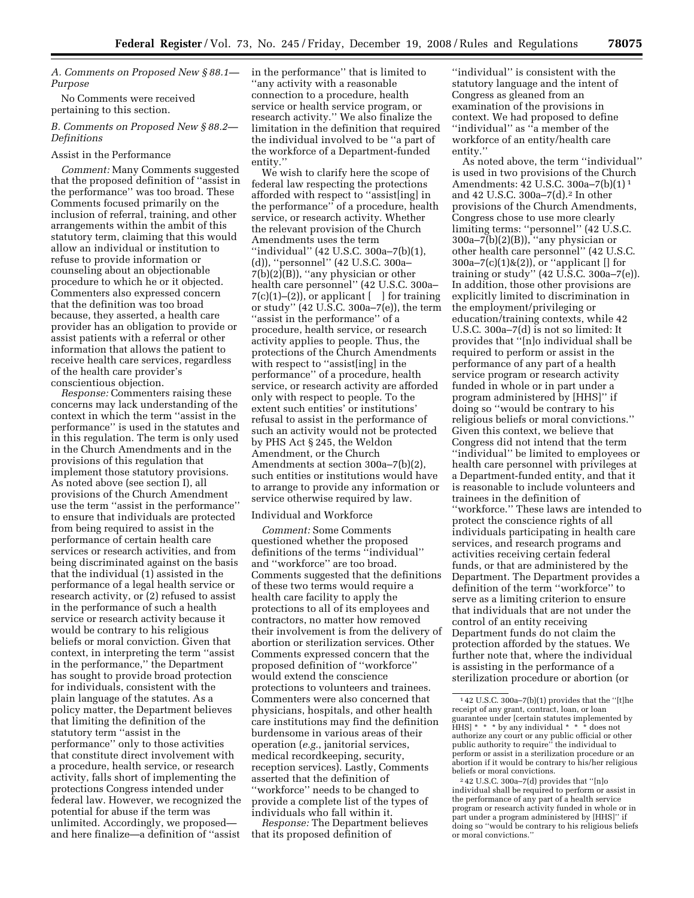*A. Comments on Proposed New § 88.1—Purpose*

No Comments were received pertaining to this section.

*B. Comments on Proposed New § 88.2—Definitions*

Assist in the Performance

*Comment:* Many Comments suggested that the proposed definition of ''assist in the performance'' was too broad. These Comments focused primarily on the inclusion of referral, training, and other arrangements within the ambit of this statutory term, claiming that this would allow an individual or institution to refuse to provide information or counseling about an objectionable procedure to which he or it objected. Commenters also expressed concern that the definition was too broad because, they asserted, a health care provider has an obligation to provide or assist patients with a referral or other information that allows the patient to receive health care services, regardless of the health care provider's conscientious objection.

*Response:* Commenters raising these concerns may lack understanding of the context in which the term ''assist in the performance'' is used in the statutes and in this regulation. The term is only used in the Church Amendments and in the provisions of this regulation that implement those statutory provisions. As noted above (see section I), all provisions of the Church Amendment use the term ''assist in the performance'' to ensure that individuals are protected from being required to assist in the performance of certain health care services or research activities, and from being discriminated against on the basis that the individual (1) assisted in the performance of a legal health service or research activity, or (2) refused to assist in the performance of such a health service or research activity because it would be contrary to his religious beliefs or moral conviction. Given that context, in interpreting the term ''assist in the performance,'' the Department has sought to provide broad protection for individuals, consistent with the plain language of the statutes. As a policy matter, the Department believes that limiting the definition of the statutory term ''assist in the performance'' only to those activities that constitute direct involvement with a procedure, health service, or research activity, falls short of implementing the protections Congress intended under federal law. However, we recognized the potential for abuse if the term was unlimited. Accordingly, we proposed—and here finalize—a definition of ''assist in the performance'' that is limited to ''any activity with a reasonable connection to a procedure, health service or health service program, or research activity.'' We also finalize the limitation in the definition that required the individual involved to be ''a part of the workforce of a Department-funded entity.''

We wish to clarify here the scope of federal law respecting the protections afforded with respect to ''assist[ing] in the performance'' of a procedure, health service, or research activity. Whether the relevant provision of the Church Amendments uses the term ''individual'' (42 U.S.C. 300a–7(b)(1), (d)), ''personnel'' (42 U.S.C. 300a–7(b)(2)(B)), ''any physician or other health care personnel'' (42 U.S.C. 300a–7(c)(1)–(2)), or applicant [ ] for training or study'' (42 U.S.C. 300a–7(e)), the term ''assist in the performance'' of a procedure, health service, or research activity applies to people. Thus, the protections of the Church Amendments with respect to ''assist[ing] in the performance'' of a procedure, health service, or research activity are afforded only with respect to people. To the extent such entities' or institutions' refusal to assist in the performance of such an activity would not be protected by PHS Act § 245, the Weldon Amendment, or the Church Amendments at section 300a–7(b)(2), such entities or institutions would have to arrange to provide any information or service otherwise required by law.

Individual and Workforce

*Comment:* Some Comments questioned whether the proposed definitions of the terms ''individual'' and ''workforce'' are too broad. Comments suggested that the definitions of these two terms would require a health care facility to apply the protections to all of its employees and contractors, no matter how removed their involvement is from the delivery of abortion or sterilization services. Other Comments expressed concern that the proposed definition of ''workforce'' would extend the conscience protections to volunteers and trainees. Commenters were also concerned that physicians, hospitals, and other health care institutions may find the definition burdensome in various areas of their operation (*e.g.*, janitorial services, medical recordkeeping, security, reception services). Lastly, Comments asserted that the definition of ''workforce'' needs to be changed to provide a complete list of the types of individuals who fall within it.

*Response:* The Department believes that its proposed definition of ''individual'' is consistent with the statutory language and the intent of Congress as gleaned from an examination of the provisions in context. We had proposed to define ''individual'' as ''a member of the workforce of an entity/health care entity.''

As noted above, the term ''individual'' is used in two provisions of the Church Amendments: 42 U.S.C. 300a–7(b)(1) [1] and 42 U.S.C. 300a–7(d).[2] In other provisions of the Church Amendments, Congress chose to use more clearly limiting terms: ''personnel'' (42 U.S.C. 300a–7(b)(2)(B)), ''any physician or other health care personnel'' (42 U.S.C. 300a–7(c)(1)&(2)), or ''applicant [] for training or study'' (42 U.S.C. 300a–7(e)). In addition, those other provisions are explicitly limited to discrimination in the employment/privileging or education/training contexts, while 42 U.S.C. 300a–7(d) is not so limited: It provides that ''[n]o individual shall be required to perform or assist in the performance of any part of a health service program or research activity funded in whole or in part under a program administered by [HHS]'' if doing so ''would be contrary to his religious beliefs or moral convictions.'' Given this context, we believe that Congress did not intend that the term ''individual'' be limited to employees or health care personnel with privileges at a Department-funded entity, and that it is reasonable to include volunteers and trainees in the definition of ''workforce.'' These laws are intended to protect the conscience rights of all individuals participating in health care services, and research programs and activities receiving certain federal funds, or that are administered by the Department. The Department provides a definition of the term ''workforce'' to serve as a limiting criterion to ensure that individuals that are not under the control of an entity receiving Department funds do not claim the protection afforded by the statues. We further note that, where the individual is assisting in the performance of a sterilization procedure or abortion (or

[1] 42 U.S.C. 300a–7(b)(1) provides that the ''[t]he receipt of any grant, contract, loan, or loan guarantee under [certain statutes implemented by HHS] * * * by any individual * * * does not authorize any court or any public official or other public authority to require'' the individual to perform or assist in a sterilization procedure or an abortion if it would be contrary to his/her religious beliefs or moral convictions.

[2] 42 U.S.C. 300a–7(d) provides that ''[n]o individual shall be required to perform or assist in the performance of any part of a health service program or research activity funded in whole or in part under a program administered by [HHS]'' if doing so ''would be contrary to his religious beliefs or moral convictions.''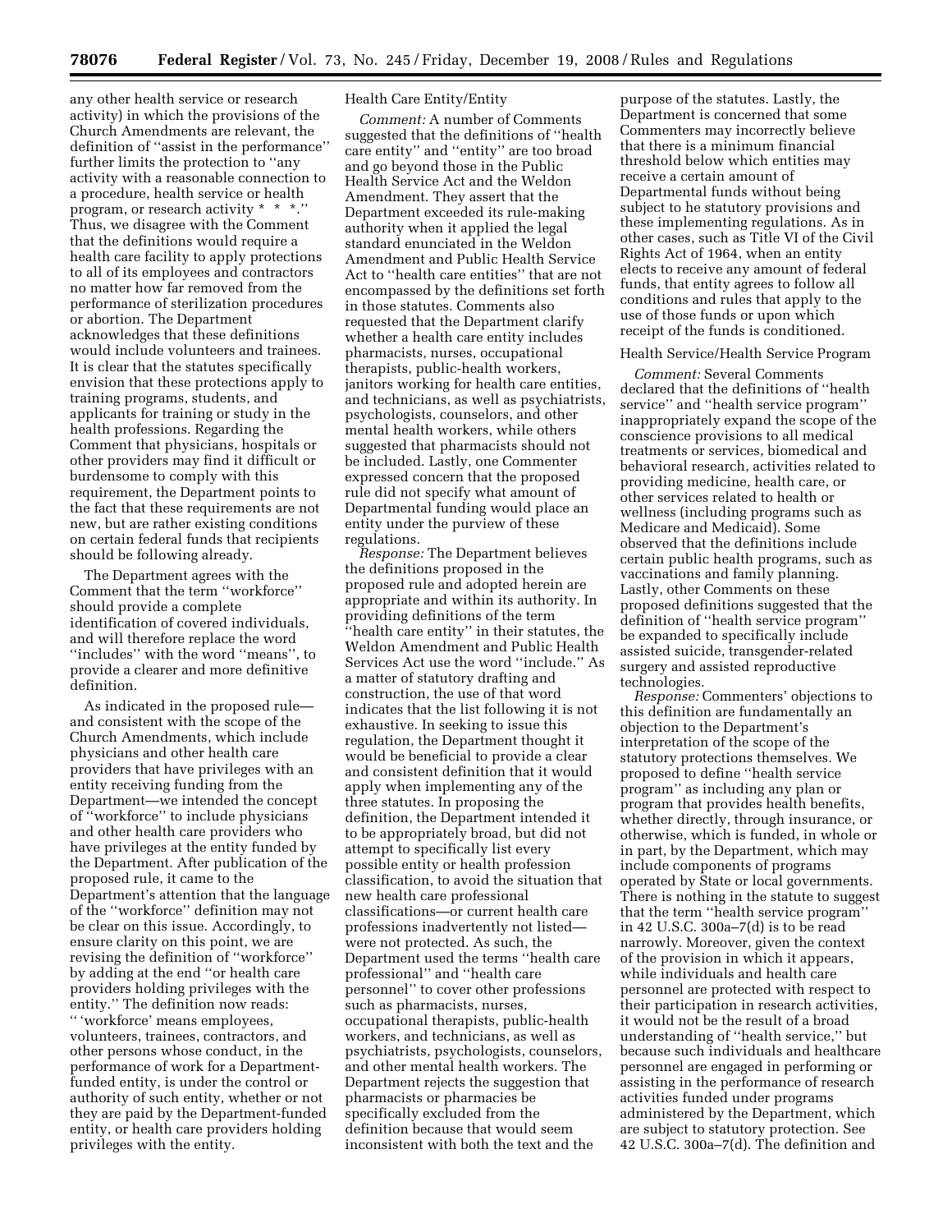any other health service or research activity) in which the provisions of the Church Amendments are relevant, the definition of ''assist in the performance'' further limits the protection to ''any activity with a reasonable connection to a procedure, health service or health program, or research activity * * *.'' Thus, we disagree with the Comment that the definitions would require a health care facility to apply protections to all of its employees and contractors no matter how far removed from the performance of sterilization procedures or abortion. The Department acknowledges that these definitions would include volunteers and trainees. It is clear that the statutes specifically envision that these protections apply to training programs, students, and applicants for training or study in the health professions. Regarding the Comment that physicians, hospitals or other providers may find it difficult or burdensome to comply with this requirement, the Department points to the fact that these requirements are not new, but are rather existing conditions on certain federal funds that recipients should be following already.

The Department agrees with the Comment that the term ''workforce'' should provide a complete identification of covered individuals, and will therefore replace the word ''includes'' with the word ''means'', to provide a clearer and more definitive definition.

As indicated in the proposed rule—and consistent with the scope of the Church Amendments, which include physicians and other health care providers that have privileges with an entity receiving funding from the Department—we intended the concept of ''workforce'' to include physicians and other health care providers who have privileges at the entity funded by the Department. After publication of the proposed rule, it came to the Department's attention that the language of the ''workforce'' definition may not be clear on this issue. Accordingly, to ensure clarity on this point, we are revising the definition of ''workforce'' by adding at the end ''or health care providers holding privileges with the entity.'' The definition now reads: '' 'workforce' means employees, volunteers, trainees, contractors, and other persons whose conduct, in the performance of work for a Department-funded entity, is under the control or authority of such entity, whether or not they are paid by the Department-funded entity, or health care providers holding privileges with the entity.

Health Care Entity/Entity

*Comment:* A number of Comments suggested that the definitions of ''health care entity'' and ''entity'' are too broad and go beyond those in the Public Health Service Act and the Weldon Amendment. They assert that the Department exceeded its rule-making authority when it applied the legal standard enunciated in the Weldon Amendment and Public Health Service Act to ''health care entities'' that are not encompassed by the definitions set forth in those statutes. Comments also requested that the Department clarify whether a health care entity includes pharmacists, nurses, occupational therapists, public-health workers, janitors working for health care entities, and technicians, as well as psychiatrists, psychologists, counselors, and other mental health workers, while others suggested that pharmacists should not be included. Lastly, one Commenter expressed concern that the proposed rule did not specify what amount of Departmental funding would place an entity under the purview of these regulations.

*Response:* The Department believes the definitions proposed in the proposed rule and adopted herein are appropriate and within its authority. In providing definitions of the term ''health care entity'' in their statutes, the Weldon Amendment and Public Health Services Act use the word ''include.'' As a matter of statutory drafting and construction, the use of that word indicates that the list following it is not exhaustive. In seeking to issue this regulation, the Department thought it would be beneficial to provide a clear and consistent definition that it would apply when implementing any of the three statutes. In proposing the definition, the Department intended it to be appropriately broad, but did not attempt to specifically list every possible entity or health profession classification, to avoid the situation that new health care professional classifications—or current health care professions inadvertently not listed—were not protected. As such, the Department used the terms ''health care professional'' and ''health care personnel'' to cover other professions such as pharmacists, nurses, occupational therapists, public-health workers, and technicians, as well as psychiatrists, psychologists, counselors, and other mental health workers. The Department rejects the suggestion that pharmacists or pharmacies be specifically excluded from the definition because that would seem inconsistent with both the text and the purpose of the statutes. Lastly, the Department is concerned that some Commenters may incorrectly believe that there is a minimum financial threshold below which entities may receive a certain amount of Departmental funds without being subject to he statutory provisions and these implementing regulations. As in other cases, such as Title VI of the Civil Rights Act of 1964, when an entity elects to receive any amount of federal funds, that entity agrees to follow all conditions and rules that apply to the use of those funds or upon which receipt of the funds is conditioned.

Health Service/Health Service Program

*Comment:* Several Comments declared that the definitions of ''health service'' and ''health service program'' inappropriately expand the scope of the conscience provisions to all medical treatments or services, biomedical and behavioral research, activities related to providing medicine, health care, or other services related to health or wellness (including programs such as Medicare and Medicaid). Some observed that the definitions include certain public health programs, such as vaccinations and family planning. Lastly, other Comments on these proposed definitions suggested that the definition of ''health service program'' be expanded to specifically include assisted suicide, transgender-related surgery and assisted reproductive technologies.

*Response:* Commenters' objections to this definition are fundamentally an objection to the Department's interpretation of the scope of the statutory protections themselves. We proposed to define ''health service program'' as including any plan or program that provides health benefits, whether directly, through insurance, or otherwise, which is funded, in whole or in part, by the Department, which may include components of programs operated by State or local governments. There is nothing in the statute to suggest that the term ''health service program'' in 42 U.S.C. 300a–7(d) is to be read narrowly. Moreover, given the context of the provision in which it appears, while individuals and health care personnel are protected with respect to their participation in research activities, it would not be the result of a broad understanding of ''health service,'' but because such individuals and healthcare personnel are engaged in performing or assisting in the performance of research activities funded under programs administered by the Department, which are subject to statutory protection. See 42 U.S.C. 300a–7(d). The definition and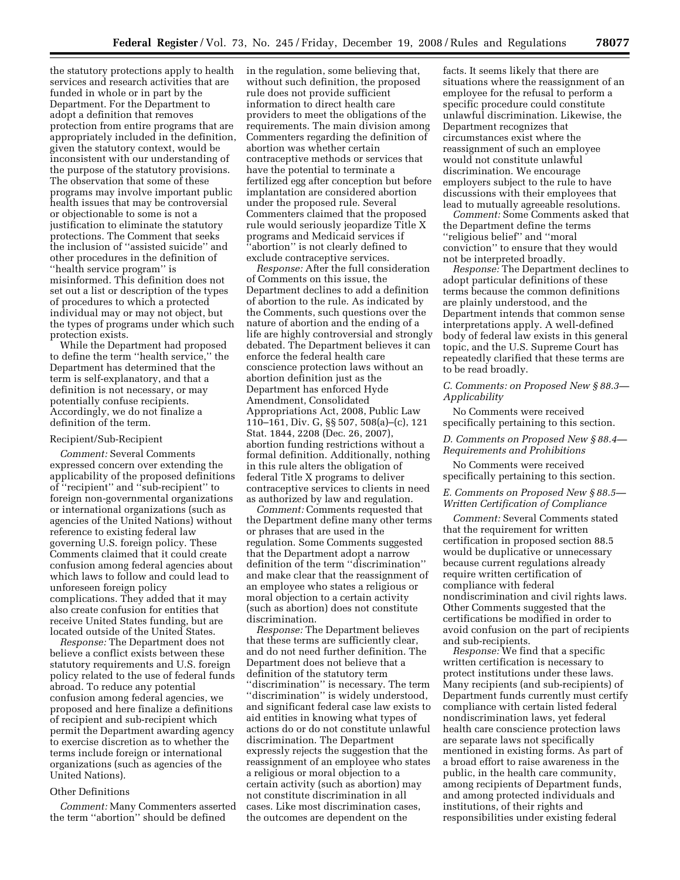the statutory protections apply to health services and research activities that are funded in whole or in part by the Department. For the Department to adopt a definition that removes protection from entire programs that are appropriately included in the definition, given the statutory context, would be inconsistent with our understanding of the purpose of the statutory provisions. The observation that some of these programs may involve important public health issues that may be controversial or objectionable to some is not a justification to eliminate the statutory protections. The Comment that seeks the inclusion of ''assisted suicide'' and other procedures in the definition of ''health service program'' is misinformed. This definition does not set out a list or description of the types of procedures to which a protected individual may or may not object, but the types of programs under which such protection exists.

While the Department had proposed to define the term ''health service,'' the Department has determined that the term is self-explanatory, and that a definition is not necessary, or may potentially confuse recipients. Accordingly, we do not finalize a definition of the term.

Recipient/Sub-Recipient

*Comment:* Several Comments expressed concern over extending the applicability of the proposed definitions of ''recipient'' and ''sub-recipient'' to foreign non-governmental organizations or international organizations (such as agencies of the United Nations) without reference to existing federal law governing U.S. foreign policy. These Comments claimed that it could create confusion among federal agencies about which laws to follow and could lead to unforeseen foreign policy complications. They added that it may also create confusion for entities that receive United States funding, but are located outside of the United States.

*Response:* The Department does not believe a conflict exists between these statutory requirements and U.S. foreign policy related to the use of federal funds abroad. To reduce any potential confusion among federal agencies, we proposed and here finalize a definitions of recipient and sub-recipient which permit the Department awarding agency to exercise discretion as to whether the terms include foreign or international organizations (such as agencies of the United Nations).

Other Definitions

*Comment:* Many Commenters asserted the term ''abortion'' should be defined in the regulation, some believing that, without such definition, the proposed rule does not provide sufficient information to direct health care providers to meet the obligations of the requirements. The main division among Commenters regarding the definition of abortion was whether certain contraceptive methods or services that have the potential to terminate a fertilized egg after conception but before implantation are considered abortion under the proposed rule. Several Commenters claimed that the proposed rule would seriously jeopardize Title X programs and Medicaid services if ''abortion'' is not clearly defined to exclude contraceptive services.

*Response:* After the full consideration of Comments on this issue, the Department declines to add a definition of abortion to the rule. As indicated by the Comments, such questions over the nature of abortion and the ending of a life are highly controversial and strongly debated. The Department believes it can enforce the federal health care conscience protection laws without an abortion definition just as the Department has enforced Hyde Amendment, Consolidated Appropriations Act, 2008, Public Law 110–161, Div. G, §§ 507, 508(a)–(c), 121 Stat. 1844, 2208 (Dec. 26, 2007), abortion funding restrictions without a formal definition. Additionally, nothing in this rule alters the obligation of federal Title X programs to deliver contraceptive services to clients in need as authorized by law and regulation.

*Comment:* Comments requested that the Department define many other terms or phrases that are used in the regulation. Some Comments suggested that the Department adopt a narrow definition of the term ''discrimination'' and make clear that the reassignment of an employee who states a religious or moral objection to a certain activity (such as abortion) does not constitute discrimination.

*Response:* The Department believes that these terms are sufficiently clear, and do not need further definition. The Department does not believe that a definition of the statutory term ''discrimination'' is necessary. The term ''discrimination'' is widely understood, and significant federal case law exists to aid entities in knowing what types of actions do or do not constitute unlawful discrimination. The Department expressly rejects the suggestion that the reassignment of an employee who states a religious or moral objection to a certain activity (such as abortion) may not constitute discrimination in all cases. Like most discrimination cases, the outcomes are dependent on the facts. It seems likely that there are situations where the reassignment of an employee for the refusal to perform a specific procedure could constitute unlawful discrimination. Likewise, the Department recognizes that circumstances exist where the reassignment of such an employee would not constitute unlawful discrimination. We encourage employers subject to the rule to have discussions with their employees that lead to mutually agreeable resolutions.

*Comment:* Some Comments asked that the Department define the terms ''religious belief'' and ''moral conviction'' to ensure that they would not be interpreted broadly.

*Response:* The Department declines to adopt particular definitions of these terms because the common definitions are plainly understood, and the Department intends that common sense interpretations apply. A well-defined body of federal law exists in this general topic, and the U.S. Supreme Court has repeatedly clarified that these terms are to be read broadly.

### *C. Comments: on Proposed New § 88.3—Applicability*

No Comments were received specifically pertaining to this section.

### *D. Comments on Proposed New § 88.4—Requirements and Prohibitions*

No Comments were received specifically pertaining to this section.

### *E. Comments on Proposed New § 88.5—Written Certification of Compliance*

*Comment:* Several Comments stated that the requirement for written certification in proposed section 88.5 would be duplicative or unnecessary because current regulations already require written certification of compliance with federal nondiscrimination and civil rights laws. Other Comments suggested that the certifications be modified in order to avoid confusion on the part of recipients and sub-recipients.

*Response:* We find that a specific written certification is necessary to protect institutions under these laws. Many recipients (and sub-recipients) of Department funds currently must certify compliance with certain listed federal nondiscrimination laws, yet federal health care conscience protection laws are separate laws not specifically mentioned in existing forms. As part of a broad effort to raise awareness in the public, in the health care community, among recipients of Department funds, and among protected individuals and institutions, of their rights and responsibilities under existing federal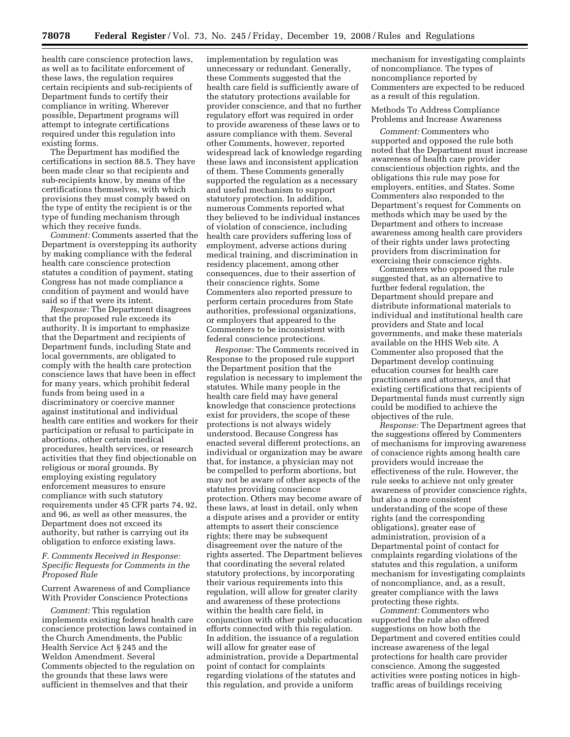health care conscience protection laws, as well as to facilitate enforcement of these laws, the regulation requires certain recipients and sub-recipients of Department funds to certify their compliance in writing. Wherever possible, Department programs will attempt to integrate certifications required under this regulation into existing forms.

The Department has modified the certifications in section 88.5. They have been made clear so that recipients and sub-recipients know, by means of the certifications themselves, with which provisions they must comply based on the type of entity the recipient is or the type of funding mechanism through which they receive funds.

*Comment:* Comments asserted that the Department is overstepping its authority by making compliance with the federal health care conscience protection statutes a condition of payment, stating Congress has not made compliance a condition of payment and would have said so if that were its intent.

*Response:* The Department disagrees that the proposed rule exceeds its authority. It is important to emphasize that the Department and recipients of Department funds, including State and local governments, are obligated to comply with the health care protection conscience laws that have been in effect for many years, which prohibit federal funds from being used in a discriminatory or coercive manner against institutional and individual health care entities and workers for their participation or refusal to participate in abortions, other certain medical procedures, health services, or research activities that they find objectionable on religious or moral grounds. By employing existing regulatory enforcement measures to ensure compliance with such statutory requirements under 45 CFR parts 74, 92, and 96, as well as other measures, the Department does not exceed its authority, but rather is carrying out its obligation to enforce existing laws.

### F. Comments Received in Response: Specific Requests for Comments in the Proposed Rule

#### Current Awareness of and Compliance With Provider Conscience Protections

*Comment:* This regulation implements existing federal health care conscience protection laws contained in the Church Amendments, the Public Health Service Act § 245 and the Weldon Amendment. Several Comments objected to the regulation on the grounds that these laws were sufficient in themselves and that their implementation by regulation was unnecessary or redundant. Generally, these Comments suggested that the health care field is sufficiently aware of the statutory protections available for provider conscience, and that no further regulatory effort was required in order to provide awareness of these laws or to assure compliance with them. Several other Comments, however, reported widespread lack of knowledge regarding these laws and inconsistent application of them. These Comments generally supported the regulation as a necessary and useful mechanism to support statutory protection. In addition, numerous Comments reported what they believed to be individual instances of violation of conscience, including health care providers suffering loss of employment, adverse actions during medical training, and discrimination in residency placement, among other consequences, due to their assertion of their conscience rights. Some Commenters also reported pressure to perform certain procedures from State authorities, professional organizations, or employers that appeared to the Commenters to be inconsistent with federal conscience protections.

*Response:* The Comments received in Response to the proposed rule support the Department position that the regulation is necessary to implement the statutes. While many people in the health care field may have general knowledge that conscience protections exist for providers, the scope of these protections is not always widely understood. Because Congress has enacted several different protections, an individual or organization may be aware that, for instance, a physician may not be compelled to perform abortions, but may not be aware of other aspects of the statutes providing conscience protection. Others may become aware of these laws, at least in detail, only when a dispute arises and a provider or entity attempts to assert their conscience rights; there may be subsequent disagreement over the nature of the rights asserted. The Department believes that coordinating the several related statutory protections, by incorporating their various requirements into this regulation, will allow for greater clarity and awareness of these protections within the health care field, in conjunction with other public education efforts connected with this regulation. In addition, the issuance of a regulation will allow for greater ease of administration, provide a Departmental point of contact for complaints regarding violations of the statutes and this regulation, and provide a uniform mechanism for investigating complaints of noncompliance. The types of noncompliance reported by Commenters are expected to be reduced as a result of this regulation.

#### Methods To Address Compliance Problems and Increase Awareness

*Comment:* Commenters who supported and opposed the rule both noted that the Department must increase awareness of health care provider conscientious objection rights, and the obligations this rule may pose for employers, entities, and States. Some Commenters also responded to the Department's request for Comments on methods which may be used by the Department and others to increase awareness among health care providers of their rights under laws protecting providers from discrimination for exercising their conscience rights.

Commenters who opposed the rule suggested that, as an alternative to further federal regulation, the Department should prepare and distribute informational materials to individual and institutional health care providers and State and local governments, and make these materials available on the HHS Web site. A Commenter also proposed that the Department develop continuing education courses for health care practitioners and attorneys, and that existing certifications that recipients of Departmental funds must currently sign could be modified to achieve the objectives of the rule.

*Response:* The Department agrees that the suggestions offered by Commenters of mechanisms for improving awareness of conscience rights among health care providers would increase the effectiveness of the rule. However, the rule seeks to achieve not only greater awareness of provider conscience rights, but also a more consistent understanding of the scope of these rights (and the corresponding obligations), greater ease of administration, provision of a Departmental point of contact for complaints regarding violations of the statutes and this regulation, a uniform mechanism for investigating complaints of noncompliance, and, as a result, greater compliance with the laws protecting these rights.

*Comment:* Commenters who supported the rule also offered suggestions on how both the Department and covered entities could increase awareness of the legal protections for health care provider conscience. Among the suggested activities were posting notices in high-traffic areas of buildings receiving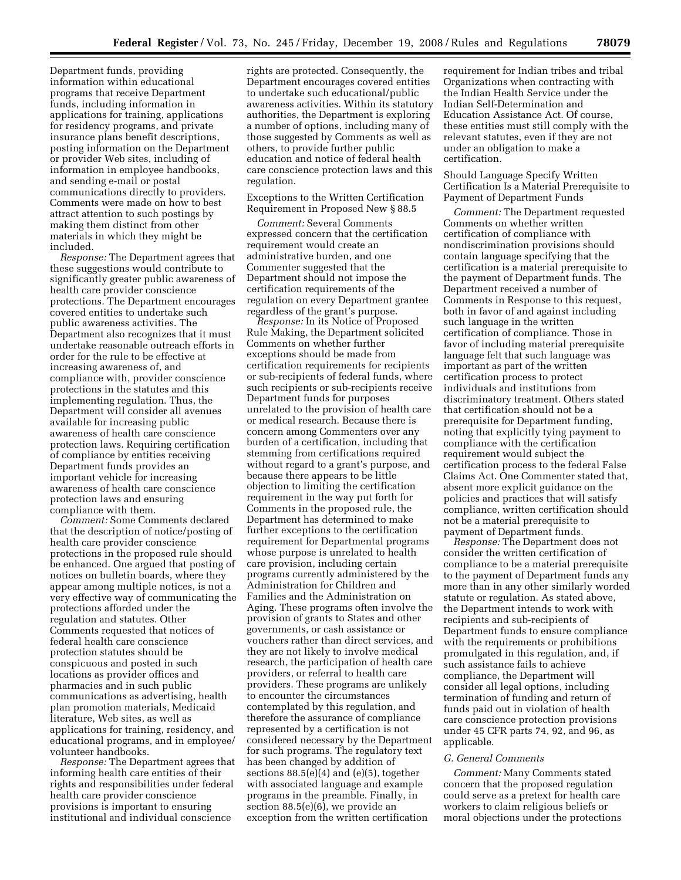Department funds, providing information within educational programs that receive Department funds, including information in applications for training, applications for residency programs, and private insurance plans benefit descriptions, posting information on the Department or provider Web sites, including of information in employee handbooks, and sending e-mail or postal communications directly to providers. Comments were made on how to best attract attention to such postings by making them distinct from other materials in which they might be included.

*Response:* The Department agrees that these suggestions would contribute to significantly greater public awareness of health care provider conscience protections. The Department encourages covered entities to undertake such public awareness activities. The Department also recognizes that it must undertake reasonable outreach efforts in order for the rule to be effective at increasing awareness of, and compliance with, provider conscience protections in the statutes and this implementing regulation. Thus, the Department will consider all avenues available for increasing public awareness of health care conscience protection laws. Requiring certification of compliance by entities receiving Department funds provides an important vehicle for increasing awareness of health care conscience protection laws and ensuring compliance with them.

*Comment:* Some Comments declared that the description of notice/posting of health care provider conscience protections in the proposed rule should be enhanced. One argued that posting of notices on bulletin boards, where they appear among multiple notices, is not a very effective way of communicating the protections afforded under the regulation and statutes. Other Comments requested that notices of federal health care conscience protection statutes should be conspicuous and posted in such locations as provider offices and pharmacies and in such public communications as advertising, health plan promotion materials, Medicaid literature, Web sites, as well as applications for training, residency, and educational programs, and in employee/volunteer handbooks.

*Response:* The Department agrees that informing health care entities of their rights and responsibilities under federal health care provider conscience provisions is important to ensuring institutional and individual conscience rights are protected. Consequently, the Department encourages covered entities to undertake such educational/public awareness activities. Within its statutory authorities, the Department is exploring a number of options, including many of those suggested by Comments as well as others, to provide further public education and notice of federal health care conscience protection laws and this regulation.

Exceptions to the Written Certification Requirement in Proposed New § 88.5

*Comment:* Several Comments expressed concern that the certification requirement would create an administrative burden, and one Commenter suggested that the Department should not impose the certification requirements of the regulation on every Department grantee regardless of the grant's purpose.

*Response:* In its Notice of Proposed Rule Making, the Department solicited Comments on whether further exceptions should be made from certification requirements for recipients or sub-recipients of federal funds, where such recipients or sub-recipients receive Department funds for purposes unrelated to the provision of health care or medical research. Because there is concern among Commenters over any burden of a certification, including that stemming from certifications required without regard to a grant's purpose, and because there appears to be little objection to limiting the certification requirement in the way put forth for Comments in the proposed rule, the Department has determined to make further exceptions to the certification requirement for Departmental programs whose purpose is unrelated to health care provision, including certain programs currently administered by the Administration for Children and Families and the Administration on Aging. These programs often involve the provision of grants to States and other governments, or cash assistance or vouchers rather than direct services, and they are not likely to involve medical research, the participation of health care providers, or referral to health care providers. These programs are unlikely to encounter the circumstances contemplated by this regulation, and therefore the assurance of compliance represented by a certification is not considered necessary by the Department for such programs. The regulatory text has been changed by addition of sections 88.5(e)(4) and (e)(5), together with associated language and example programs in the preamble. Finally, in section 88.5(e)(6), we provide an exception from the written certification requirement for Indian tribes and tribal Organizations when contracting with the Indian Health Service under the Indian Self-Determination and Education Assistance Act. Of course, these entities must still comply with the relevant statutes, even if they are not under an obligation to make a certification.

Should Language Specify Written Certification Is a Material Prerequisite to Payment of Department Funds

*Comment:* The Department requested Comments on whether written certification of compliance with nondiscrimination provisions should contain language specifying that the certification is a material prerequisite to the payment of Department funds. The Department received a number of Comments in Response to this request, both in favor of and against including such language in the written certification of compliance. Those in favor of including material prerequisite language felt that such language was important as part of the written certification process to protect individuals and institutions from discriminatory treatment. Others stated that certification should not be a prerequisite for Department funding, noting that explicitly tying payment to compliance with the certification requirement would subject the certification process to the federal False Claims Act. One Commenter stated that, absent more explicit guidance on the policies and practices that will satisfy compliance, written certification should not be a material prerequisite to payment of Department funds.

*Response:* The Department does not consider the written certification of compliance to be a material prerequisite to the payment of Department funds any more than in any other similarly worded statute or regulation. As stated above, the Department intends to work with recipients and sub-recipients of Department funds to ensure compliance with the requirements or prohibitions promulgated in this regulation, and, if such assistance fails to achieve compliance, the Department will consider all legal options, including termination of funding and return of funds paid out in violation of health care conscience protection provisions under 45 CFR parts 74, 92, and 96, as applicable.

### G. General Comments

*Comment:* Many Comments stated concern that the proposed regulation could serve as a pretext for health care workers to claim religious beliefs or moral objections under the protections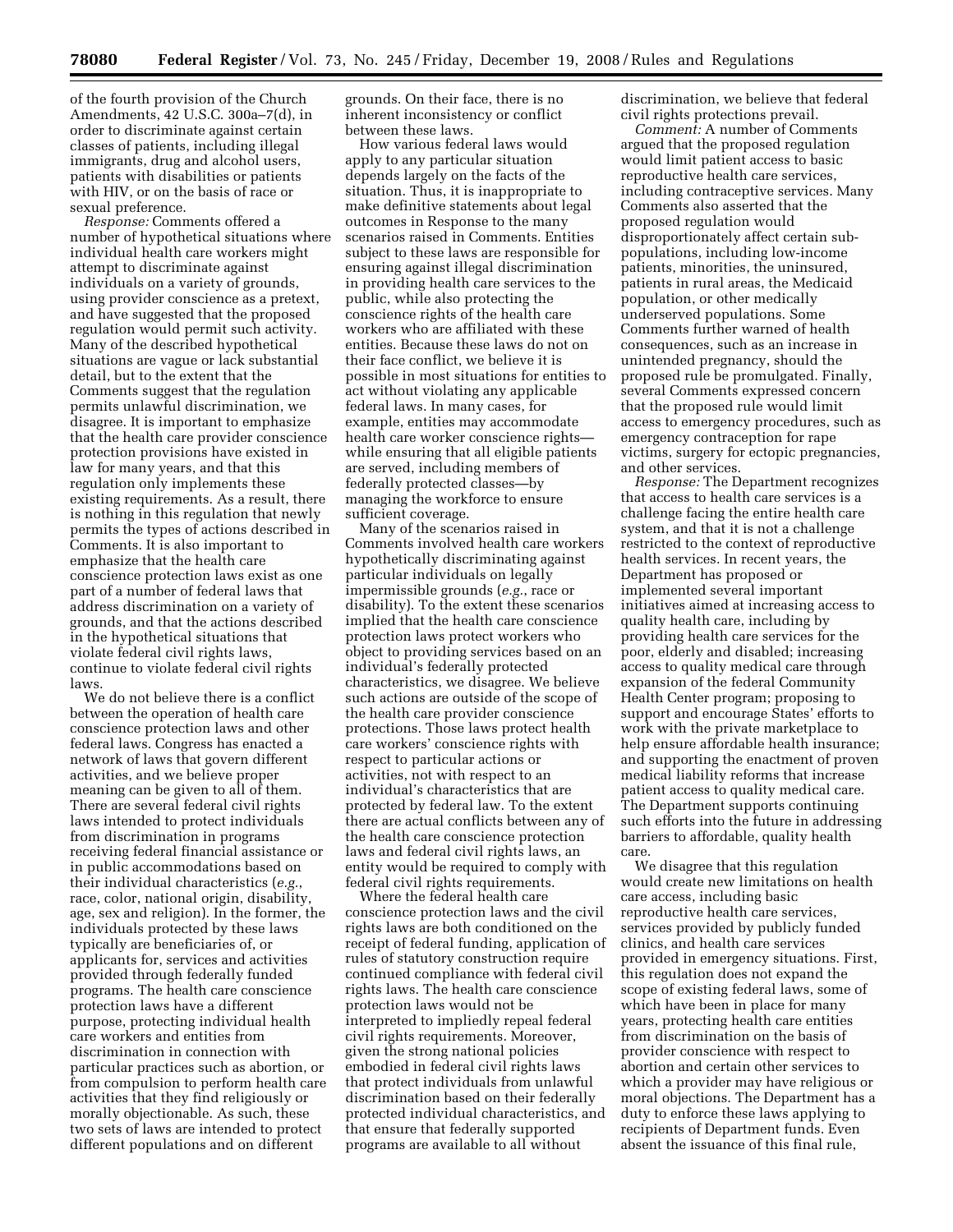of the fourth provision of the Church Amendments, 42 U.S.C. 300a–7(d), in order to discriminate against certain classes of patients, including illegal immigrants, drug and alcohol users, patients with disabilities or patients with HIV, or on the basis of race or sexual preference.

*Response:* Comments offered a number of hypothetical situations where individual health care workers might attempt to discriminate against individuals on a variety of grounds, using provider conscience as a pretext, and have suggested that the proposed regulation would permit such activity. Many of the described hypothetical situations are vague or lack substantial detail, but to the extent that the Comments suggest that the regulation permits unlawful discrimination, we disagree. It is important to emphasize that the health care provider conscience protection provisions have existed in law for many years, and that this regulation only implements these existing requirements. As a result, there is nothing in this regulation that newly permits the types of actions described in Comments. It is also important to emphasize that the health care conscience protection laws exist as one part of a number of federal laws that address discrimination on a variety of grounds, and that the actions described in the hypothetical situations that violate federal civil rights laws, continue to violate federal civil rights laws.

We do not believe there is a conflict between the operation of health care conscience protection laws and other federal laws. Congress has enacted a network of laws that govern different activities, and we believe proper meaning can be given to all of them. There are several federal civil rights laws intended to protect individuals from discrimination in programs receiving federal financial assistance or in public accommodations based on their individual characteristics (*e.g.*, race, color, national origin, disability, age, sex and religion). In the former, the individuals protected by these laws typically are beneficiaries of, or applicants for, services and activities provided through federally funded programs. The health care conscience protection laws have a different purpose, protecting individual health care workers and entities from discrimination in connection with particular practices such as abortion, or from compulsion to perform health care activities that they find religiously or morally objectionable. As such, these two sets of laws are intended to protect different populations and on different grounds. On their face, there is no inherent inconsistency or conflict between these laws.

How various federal laws would apply to any particular situation depends largely on the facts of the situation. Thus, it is inappropriate to make definitive statements about legal outcomes in Response to the many scenarios raised in Comments. Entities subject to these laws are responsible for ensuring against illegal discrimination in providing health care services to the public, while also protecting the conscience rights of the health care workers who are affiliated with these entities. Because these laws do not on their face conflict, we believe it is possible in most situations for entities to act without violating any applicable federal laws. In many cases, for example, entities may accommodate health care worker conscience rights—while ensuring that all eligible patients are served, including members of federally protected classes—by managing the workforce to ensure sufficient coverage.

Many of the scenarios raised in Comments involved health care workers hypothetically discriminating against particular individuals on legally impermissible grounds (*e.g.*, race or disability). To the extent these scenarios implied that the health care conscience protection laws protect workers who object to providing services based on an individual's federally protected characteristics, we disagree. We believe such actions are outside of the scope of the health care provider conscience protections. Those laws protect health care workers' conscience rights with respect to particular actions or activities, not with respect to an individual's characteristics that are protected by federal law. To the extent there are actual conflicts between any of the health care conscience protection laws and federal civil rights laws, an entity would be required to comply with federal civil rights requirements.

Where the federal health care conscience protection laws and the civil rights laws are both conditioned on the receipt of federal funding, application of rules of statutory construction require continued compliance with federal civil rights laws. The health care conscience protection laws would not be interpreted to impliedly repeal federal civil rights requirements. Moreover, given the strong national policies embodied in federal civil rights laws that protect individuals from unlawful discrimination based on their federally protected individual characteristics, and that ensure that federally supported programs are available to all without discrimination, we believe that federal civil rights protections prevail.

*Comment:* A number of Comments argued that the proposed regulation would limit patient access to basic reproductive health care services, including contraceptive services. Many Comments also asserted that the proposed regulation would disproportionately affect certain sub-populations, including low-income patients, minorities, the uninsured, patients in rural areas, the Medicaid population, or other medically underserved populations. Some Comments further warned of health consequences, such as an increase in unintended pregnancy, should the proposed rule be promulgated. Finally, several Comments expressed concern that the proposed rule would limit access to emergency procedures, such as emergency contraception for rape victims, surgery for ectopic pregnancies, and other services.

*Response:* The Department recognizes that access to health care services is a challenge facing the entire health care system, and that it is not a challenge restricted to the context of reproductive health services. In recent years, the Department has proposed or implemented several important initiatives aimed at increasing access to quality health care, including by providing health care services for the poor, elderly and disabled; increasing access to quality medical care through expansion of the federal Community Health Center program; proposing to support and encourage States' efforts to work with the private marketplace to help ensure affordable health insurance; and supporting the enactment of proven medical liability reforms that increase patient access to quality medical care. The Department supports continuing such efforts into the future in addressing barriers to affordable, quality health care.

We disagree that this regulation would create new limitations on health care access, including basic reproductive health care services, services provided by publicly funded clinics, and health care services provided in emergency situations. First, this regulation does not expand the scope of existing federal laws, some of which have been in place for many years, protecting health care entities from discrimination on the basis of provider conscience with respect to abortion and certain other services to which a provider may have religious or moral objections. The Department has a duty to enforce these laws applying to recipients of Department funds. Even absent the issuance of this final rule,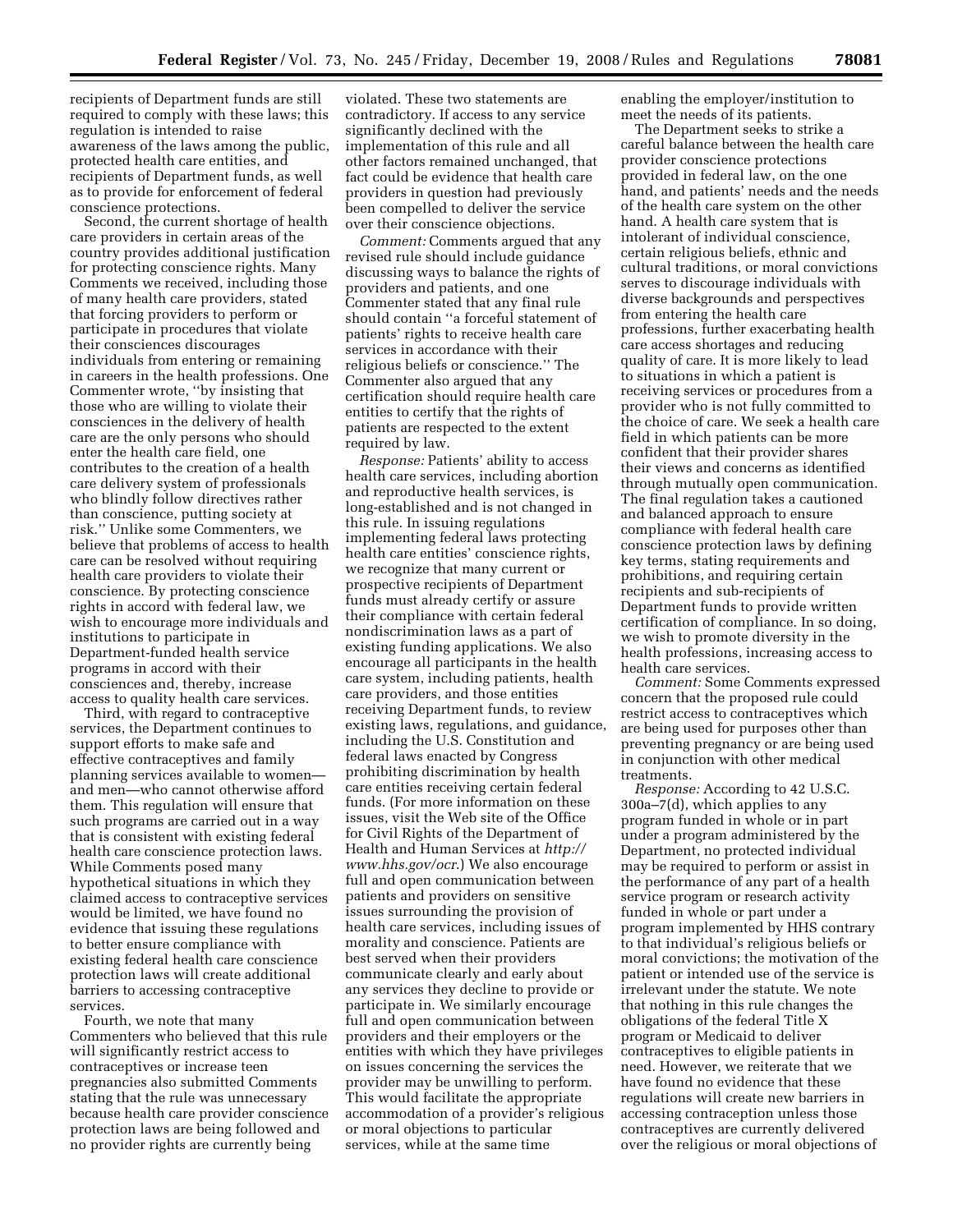recipients of Department funds are still required to comply with these laws; this regulation is intended to raise awareness of the laws among the public, protected health care entities, and recipients of Department funds, as well as to provide for enforcement of federal conscience protections.

Second, the current shortage of health care providers in certain areas of the country provides additional justification for protecting conscience rights. Many Comments we received, including those of many health care providers, stated that forcing providers to perform or participate in procedures that violate their consciences discourages individuals from entering or remaining in careers in the health professions. One Commenter wrote, ''by insisting that those who are willing to violate their consciences in the delivery of health care are the only persons who should enter the health care field, one contributes to the creation of a health care delivery system of professionals who blindly follow directives rather than conscience, putting society at risk.'' Unlike some Commenters, we believe that problems of access to health care can be resolved without requiring health care providers to violate their conscience. By protecting conscience rights in accord with federal law, we wish to encourage more individuals and institutions to participate in Department-funded health service programs in accord with their consciences and, thereby, increase access to quality health care services.

Third, with regard to contraceptive services, the Department continues to support efforts to make safe and effective contraceptives and family planning services available to women—and men—who cannot otherwise afford them. This regulation will ensure that such programs are carried out in a way that is consistent with existing federal health care conscience protection laws. While Comments posed many hypothetical situations in which they claimed access to contraceptive services would be limited, we have found no evidence that issuing these regulations to better ensure compliance with existing federal health care conscience protection laws will create additional barriers to accessing contraceptive services.

Fourth, we note that many Commenters who believed that this rule will significantly restrict access to contraceptives or increase teen pregnancies also submitted Comments stating that the rule was unnecessary because health care provider conscience protection laws are being followed and no provider rights are currently being violated. These two statements are contradictory. If access to any service significantly declined with the implementation of this rule and all other factors remained unchanged, that fact could be evidence that health care providers in question had previously been compelled to deliver the service over their conscience objections.

*Comment:* Comments argued that any revised rule should include guidance discussing ways to balance the rights of providers and patients, and one Commenter stated that any final rule should contain ''a forceful statement of patients' rights to receive health care services in accordance with their religious beliefs or conscience.'' The Commenter also argued that any certification should require health care entities to certify that the rights of patients are respected to the extent required by law.

*Response:* Patients' ability to access health care services, including abortion and reproductive health services, is long-established and is not changed in this rule. In issuing regulations implementing federal laws protecting health care entities' conscience rights, we recognize that many current or prospective recipients of Department funds must already certify or assure their compliance with certain federal nondiscrimination laws as a part of existing funding applications. We also encourage all participants in the health care system, including patients, health care providers, and those entities receiving Department funds, to review existing laws, regulations, and guidance, including the U.S. Constitution and federal laws enacted by Congress prohibiting discrimination by health care entities receiving certain federal funds. (For more information on these issues, visit the Web site of the Office for Civil Rights of the Department of Health and Human Services at *http://www.hhs.gov/ocr*.) We also encourage full and open communication between patients and providers on sensitive issues surrounding the provision of health care services, including issues of morality and conscience. Patients are best served when their providers communicate clearly and early about any services they decline to provide or participate in. We similarly encourage full and open communication between providers and their employers or the entities with which they have privileges on issues concerning the services the provider may be unwilling to perform. This would facilitate the appropriate accommodation of a provider's religious or moral objections to particular services, while at the same time enabling the employer/institution to meet the needs of its patients.

The Department seeks to strike a careful balance between the health care provider conscience protections provided in federal law, on the one hand, and patients' needs and the needs of the health care system on the other hand. A health care system that is intolerant of individual conscience, certain religious beliefs, ethnic and cultural traditions, or moral convictions serves to discourage individuals with diverse backgrounds and perspectives from entering the health care professions, further exacerbating health care access shortages and reducing quality of care. It is more likely to lead to situations in which a patient is receiving services or procedures from a provider who is not fully committed to the choice of care. We seek a health care field in which patients can be more confident that their provider shares their views and concerns as identified through mutually open communication. The final regulation takes a cautioned and balanced approach to ensure compliance with federal health care conscience protection laws by defining key terms, stating requirements and prohibitions, and requiring certain recipients and sub-recipients of Department funds to provide written certification of compliance. In so doing, we wish to promote diversity in the health professions, increasing access to health care services.

*Comment:* Some Comments expressed concern that the proposed rule could restrict access to contraceptives which are being used for purposes other than preventing pregnancy or are being used in conjunction with other medical treatments.

*Response:* According to 42 U.S.C. 300a–7(d), which applies to any program funded in whole or in part under a program administered by the Department, no protected individual may be required to perform or assist in the performance of any part of a health service program or research activity funded in whole or part under a program implemented by HHS contrary to that individual's religious beliefs or moral convictions; the motivation of the patient or intended use of the service is irrelevant under the statute. We note that nothing in this rule changes the obligations of the federal Title X program or Medicaid to deliver contraceptives to eligible patients in need. However, we reiterate that we have found no evidence that these regulations will create new barriers in accessing contraception unless those contraceptives are currently delivered over the religious or moral objections of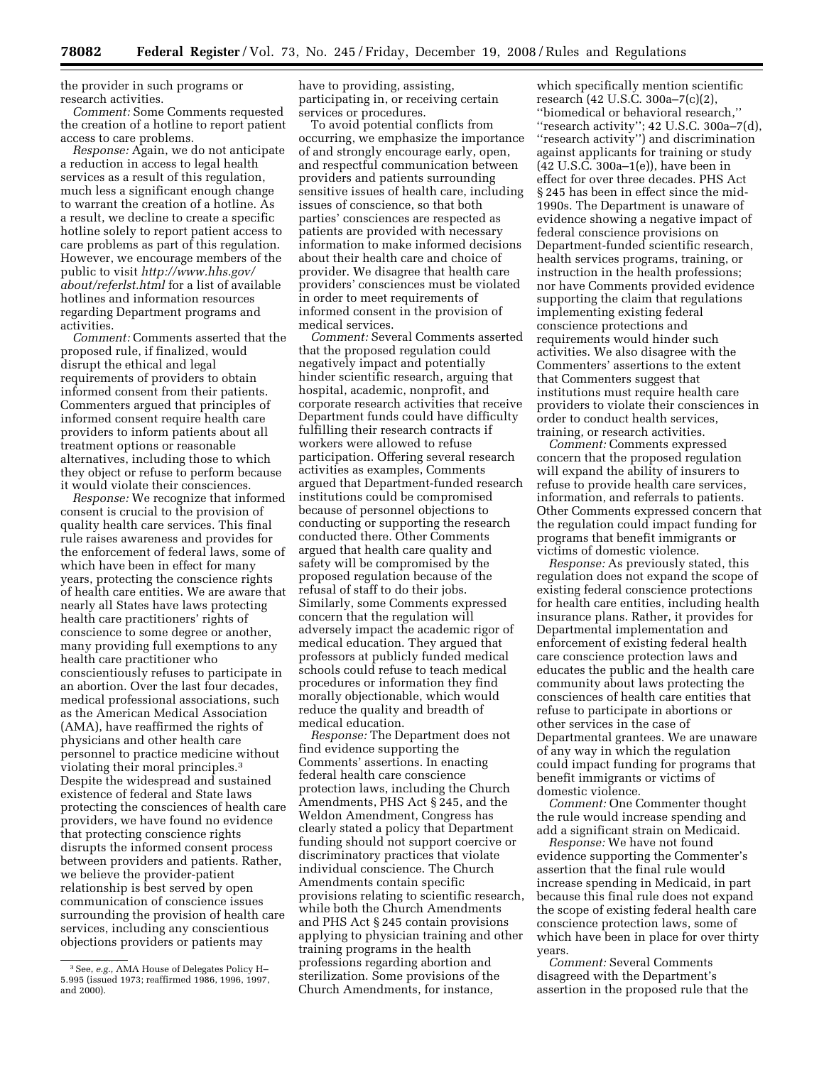the provider in such programs or research activities.

*Comment:* Some Comments requested the creation of a hotline to report patient access to care problems.

*Response:* Again, we do not anticipate a reduction in access to legal health services as a result of this regulation, much less a significant enough change to warrant the creation of a hotline. As a result, we decline to create a specific hotline solely to report patient access to care problems as part of this regulation. However, we encourage members of the public to visit *http://www.hhs.gov/about/referlst.html* for a list of available hotlines and information resources regarding Department programs and activities.

*Comment:* Comments asserted that the proposed rule, if finalized, would disrupt the ethical and legal requirements of providers to obtain informed consent from their patients. Commenters argued that principles of informed consent require health care providers to inform patients about all treatment options or reasonable alternatives, including those to which they object or refuse to perform because it would violate their consciences.

*Response:* We recognize that informed consent is crucial to the provision of quality health care services. This final rule raises awareness and provides for the enforcement of federal laws, some of which have been in effect for many years, protecting the conscience rights of health care entities. We are aware that nearly all States have laws protecting health care practitioners' rights of conscience to some degree or another, many providing full exemptions to any health care practitioner who conscientiously refuses to participate in an abortion. Over the last four decades, medical professional associations, such as the American Medical Association (AMA), have reaffirmed the rights of physicians and other health care personnel to practice medicine without violating their moral principles.[3] Despite the widespread and sustained existence of federal and State laws protecting the consciences of health care providers, we have found no evidence that protecting conscience rights disrupts the informed consent process between providers and patients. Rather, we believe the provider-patient relationship is best served by open communication of conscience issues surrounding the provision of health care services, including any conscientious objections providers or patients may have to providing, assisting, participating in, or receiving certain services or procedures.

To avoid potential conflicts from occurring, we emphasize the importance of and strongly encourage early, open, and respectful communication between providers and patients surrounding sensitive issues of health care, including issues of conscience, so that both parties' consciences are respected as patients are provided with necessary information to make informed decisions about their health care and choice of provider. We disagree that health care providers' consciences must be violated in order to meet requirements of informed consent in the provision of medical services.

*Comment:* Several Comments asserted that the proposed regulation could negatively impact and potentially hinder scientific research, arguing that hospital, academic, nonprofit, and corporate research activities that receive Department funds could have difficulty fulfilling their research contracts if workers were allowed to refuse participation. Offering several research activities as examples, Comments argued that Department-funded research institutions could be compromised because of personnel objections to conducting or supporting the research conducted there. Other Comments argued that health care quality and safety will be compromised by the proposed regulation because of the refusal of staff to do their jobs. Similarly, some Comments expressed concern that the regulation will adversely impact the academic rigor of medical education. They argued that professors at publicly funded medical schools could refuse to teach medical procedures or information they find morally objectionable, which would reduce the quality and breadth of medical education.

*Response:* The Department does not find evidence supporting the Comments' assertions. In enacting federal health care conscience protection laws, including the Church Amendments, PHS Act § 245, and the Weldon Amendment, Congress has clearly stated a policy that Department funding should not support coercive or discriminatory practices that violate individual conscience. The Church Amendments contain specific provisions relating to scientific research, while both the Church Amendments and PHS Act § 245 contain provisions applying to physician training and other training programs in the health professions regarding abortion and sterilization. Some provisions of the Church Amendments, for instance, which specifically mention scientific research (42 U.S.C. 300a–7(c)(2), ''biomedical or behavioral research,'' ''research activity''; 42 U.S.C. 300a–7(d), ''research activity'') and discrimination against applicants for training or study (42 U.S.C. 300a–1(e)), have been in effect for over three decades. PHS Act § 245 has been in effect since the mid-1990s. The Department is unaware of evidence showing a negative impact of federal conscience provisions on Department-funded scientific research, health services programs, training, or instruction in the health professions; nor have Comments provided evidence supporting the claim that regulations implementing existing federal conscience protections and requirements would hinder such activities. We also disagree with the Commenters' assertions to the extent that Commenters suggest that institutions must require health care providers to violate their consciences in order to conduct health services, training, or research activities.

*Comment:* Comments expressed concern that the proposed regulation will expand the ability of insurers to refuse to provide health care services, information, and referrals to patients. Other Comments expressed concern that the regulation could impact funding for programs that benefit immigrants or victims of domestic violence.

*Response:* As previously stated, this regulation does not expand the scope of existing federal conscience protections for health care entities, including health insurance plans. Rather, it provides for Departmental implementation and enforcement of existing federal health care conscience protection laws and educates the public and the health care community about laws protecting the consciences of health care entities that refuse to participate in abortions or other services in the case of Departmental grantees. We are unaware of any way in which the regulation could impact funding for programs that benefit immigrants or victims of domestic violence.

*Comment:* One Commenter thought the rule would increase spending and add a significant strain on Medicaid.

*Response:* We have not found evidence supporting the Commenter's assertion that the final rule would increase spending in Medicaid, in part because this final rule does not expand the scope of existing federal health care conscience protection laws, some of which have been in place for over thirty years.

*Comment:* Several Comments disagreed with the Department's assertion in the proposed rule that the

---

[3] See, *e.g.,* AMA House of Delegates Policy H–5.995 (issued 1973; reaffirmed 1986, 1996, 1997, and 2000).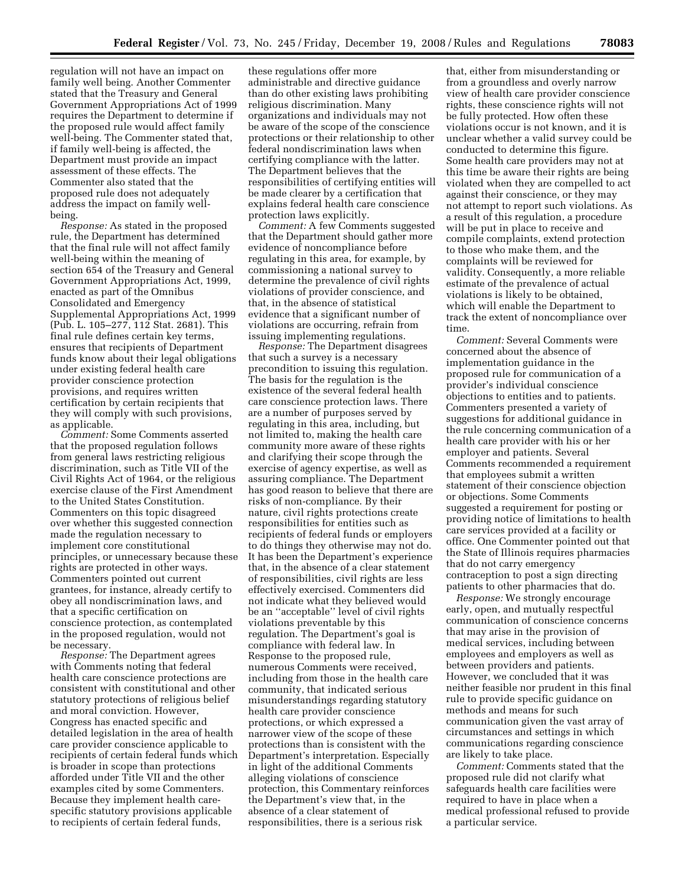regulation will not have an impact on family well being. Another Commenter stated that the Treasury and General Government Appropriations Act of 1999 requires the Department to determine if the proposed rule would affect family well-being. The Commenter stated that, if family well-being is affected, the Department must provide an impact assessment of these effects. The Commenter also stated that the proposed rule does not adequately address the impact on family well-being.

*Response:* As stated in the proposed rule, the Department has determined that the final rule will not affect family well-being within the meaning of section 654 of the Treasury and General Government Appropriations Act, 1999, enacted as part of the Omnibus Consolidated and Emergency Supplemental Appropriations Act, 1999 (Pub. L. 105–277, 112 Stat. 2681). This final rule defines certain key terms, ensures that recipients of Department funds know about their legal obligations under existing federal health care provider conscience protection provisions, and requires written certification by certain recipients that they will comply with such provisions, as applicable.

*Comment:* Some Comments asserted that the proposed regulation follows from general laws restricting religious discrimination, such as Title VII of the Civil Rights Act of 1964, or the religious exercise clause of the First Amendment to the United States Constitution. Commenters on this topic disagreed over whether this suggested connection made the regulation necessary to implement core constitutional principles, or unnecessary because these rights are protected in other ways. Commenters pointed out current grantees, for instance, already certify to obey all nondiscrimination laws, and that a specific certification on conscience protection, as contemplated in the proposed regulation, would not be necessary.

*Response:* The Department agrees with Comments noting that federal health care conscience protections are consistent with constitutional and other statutory protections of religious belief and moral conviction. However, Congress has enacted specific and detailed legislation in the area of health care provider conscience applicable to recipients of certain federal funds which is broader in scope than protections afforded under Title VII and the other examples cited by some Commenters. Because they implement health care-specific statutory provisions applicable to recipients of certain federal funds, these regulations offer more administrable and directive guidance than do other existing laws prohibiting religious discrimination. Many organizations and individuals may not be aware of the scope of the conscience protections or their relationship to other federal nondiscrimination laws when certifying compliance with the latter. The Department believes that the responsibilities of certifying entities will be made clearer by a certification that explains federal health care conscience protection laws explicitly.

*Comment:* A few Comments suggested that the Department should gather more evidence of noncompliance before regulating in this area, for example, by commissioning a national survey to determine the prevalence of civil rights violations of provider conscience, and that, in the absence of statistical evidence that a significant number of violations are occurring, refrain from issuing implementing regulations.

*Response:* The Department disagrees that such a survey is a necessary precondition to issuing this regulation. The basis for the regulation is the existence of the several federal health care conscience protection laws. There are a number of purposes served by regulating in this area, including, but not limited to, making the health care community more aware of these rights and clarifying their scope through the exercise of agency expertise, as well as assuring compliance. The Department has good reason to believe that there are risks of non-compliance. By their nature, civil rights protections create responsibilities for entities such as recipients of federal funds or employers to do things they otherwise may not do. It has been the Department's experience that, in the absence of a clear statement of responsibilities, civil rights are less effectively exercised. Commenters did not indicate what they believed would be an ''acceptable'' level of civil rights violations preventable by this regulation. The Department's goal is compliance with federal law. In Response to the proposed rule, numerous Comments were received, including from those in the health care community, that indicated serious misunderstandings regarding statutory health care provider conscience protections, or which expressed a narrower view of the scope of these protections than is consistent with the Department's interpretation. Especially in light of the additional Comments alleging violations of conscience protection, this Commentary reinforces the Department's view that, in the absence of a clear statement of responsibilities, there is a serious risk that, either from misunderstanding or from a groundless and overly narrow view of health care provider conscience rights, these conscience rights will not be fully protected. How often these violations occur is not known, and it is unclear whether a valid survey could be conducted to determine this figure. Some health care providers may not at this time be aware their rights are being violated when they are compelled to act against their conscience, or they may not attempt to report such violations. As a result of this regulation, a procedure will be put in place to receive and compile complaints, extend protection to those who make them, and the complaints will be reviewed for validity. Consequently, a more reliable estimate of the prevalence of actual violations is likely to be obtained, which will enable the Department to track the extent of noncompliance over time.

*Comment:* Several Comments were concerned about the absence of implementation guidance in the proposed rule for communication of a provider's individual conscience objections to entities and to patients. Commenters presented a variety of suggestions for additional guidance in the rule concerning communication of a health care provider with his or her employer and patients. Several Comments recommended a requirement that employees submit a written statement of their conscience objection or objections. Some Comments suggested a requirement for posting or providing notice of limitations to health care services provided at a facility or office. One Commenter pointed out that the State of Illinois requires pharmacies that do not carry emergency contraception to post a sign directing patients to other pharmacies that do.

*Response:* We strongly encourage early, open, and mutually respectful communication of conscience concerns that may arise in the provision of medical services, including between employees and employers as well as between providers and patients. However, we concluded that it was neither feasible nor prudent in this final rule to provide specific guidance on methods and means for such communication given the vast array of circumstances and settings in which communications regarding conscience are likely to take place.

*Comment:* Comments stated that the proposed rule did not clarify what safeguards health care facilities were required to have in place when a medical professional refused to provide a particular service.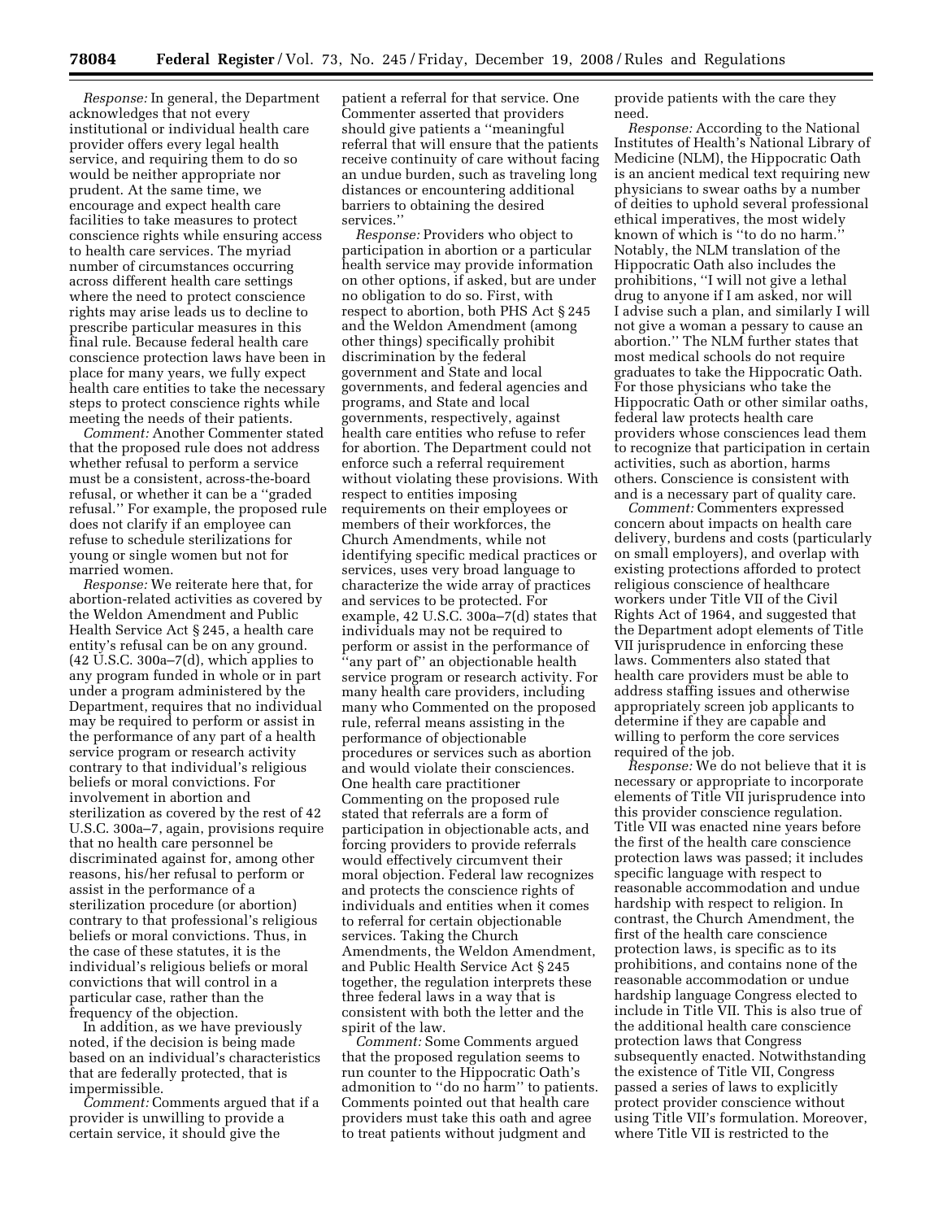*Response:* In general, the Department acknowledges that not every institutional or individual health care provider offers every legal health service, and requiring them to do so would be neither appropriate nor prudent. At the same time, we encourage and expect health care facilities to take measures to protect conscience rights while ensuring access to health care services. The myriad number of circumstances occurring across different health care settings where the need to protect conscience rights may arise leads us to decline to prescribe particular measures in this final rule. Because federal health care conscience protection laws have been in place for many years, we fully expect health care entities to take the necessary steps to protect conscience rights while meeting the needs of their patients.

*Comment:* Another Commenter stated that the proposed rule does not address whether refusal to perform a service must be a consistent, across-the-board refusal, or whether it can be a ''graded refusal.'' For example, the proposed rule does not clarify if an employee can refuse to schedule sterilizations for young or single women but not for married women.

*Response:* We reiterate here that, for abortion-related activities as covered by the Weldon Amendment and Public Health Service Act § 245, a health care entity's refusal can be on any ground. (42 U.S.C. 300a–7(d), which applies to any program funded in whole or in part under a program administered by the Department, requires that no individual may be required to perform or assist in the performance of any part of a health service program or research activity contrary to that individual's religious beliefs or moral convictions. For involvement in abortion and sterilization as covered by the rest of 42 U.S.C. 300a–7, again, provisions require that no health care personnel be discriminated against for, among other reasons, his/her refusal to perform or assist in the performance of a sterilization procedure (or abortion) contrary to that professional's religious beliefs or moral convictions. Thus, in the case of these statutes, it is the individual's religious beliefs or moral convictions that will control in a particular case, rather than the frequency of the objection.

In addition, as we have previously noted, if the decision is being made based on an individual's characteristics that are federally protected, that is impermissible.

*Comment:* Comments argued that if a provider is unwilling to provide a certain service, it should give the patient a referral for that service. One Commenter asserted that providers should give patients a ''meaningful referral that will ensure that the patients receive continuity of care without facing an undue burden, such as traveling long distances or encountering additional barriers to obtaining the desired services.''

*Response:* Providers who object to participation in abortion or a particular health service may provide information on other options, if asked, but are under no obligation to do so. First, with respect to abortion, both PHS Act § 245 and the Weldon Amendment (among other things) specifically prohibit discrimination by the federal government and State and local governments, and federal agencies and programs, and State and local governments, respectively, against health care entities who refuse to refer for abortion. The Department could not enforce such a referral requirement without violating these provisions. With respect to entities imposing requirements on their employees or members of their workforces, the Church Amendments, while not identifying specific medical practices or services, uses very broad language to characterize the wide array of practices and services to be protected. For example, 42 U.S.C. 300a–7(d) states that individuals may not be required to perform or assist in the performance of ''any part of'' an objectionable health service program or research activity. For many health care providers, including many who Commented on the proposed rule, referral means assisting in the performance of objectionable procedures or services such as abortion and would violate their consciences. One health care practitioner Commenting on the proposed rule stated that referrals are a form of participation in objectionable acts, and forcing providers to provide referrals would effectively circumvent their moral objection. Federal law recognizes and protects the conscience rights of individuals and entities when it comes to referral for certain objectionable services. Taking the Church Amendments, the Weldon Amendment, and Public Health Service Act § 245 together, the regulation interprets these three federal laws in a way that is consistent with both the letter and the spirit of the law.

*Comment:* Some Comments argued that the proposed regulation seems to run counter to the Hippocratic Oath's admonition to ''do no harm'' to patients. Comments pointed out that health care providers must take this oath and agree to treat patients without judgment and provide patients with the care they need.

*Response:* According to the National Institutes of Health's National Library of Medicine (NLM), the Hippocratic Oath is an ancient medical text requiring new physicians to swear oaths by a number of deities to uphold several professional ethical imperatives, the most widely known of which is ''to do no harm.'' Notably, the NLM translation of the Hippocratic Oath also includes the prohibitions, ''I will not give a lethal drug to anyone if I am asked, nor will I advise such a plan, and similarly I will not give a woman a pessary to cause an abortion.'' The NLM further states that most medical schools do not require graduates to take the Hippocratic Oath. For those physicians who take the Hippocratic Oath or other similar oaths, federal law protects health care providers whose consciences lead them to recognize that participation in certain activities, such as abortion, harms others. Conscience is consistent with and is a necessary part of quality care.

*Comment:* Commenters expressed concern about impacts on health care delivery, burdens and costs (particularly on small employers), and overlap with existing protections afforded to protect religious conscience of healthcare workers under Title VII of the Civil Rights Act of 1964, and suggested that the Department adopt elements of Title VII jurisprudence in enforcing these laws. Commenters also stated that health care providers must be able to address staffing issues and otherwise appropriately screen job applicants to determine if they are capable and willing to perform the core services required of the job.

*Response:* We do not believe that it is necessary or appropriate to incorporate elements of Title VII jurisprudence into this provider conscience regulation. Title VII was enacted nine years before the first of the health care conscience protection laws was passed; it includes specific language with respect to reasonable accommodation and undue hardship with respect to religion. In contrast, the Church Amendment, the first of the health care conscience protection laws, is specific as to its prohibitions, and contains none of the reasonable accommodation or undue hardship language Congress elected to include in Title VII. This is also true of the additional health care conscience protection laws that Congress subsequently enacted. Notwithstanding the existence of Title VII, Congress passed a series of laws to explicitly protect provider conscience without using Title VII's formulation. Moreover, where Title VII is restricted to the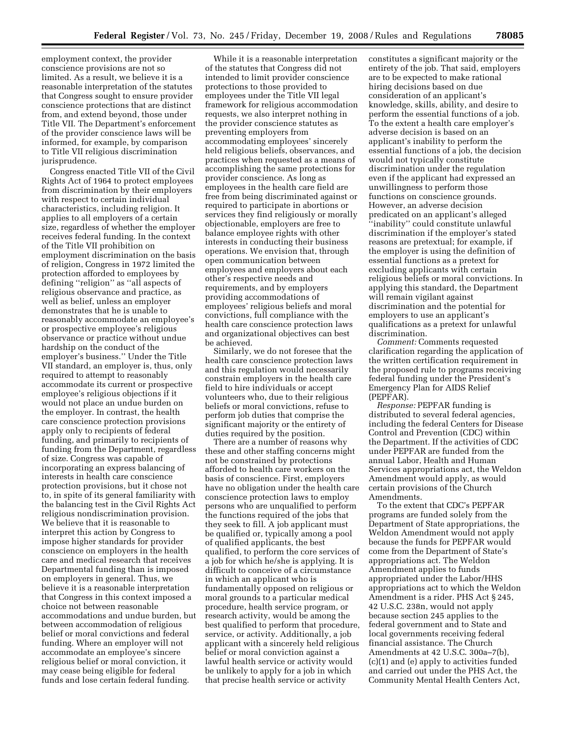employment context, the provider conscience provisions are not so limited. As a result, we believe it is a reasonable interpretation of the statutes that Congress sought to ensure provider conscience protections that are distinct from, and extend beyond, those under Title VII. The Department's enforcement of the provider conscience laws will be informed, for example, by comparison to Title VII religious discrimination jurisprudence.

Congress enacted Title VII of the Civil Rights Act of 1964 to protect employees from discrimination by their employers with respect to certain individual characteristics, including religion. It applies to all employers of a certain size, regardless of whether the employer receives federal funding. In the context of the Title VII prohibition on employment discrimination on the basis of religion, Congress in 1972 limited the protection afforded to employees by defining ''religion'' as ''all aspects of religious observance and practice, as well as belief, unless an employer demonstrates that he is unable to reasonably accommodate an employee's or prospective employee's religious observance or practice without undue hardship on the conduct of the employer's business.'' Under the Title VII standard, an employer is, thus, only required to attempt to reasonably accommodate its current or prospective employee's religious objections if it would not place an undue burden on the employer. In contrast, the health care conscience protection provisions apply only to recipients of federal funding, and primarily to recipients of funding from the Department, regardless of size. Congress was capable of incorporating an express balancing of interests in health care conscience protection provisions, but it chose not to, in spite of its general familiarity with the balancing test in the Civil Rights Act religious nondiscrimination provision. We believe that it is reasonable to interpret this action by Congress to impose higher standards for provider conscience on employers in the health care and medical research that receives Departmental funding than is imposed on employers in general. Thus, we believe it is a reasonable interpretation that Congress in this context imposed a choice not between reasonable accommodations and undue burden, but between accommodation of religious belief or moral convictions and federal funding. Where an employer will not accommodate an employee's sincere religious belief or moral conviction, it may cease being eligible for federal funds and lose certain federal funding.

While it is a reasonable interpretation of the statutes that Congress did not intended to limit provider conscience protections to those provided to employees under the Title VII legal framework for religious accommodation requests, we also interpret nothing in the provider conscience statutes as preventing employers from accommodating employees' sincerely held religious beliefs, observances, and practices when requested as a means of accomplishing the same protections for provider conscience. As long as employees in the health care field are free from being discriminated against or required to participate in abortions or services they find religiously or morally objectionable, employers are free to balance employee rights with other interests in conducting their business operations. We envision that, through open communication between employees and employers about each other's respective needs and requirements, and by employers providing accommodations of employees' religious beliefs and moral convictions, full compliance with the health care conscience protection laws and organizational objectives can best be achieved.

Similarly, we do not foresee that the health care conscience protection laws and this regulation would necessarily constrain employers in the health care field to hire individuals or accept volunteers who, due to their religious beliefs or moral convictions, refuse to perform job duties that comprise the significant majority or the entirety of duties required by the position.

There are a number of reasons why these and other staffing concerns might not be constrained by protections afforded to health care workers on the basis of conscience. First, employers have no obligation under the health care conscience protection laws to employ persons who are unqualified to perform the functions required of the jobs that they seek to fill. A job applicant must be qualified or, typically among a pool of qualified applicants, the best qualified, to perform the core services of a job for which he/she is applying. It is difficult to conceive of a circumstance in which an applicant who is fundamentally opposed on religious or moral grounds to a particular medical procedure, health service program, or research activity, would be among the best qualified to perform that procedure, service, or activity. Additionally, a job applicant with a sincerely held religious belief or moral conviction against a lawful health service or activity would be unlikely to apply for a job in which that precise health service or activity constitutes a significant majority or the entirety of the job. That said, employers are to be expected to make rational hiring decisions based on due consideration of an applicant's knowledge, skills, ability, and desire to perform the essential functions of a job. To the extent a health care employer's adverse decision is based on an applicant's inability to perform the essential functions of a job, the decision would not typically constitute discrimination under the regulation even if the applicant had expressed an unwillingness to perform those functions on conscience grounds. However, an adverse decision predicated on an applicant's alleged ''inability'' could constitute unlawful discrimination if the employer's stated reasons are pretextual; for example, if the employer is using the definition of essential functions as a pretext for excluding applicants with certain religious beliefs or moral convictions. In applying this standard, the Department will remain vigilant against discrimination and the potential for employers to use an applicant's qualifications as a pretext for unlawful discrimination.

*Comment:* Comments requested clarification regarding the application of the written certification requirement in the proposed rule to programs receiving federal funding under the President's Emergency Plan for AIDS Relief (PEPFAR).

*Response:* PEPFAR funding is distributed to several federal agencies, including the federal Centers for Disease Control and Prevention (CDC) within the Department. If the activities of CDC under PEPFAR are funded from the annual Labor, Health and Human Services appropriations act, the Weldon Amendment would apply, as would certain provisions of the Church Amendments.

To the extent that CDC's PEPFAR programs are funded solely from the Department of State appropriations, the Weldon Amendment would not apply because the funds for PEPFAR would come from the Department of State's appropriations act. The Weldon Amendment applies to funds appropriated under the Labor/HHS appropriations act to which the Weldon Amendment is a rider. PHS Act § 245, 42 U.S.C. 238n, would not apply because section 245 applies to the federal government and to State and local governments receiving federal financial assistance. The Church Amendments at 42 U.S.C. 300a–7(b), (c)(1) and (e) apply to activities funded and carried out under the PHS Act, the Community Mental Health Centers Act,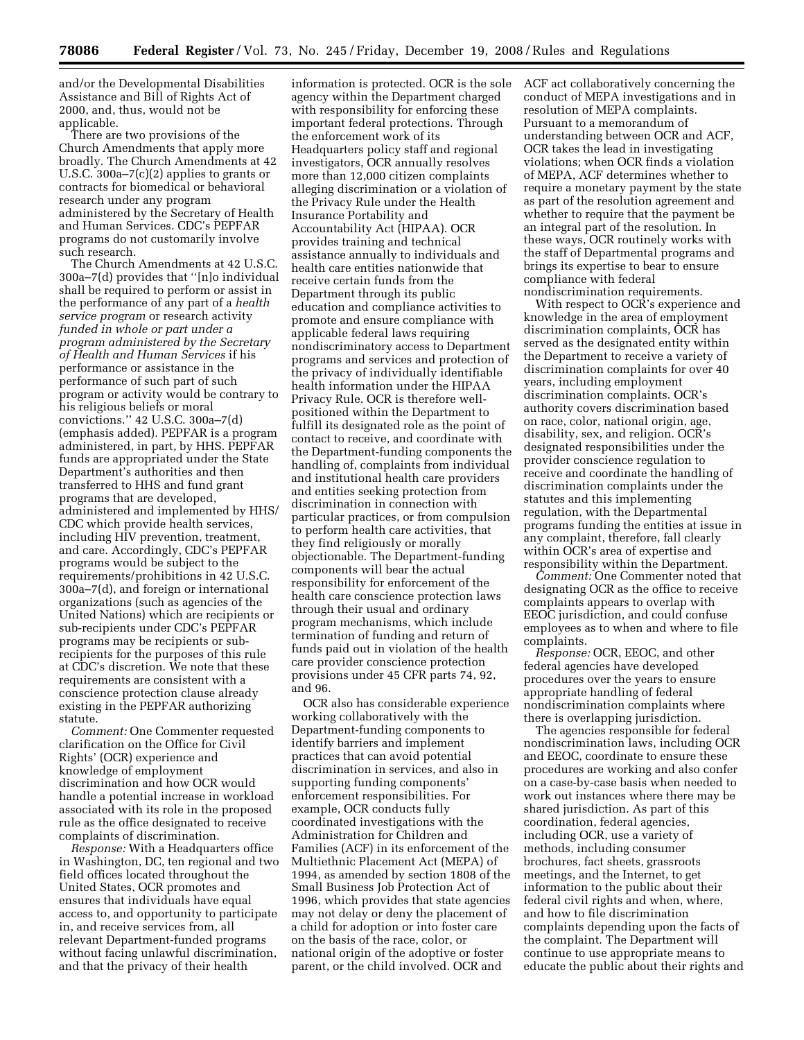and/or the Developmental Disabilities Assistance and Bill of Rights Act of 2000, and, thus, would not be applicable.

There are two provisions of the Church Amendments that apply more broadly. The Church Amendments at 42 U.S.C. 300a–7(c)(2) applies to grants or contracts for biomedical or behavioral research under any program administered by the Secretary of Health and Human Services. CDC's PEPFAR programs do not customarily involve such research.

The Church Amendments at 42 U.S.C. 300a–7(d) provides that ''[n]o individual shall be required to perform or assist in the performance of any part of a *health service program* or research activity *funded in whole or part under a program administered by the Secretary of Health and Human Services* if his performance or assistance in the performance of such part of such program or activity would be contrary to his religious beliefs or moral convictions.'' 42 U.S.C. 300a–7(d) (emphasis added). PEPFAR is a program administered, in part, by HHS. PEPFAR funds are appropriated under the State Department's authorities and then transferred to HHS and fund grant programs that are developed, administered and implemented by HHS/CDC which provide health services, including HIV prevention, treatment, and care. Accordingly, CDC's PEPFAR programs would be subject to the requirements/prohibitions in 42 U.S.C. 300a–7(d), and foreign or international organizations (such as agencies of the United Nations) which are recipients or sub-recipients under CDC's PEPFAR programs may be recipients or sub-recipients for the purposes of this rule at CDC's discretion. We note that these requirements are consistent with a conscience protection clause already existing in the PEPFAR authorizing statute.

*Comment:* One Commenter requested clarification on the Office for Civil Rights' (OCR) experience and knowledge of employment discrimination and how OCR would handle a potential increase in workload associated with its role in the proposed rule as the office designated to receive complaints of discrimination.

*Response:* With a Headquarters office in Washington, DC, ten regional and two field offices located throughout the United States, OCR promotes and ensures that individuals have equal access to, and opportunity to participate in, and receive services from, all relevant Department-funded programs without facing unlawful discrimination, and that the privacy of their health information is protected. OCR is the sole agency within the Department charged with responsibility for enforcing these important federal protections. Through the enforcement work of its Headquarters policy staff and regional investigators, OCR annually resolves more than 12,000 citizen complaints alleging discrimination or a violation of the Privacy Rule under the Health Insurance Portability and Accountability Act (HIPAA). OCR provides training and technical assistance annually to individuals and health care entities nationwide that receive certain funds from the Department through its public education and compliance activities to promote and ensure compliance with applicable federal laws requiring nondiscriminatory access to Department programs and services and protection of the privacy of individually identifiable health information under the HIPAA Privacy Rule. OCR is therefore well-positioned within the Department to fulfill its designated role as the point of contact to receive, and coordinate with the Department-funding components the handling of, complaints from individual and institutional health care providers and entities seeking protection from discrimination in connection with particular practices, or from compulsion to perform health care activities, that they find religiously or morally objectionable. The Department-funding components will bear the actual responsibility for enforcement of the health care conscience protection laws through their usual and ordinary program mechanisms, which include termination of funding and return of funds paid out in violation of the health care provider conscience protection provisions under 45 CFR parts 74, 92, and 96.

OCR also has considerable experience working collaboratively with the Department-funding components to identify barriers and implement practices that can avoid potential discrimination in services, and also in supporting funding components' enforcement responsibilities. For example, OCR conducts fully coordinated investigations with the Administration for Children and Families (ACF) in its enforcement of the Multiethnic Placement Act (MEPA) of 1994, as amended by section 1808 of the Small Business Job Protection Act of 1996, which provides that state agencies may not delay or deny the placement of a child for adoption or into foster care on the basis of the race, color, or national origin of the adoptive or foster parent, or the child involved. OCR and ACF act collaboratively concerning the conduct of MEPA investigations and in resolution of MEPA complaints. Pursuant to a memorandum of understanding between OCR and ACF, OCR takes the lead in investigating violations; when OCR finds a violation of MEPA, ACF determines whether to require a monetary payment by the state as part of the resolution agreement and whether to require that the payment be an integral part of the resolution. In these ways, OCR routinely works with the staff of Departmental programs and brings its expertise to bear to ensure compliance with federal nondiscrimination requirements.

With respect to OCR's experience and knowledge in the area of employment discrimination complaints, OCR has served as the designated entity within the Department to receive a variety of discrimination complaints for over 40 years, including employment discrimination complaints. OCR's authority covers discrimination based on race, color, national origin, age, disability, sex, and religion. OCR's designated responsibilities under the provider conscience regulation to receive and coordinate the handling of discrimination complaints under the statutes and this implementing regulation, with the Departmental programs funding the entities at issue in any complaint, therefore, fall clearly within OCR's area of expertise and responsibility within the Department.

*Comment:* One Commenter noted that designating OCR as the office to receive complaints appears to overlap with EEOC jurisdiction, and could confuse employees as to when and where to file complaints.

*Response:* OCR, EEOC, and other federal agencies have developed procedures over the years to ensure appropriate handling of federal nondiscrimination complaints where there is overlapping jurisdiction.

The agencies responsible for federal nondiscrimination laws, including OCR and EEOC, coordinate to ensure these procedures are working and also confer on a case-by-case basis when needed to work out instances where there may be shared jurisdiction. As part of this coordination, federal agencies, including OCR, use a variety of methods, including consumer brochures, fact sheets, grassroots meetings, and the Internet, to get information to the public about their federal civil rights and when, where, and how to file discrimination complaints depending upon the facts of the complaint. The Department will continue to use appropriate means to educate the public about their rights and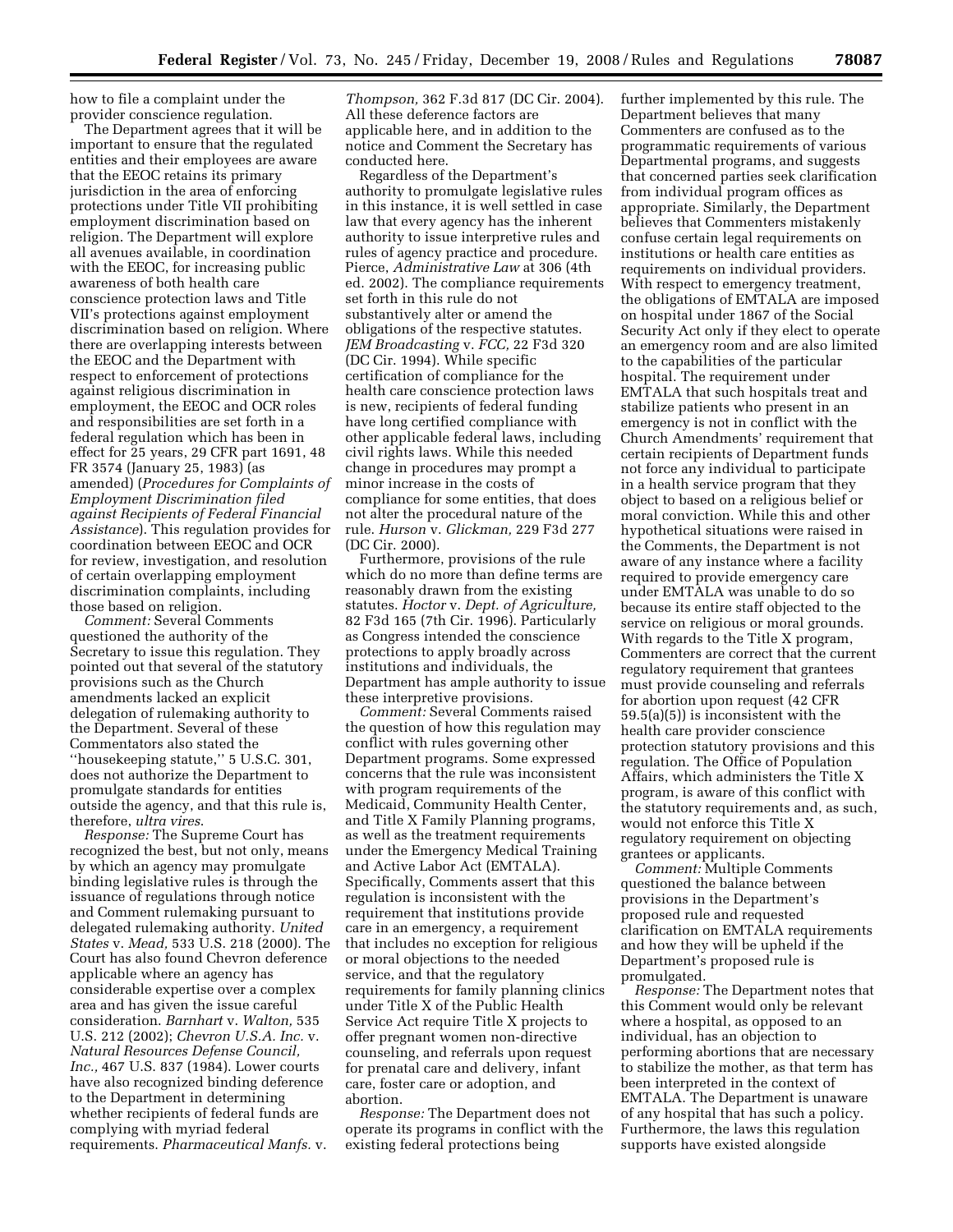how to file a complaint under the provider conscience regulation.

The Department agrees that it will be important to ensure that the regulated entities and their employees are aware that the EEOC retains its primary jurisdiction in the area of enforcing protections under Title VII prohibiting employment discrimination based on religion. The Department will explore all avenues available, in coordination with the EEOC, for increasing public awareness of both health care conscience protection laws and Title VII's protections against employment discrimination based on religion. Where there are overlapping interests between the EEOC and the Department with respect to enforcement of protections against religious discrimination in employment, the EEOC and OCR roles and responsibilities are set forth in a federal regulation which has been in effect for 25 years, 29 CFR part 1691, 48 FR 3574 (January 25, 1983) (as amended) (*Procedures for Complaints of Employment Discrimination filed against Recipients of Federal Financial Assistance*). This regulation provides for coordination between EEOC and OCR for review, investigation, and resolution of certain overlapping employment discrimination complaints, including those based on religion.

*Comment:* Several Comments questioned the authority of the Secretary to issue this regulation. They pointed out that several of the statutory provisions such as the Church amendments lacked an explicit delegation of rulemaking authority to the Department. Several of these Commentators also stated the ''housekeeping statute,'' 5 U.S.C. 301, does not authorize the Department to promulgate standards for entities outside the agency, and that this rule is, therefore, *ultra vires*.

*Response:* The Supreme Court has recognized the best, but not only, means by which an agency may promulgate binding legislative rules is through the issuance of regulations through notice and Comment rulemaking pursuant to delegated rulemaking authority. *United States* v. *Mead,* 533 U.S. 218 (2000). The Court has also found Chevron deference applicable where an agency has considerable expertise over a complex area and has given the issue careful consideration. *Barnhart* v. *Walton,* 535 U.S. 212 (2002); *Chevron U.S.A. Inc.* v. *Natural Resources Defense Council, Inc.,* 467 U.S. 837 (1984). Lower courts have also recognized binding deference to the Department in determining whether recipients of federal funds are complying with myriad federal requirements. *Pharmaceutical Manfs.* v. *Thompson,* 362 F.3d 817 (DC Cir. 2004). All these deference factors are applicable here, and in addition to the notice and Comment the Secretary has conducted here.

Regardless of the Department's authority to promulgate legislative rules in this instance, it is well settled in case law that every agency has the inherent authority to issue interpretive rules and rules of agency practice and procedure. Pierce, *Administrative Law* at 306 (4th ed. 2002). The compliance requirements set forth in this rule do not substantively alter or amend the obligations of the respective statutes. *JEM Broadcasting* v. *FCC,* 22 F3d 320 (DC Cir. 1994). While specific certification of compliance for the health care conscience protection laws is new, recipients of federal funding have long certified compliance with other applicable federal laws, including civil rights laws. While this needed change in procedures may prompt a minor increase in the costs of compliance for some entities, that does not alter the procedural nature of the rule. *Hurson* v. *Glickman,* 229 F3d 277 (DC Cir. 2000).

Furthermore, provisions of the rule which do no more than define terms are reasonably drawn from the existing statutes. *Hoctor* v. *Dept. of Agriculture,* 82 F3d 165 (7th Cir. 1996). Particularly as Congress intended the conscience protections to apply broadly across institutions and individuals, the Department has ample authority to issue these interpretive provisions.

*Comment:* Several Comments raised the question of how this regulation may conflict with rules governing other Department programs. Some expressed concerns that the rule was inconsistent with program requirements of the Medicaid, Community Health Center, and Title X Family Planning programs, as well as the treatment requirements under the Emergency Medical Training and Active Labor Act (EMTALA). Specifically, Comments assert that this regulation is inconsistent with the requirement that institutions provide care in an emergency, a requirement that includes no exception for religious or moral objections to the needed service, and that the regulatory requirements for family planning clinics under Title X of the Public Health Service Act require Title X projects to offer pregnant women non-directive counseling, and referrals upon request for prenatal care and delivery, infant care, foster care or adoption, and abortion.

*Response:* The Department does not operate its programs in conflict with the existing federal protections being further implemented by this rule. The Department believes that many Commenters are confused as to the programmatic requirements of various Departmental programs, and suggests that concerned parties seek clarification from individual program offices as appropriate. Similarly, the Department believes that Commenters mistakenly confuse certain legal requirements on institutions or health care entities as requirements on individual providers. With respect to emergency treatment, the obligations of EMTALA are imposed on hospital under 1867 of the Social Security Act only if they elect to operate an emergency room and are also limited to the capabilities of the particular hospital. The requirement under EMTALA that such hospitals treat and stabilize patients who present in an emergency is not in conflict with the Church Amendments' requirement that certain recipients of Department funds not force any individual to participate in a health service program that they object to based on a religious belief or moral conviction. While this and other hypothetical situations were raised in the Comments, the Department is not aware of any instance where a facility required to provide emergency care under EMTALA was unable to do so because its entire staff objected to the service on religious or moral grounds. With regards to the Title X program, Commenters are correct that the current regulatory requirement that grantees must provide counseling and referrals for abortion upon request (42 CFR 59.5(a)(5)) is inconsistent with the health care provider conscience protection statutory provisions and this regulation. The Office of Population Affairs, which administers the Title X program, is aware of this conflict with the statutory requirements and, as such, would not enforce this Title X regulatory requirement on objecting grantees or applicants.

*Comment:* Multiple Comments questioned the balance between provisions in the Department's proposed rule and requested clarification on EMTALA requirements and how they will be upheld if the Department's proposed rule is promulgated.

*Response:* The Department notes that this Comment would only be relevant where a hospital, as opposed to an individual, has an objection to performing abortions that are necessary to stabilize the mother, as that term has been interpreted in the context of EMTALA. The Department is unaware of any hospital that has such a policy. Furthermore, the laws this regulation supports have existed alongside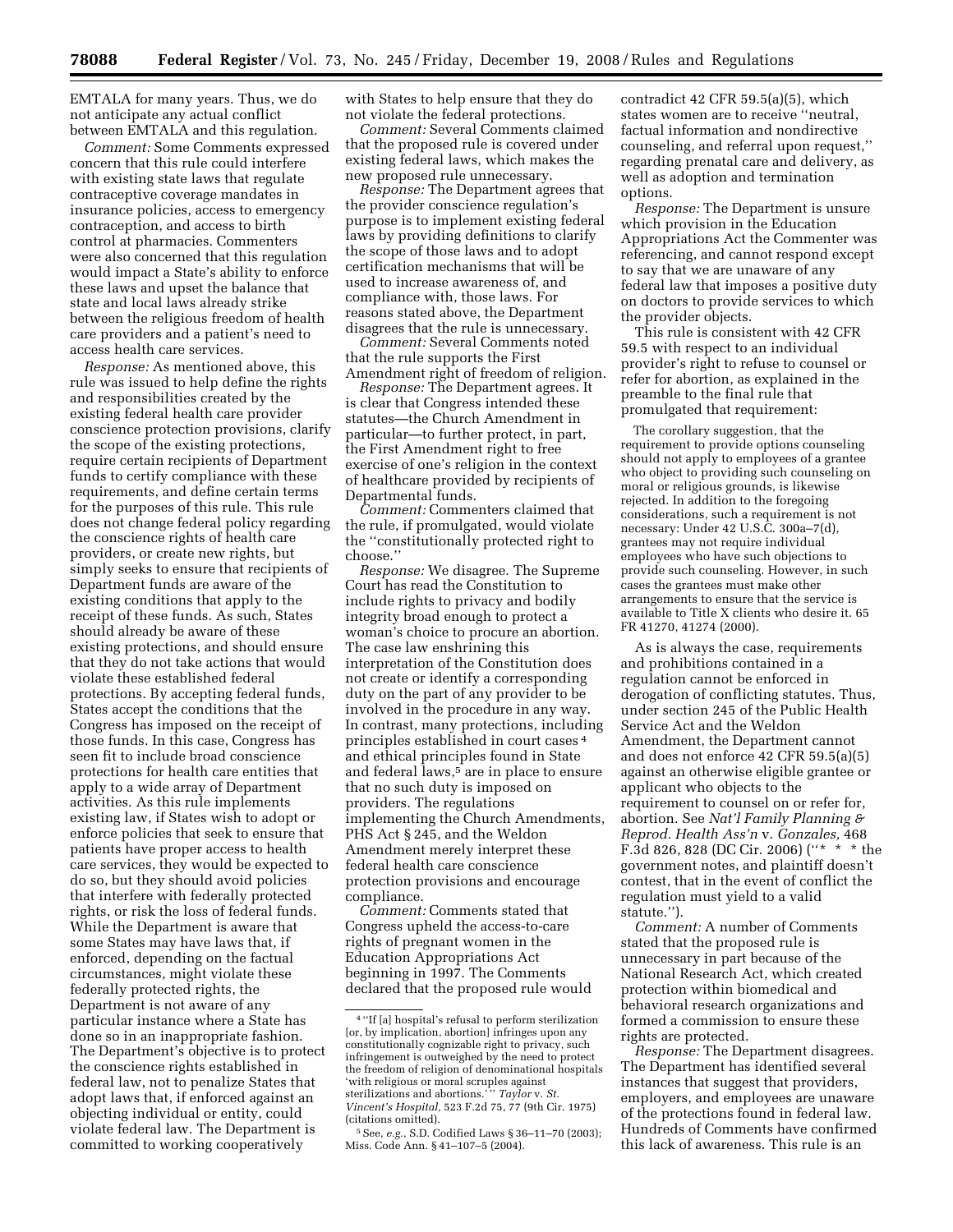EMTALA for many years. Thus, we do not anticipate any actual conflict between EMTALA and this regulation.

*Comment:* Some Comments expressed concern that this rule could interfere with existing state laws that regulate contraceptive coverage mandates in insurance policies, access to emergency contraception, and access to birth control at pharmacies. Commenters were also concerned that this regulation would impact a State's ability to enforce these laws and upset the balance that state and local laws already strike between the religious freedom of health care providers and a patient's need to access health care services.

*Response:* As mentioned above, this rule was issued to help define the rights and responsibilities created by the existing federal health care provider conscience protection provisions, clarify the scope of the existing protections, require certain recipients of Department funds to certify compliance with these requirements, and define certain terms for the purposes of this rule. This rule does not change federal policy regarding the conscience rights of health care providers, or create new rights, but simply seeks to ensure that recipients of Department funds are aware of the existing conditions that apply to the receipt of these funds. As such, States should already be aware of these existing protections, and should ensure that they do not take actions that would violate these established federal protections. By accepting federal funds, States accept the conditions that the Congress has imposed on the receipt of those funds. In this case, Congress has seen fit to include broad conscience protections for health care entities that apply to a wide array of Department activities. As this rule implements existing law, if States wish to adopt or enforce policies that seek to ensure that patients have proper access to health care services, they would be expected to do so, but they should avoid policies that interfere with federally protected rights, or risk the loss of federal funds. While the Department is aware that some States may have laws that, if enforced, depending on the factual circumstances, might violate these federally protected rights, the Department is not aware of any particular instance where a State has done so in an inappropriate fashion. The Department's objective is to protect the conscience rights established in federal law, not to penalize States that adopt laws that, if enforced against an objecting individual or entity, could violate federal law. The Department is committed to working cooperatively with States to help ensure that they do not violate the federal protections.

*Comment:* Several Comments claimed that the proposed rule is covered under existing federal laws, which makes the new proposed rule unnecessary.

*Response:* The Department agrees that the provider conscience regulation's purpose is to implement existing federal laws by providing definitions to clarify the scope of those laws and to adopt certification mechanisms that will be used to increase awareness of, and compliance with, those laws. For reasons stated above, the Department disagrees that the rule is unnecessary.

*Comment:* Several Comments noted that the rule supports the First Amendment right of freedom of religion.

*Response:* The Department agrees. It is clear that Congress intended these statutes—the Church Amendment in particular—to further protect, in part, the First Amendment right to free exercise of one's religion in the context of healthcare provided by recipients of Departmental funds.

*Comment:* Commenters claimed that the rule, if promulgated, would violate the ''constitutionally protected right to choose.''

*Response:* We disagree. The Supreme Court has read the Constitution to include rights to privacy and bodily integrity broad enough to protect a woman's choice to procure an abortion. The case law enshrining this interpretation of the Constitution does not create or identify a corresponding duty on the part of any provider to be involved in the procedure in any way. In contrast, many protections, including principles established in court cases [4] and ethical principles found in State and federal laws,[5] are in place to ensure that no such duty is imposed on providers. The regulations implementing the Church Amendments, PHS Act § 245, and the Weldon Amendment merely interpret these federal health care conscience protection provisions and encourage compliance.

*Comment:* Comments stated that Congress upheld the access-to-care rights of pregnant women in the Education Appropriations Act beginning in 1997. The Comments declared that the proposed rule would contradict 42 CFR 59.5(a)(5), which states women are to receive ''neutral, factual information and nondirective counseling, and referral upon request,'' regarding prenatal care and delivery, as well as adoption and termination options.

*Response:* The Department is unsure which provision in the Education Appropriations Act the Commenter was referencing, and cannot respond except to say that we are unaware of any federal law that imposes a positive duty on doctors to provide services to which the provider objects.

This rule is consistent with 42 CFR 59.5 with respect to an individual provider's right to refuse to counsel or refer for abortion, as explained in the preamble to the final rule that promulgated that requirement:

> The corollary suggestion, that the requirement to provide options counseling should not apply to employees of a grantee who object to providing such counseling on moral or religious grounds, is likewise rejected. In addition to the foregoing considerations, such a requirement is not necessary: Under 42 U.S.C. 300a–7(d), grantees may not require individual employees who have such objections to provide such counseling. However, in such cases the grantees must make other arrangements to ensure that the service is available to Title X clients who desire it. 65 FR 41270, 41274 (2000).

As is always the case, requirements and prohibitions contained in a regulation cannot be enforced in derogation of conflicting statutes. Thus, under section 245 of the Public Health Service Act and the Weldon Amendment, the Department cannot and does not enforce 42 CFR 59.5(a)(5) against an otherwise eligible grantee or applicant who objects to the requirement to counsel on or refer for, abortion. See *Nat'l Family Planning & Reprod. Health Ass'n* v. *Gonzales,* 468 F.3d 826, 828 (DC Cir. 2006) (''* * * the government notes, and plaintiff doesn't contest, that in the event of conflict the regulation must yield to a valid statute.'').

*Comment:* A number of Comments stated that the proposed rule is unnecessary in part because of the National Research Act, which created protection within biomedical and behavioral research organizations and formed a commission to ensure these rights are protected.

*Response:* The Department disagrees. The Department has identified several instances that suggest that providers, employers, and employees are unaware of the protections found in federal law. Hundreds of Comments have confirmed this lack of awareness. This rule is an

---

[4] ''If [a] hospital's refusal to perform sterilization [or, by implication, abortion] infringes upon any constitutionally cognizable right to privacy, such infringement is outweighed by the need to protect the freedom of religion of denominational hospitals 'with religious or moral scruples against sterilizations and abortions.' '' *Taylor* v. *St. Vincent's Hospital,* 523 F.2d 75, 77 (9th Cir. 1975) (citations omitted).

[5] See, *e.g.*, S.D. Codified Laws § 36–11–70 (2003); Miss. Code Ann. § 41–107–5 (2004).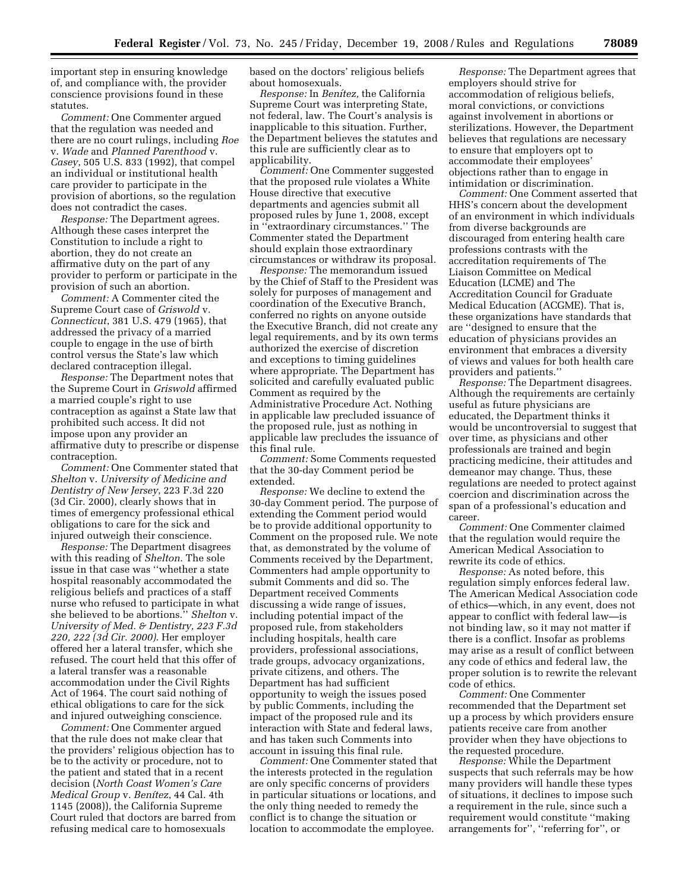important step in ensuring knowledge of, and compliance with, the provider conscience provisions found in these statutes.

*Comment:* One Commenter argued that the regulation was needed and there are no court rulings, including *Roe* v. *Wade* and *Planned Parenthood* v. *Casey*, 505 U.S. 833 (1992), that compel an individual or institutional health care provider to participate in the provision of abortions, so the regulation does not contradict the cases.

*Response:* The Department agrees. Although these cases interpret the Constitution to include a right to abortion, they do not create an affirmative duty on the part of any provider to perform or participate in the provision of such an abortion.

*Comment:* A Commenter cited the Supreme Court case of *Griswold* v. *Connecticut*, 381 U.S. 479 (1965), that addressed the privacy of a married couple to engage in the use of birth control versus the State's law which declared contraception illegal.

*Response:* The Department notes that the Supreme Court in *Griswold* affirmed a married couple's right to use contraception as against a State law that prohibited such access. It did not impose upon any provider an affirmative duty to prescribe or dispense contraception.

*Comment:* One Commenter stated that *Shelton* v. *University of Medicine and Dentistry of New Jersey*, 223 F.3d 220 (3d Cir. 2000), clearly shows that in times of emergency professional ethical obligations to care for the sick and injured outweigh their conscience.

*Response:* The Department disagrees with this reading of *Shelton*. The sole issue in that case was ''whether a state hospital reasonably accommodated the religious beliefs and practices of a staff nurse who refused to participate in what she believed to be abortions.'' *Shelton* v. *University of Med. & Dentistry, 223 F.3d 220, 222 (3d Cir. 2000).* Her employer offered her a lateral transfer, which she refused. The court held that this offer of a lateral transfer was a reasonable accommodation under the Civil Rights Act of 1964. The court said nothing of ethical obligations to care for the sick and injured outweighing conscience.

*Comment:* One Commenter argued that the rule does not make clear that the providers' religious objection has to be to the activity or procedure, not to the patient and stated that in a recent decision (*North Coast Women's Care Medical Group* v. *Benítez*, 44 Cal. 4th 1145 (2008)), the California Supreme Court ruled that doctors are barred from refusing medical care to homosexuals based on the doctors' religious beliefs about homosexuals.

*Response:* In *Benítez,* the California Supreme Court was interpreting State, not federal, law. The Court's analysis is inapplicable to this situation. Further, the Department believes the statutes and this rule are sufficiently clear as to applicability.

*Comment:* One Commenter suggested that the proposed rule violates a White House directive that executive departments and agencies submit all proposed rules by June 1, 2008, except in ''extraordinary circumstances.'' The Commenter stated the Department should explain those extraordinary circumstances or withdraw its proposal.

*Response:* The memorandum issued by the Chief of Staff to the President was solely for purposes of management and coordination of the Executive Branch, conferred no rights on anyone outside the Executive Branch, did not create any legal requirements, and by its own terms authorized the exercise of discretion and exceptions to timing guidelines where appropriate. The Department has solicited and carefully evaluated public Comment as required by the Administrative Procedure Act. Nothing in applicable law precluded issuance of the proposed rule, just as nothing in applicable law precludes the issuance of this final rule.

*Comment:* Some Comments requested that the 30-day Comment period be extended.

*Response:* We decline to extend the 30-day Comment period. The purpose of extending the Comment period would be to provide additional opportunity to Comment on the proposed rule. We note that, as demonstrated by the volume of Comments received by the Department, Commenters had ample opportunity to submit Comments and did so. The Department received Comments discussing a wide range of issues, including potential impact of the proposed rule, from stakeholders including hospitals, health care providers, professional associations, trade groups, advocacy organizations, private citizens, and others. The Department has had sufficient opportunity to weigh the issues posed by public Comments, including the impact of the proposed rule and its interaction with State and federal laws, and has taken such Comments into account in issuing this final rule.

*Comment:* One Commenter stated that the interests protected in the regulation are only specific concerns of providers in particular situations or locations, and the only thing needed to remedy the conflict is to change the situation or location to accommodate the employee.

*Response:* The Department agrees that employers should strive for accommodation of religious beliefs, moral convictions, or convictions against involvement in abortions or sterilizations. However, the Department believes that regulations are necessary to ensure that employers opt to accommodate their employees' objections rather than to engage in intimidation or discrimination.

*Comment:* One Comment asserted that HHS's concern about the development of an environment in which individuals from diverse backgrounds are discouraged from entering health care professions contrasts with the accreditation requirements of The Liaison Committee on Medical Education (LCME) and The Accreditation Council for Graduate Medical Education (ACGME). That is, these organizations have standards that are ''designed to ensure that the education of physicians provides an environment that embraces a diversity of views and values for both health care providers and patients.''

*Response:* The Department disagrees. Although the requirements are certainly useful as future physicians are educated, the Department thinks it would be uncontroversial to suggest that over time, as physicians and other professionals are trained and begin practicing medicine, their attitudes and demeanor may change. Thus, these regulations are needed to protect against coercion and discrimination across the span of a professional's education and career.

*Comment:* One Commenter claimed that the regulation would require the American Medical Association to rewrite its code of ethics.

*Response:* As noted before, this regulation simply enforces federal law. The American Medical Association code of ethics—which, in any event, does not appear to conflict with federal law—is not binding law, so it may not matter if there is a conflict. Insofar as problems may arise as a result of conflict between any code of ethics and federal law, the proper solution is to rewrite the relevant code of ethics.

*Comment:* One Commenter recommended that the Department set up a process by which providers ensure patients receive care from another provider when they have objections to the requested procedure.

*Response:* While the Department suspects that such referrals may be how many providers will handle these types of situations, it declines to impose such a requirement in the rule, since such a requirement would constitute ''making arrangements for'', ''referring for'', or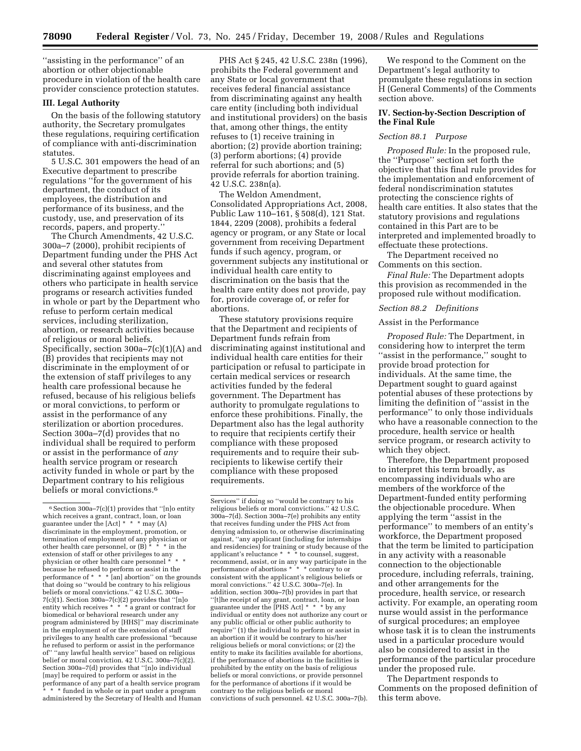''assisting in the performance'' of an abortion or other objectionable procedure in violation of the health care provider conscience protection statutes.

### III. Legal Authority

On the basis of the following statutory authority, the Secretary promulgates these regulations, requiring certification of compliance with anti-discrimination statutes.

5 U.S.C. 301 empowers the head of an Executive department to prescribe regulations ''for the government of his department, the conduct of its employees, the distribution and performance of its business, and the custody, use, and preservation of its records, papers, and property.''

The Church Amendments, 42 U.S.C. 300a–7 (2000), prohibit recipients of Department funding under the PHS Act and several other statutes from discriminating against employees and others who participate in health service programs or research activities funded in whole or part by the Department who refuse to perform certain medical services, including sterilization, abortion, or research activities because of religious or moral beliefs. Specifically, section 300a–7(c)(1)(A) and (B) provides that recipients may not discriminate in the employment of or the extension of staff privileges to any health care professional because he refused, because of his religious beliefs or moral convictions, to perform or assist in the performance of any sterilization or abortion procedures. Section 300a–7(d) provides that no individual shall be required to perform or assist in the performance of *any* health service program or research activity funded in whole or part by the Department contrary to his religious beliefs or moral convictions.[6]

PHS Act § 245, 42 U.S.C. 238n (1996), prohibits the Federal government and any State or local government that receives federal financial assistance from discriminating against any health care entity (including both individual and institutional providers) on the basis that, among other things, the entity refuses to (1) receive training in abortion; (2) provide abortion training; (3) perform abortions; (4) provide referral for such abortions; and (5) provide referrals for abortion training. 42 U.S.C. 238n(a).

The Weldon Amendment, Consolidated Appropriations Act, 2008, Public Law 110–161, § 508(d), 121 Stat. 1844, 2209 (2008), prohibits a federal agency or program, or any State or local government from receiving Department funds if such agency, program, or government subjects any institutional or individual health care entity to discrimination on the basis that the health care entity does not provide, pay for, provide coverage of, or refer for abortions.

These statutory provisions require that the Department and recipients of Department funds refrain from discriminating against institutional and individual health care entities for their participation or refusal to participate in certain medical services or research activities funded by the federal government. The Department has authority to promulgate regulations to enforce these prohibitions. Finally, the Department also has the legal authority to require that recipients certify their compliance with these proposed requirements and to require their sub-recipients to likewise certify their compliance with these proposed requirements.

We respond to the Comment on the Department's legal authority to promulgate these regulations in section H (General Comments) of the Comments section above.

### IV. Section-by-Section Description of the Final Rule

#### *Section 88.1 Purpose*

*Proposed Rule:* In the proposed rule, the ''Purpose'' section set forth the objective that this final rule provides for the implementation and enforcement of federal nondiscrimination statutes protecting the conscience rights of health care entities. It also states that the statutory provisions and regulations contained in this Part are to be interpreted and implemented broadly to effectuate these protections.

The Department received no Comments on this section.

*Final Rule:* The Department adopts this provision as recommended in the proposed rule without modification.

#### *Section 88.2 Definitions*

Assist in the Performance

*Proposed Rule:* The Department, in considering how to interpret the term ''assist in the performance,'' sought to provide broad protection for individuals. At the same time, the Department sought to guard against potential abuses of these protections by limiting the definition of ''assist in the performance'' to only those individuals who have a reasonable connection to the procedure, health service or health service program, or research activity to which they object.

Therefore, the Department proposed to interpret this term broadly, as encompassing individuals who are members of the workforce of the Department-funded entity performing the objectionable procedure. When applying the term ''assist in the performance'' to members of an entity's workforce, the Department proposed that the term be limited to participation in any activity with a reasonable connection to the objectionable procedure, including referrals, training, and other arrangements for the procedure, health service, or research activity. For example, an operating room nurse would assist in the performance of surgical procedures; an employee whose task it is to clean the instruments used in a particular procedure would also be considered to assist in the performance of the particular procedure under the proposed rule.

The Department responds to Comments on the proposed definition of this term above.

---

[6] Section 300a–7(c)(1) provides that ''[n]o entity which receives a grant, contract, loan, or loan guarantee under the [Act] * * * may (A) discriminate in the employment, promotion, or termination of employment of any physician or other health care personnel, or (B) * * * in the extension of staff or other privileges to any physician or other health care personnel * * * because he refused to perform or assist in the performance of * * * [an] abortion'' on the grounds that doing so ''would be contrary to his religious beliefs or moral convictions.'' 42 U.S.C. 300a–7(c)(1). Section 300a–7(c)(2) provides that ''[n]o entity which receives * * * a grant or contract for biomedical or behavioral research under any program administered by [HHS]'' may discriminate in the employment of or the extension of staff privileges to any health care professional ''because he refused to perform or assist in the performance of'' ''any lawful health service'' based on religious belief or moral conviction. 42 U.S.C. 300a–7(c)(2). Section 300a–7(d) provides that ''[n]o individual [may] be required to perform or assist in the performance of any part of a health service program * * * funded in whole or in part under a program administered by the Secretary of Health and Human Services'' if doing so ''would be contrary to his religious beliefs or moral convictions.'' 42 U.S.C. 300a–7(d). Section 300a–7(e) prohibits any entity that receives funding under the PHS Act from denying admission to, or otherwise discriminating against, ''any applicant (including for internships and residencies) for training or study because of the applicant's reluctance * * * to counsel, suggest, recommend, assist, or in any way participate in the performance of abortions * * * contrary to or consistent with the applicant's religious beliefs or moral convictions.'' 42 U.S.C. 300a–7(e). In addition, section 300a–7(b) provides in part that ''[t]he receipt of any grant, contract, loan, or loan guarantee under the [PHS Act] * * * by any individual or entity does not authorize any court or any public official or other public authority to require'' (1) the individual to perform or assist in an abortion if it would be contrary to his/her religious beliefs or moral convictions; or (2) the entity to make its facilities available for abortions, if the performance of abortions in the facilities is prohibited by the entity on the basis of religious beliefs or moral convictions, or provide personnel for the performance of abortions if it would be contrary to the religious beliefs or moral convictions of such personnel. 42 U.S.C. 300a–7(b).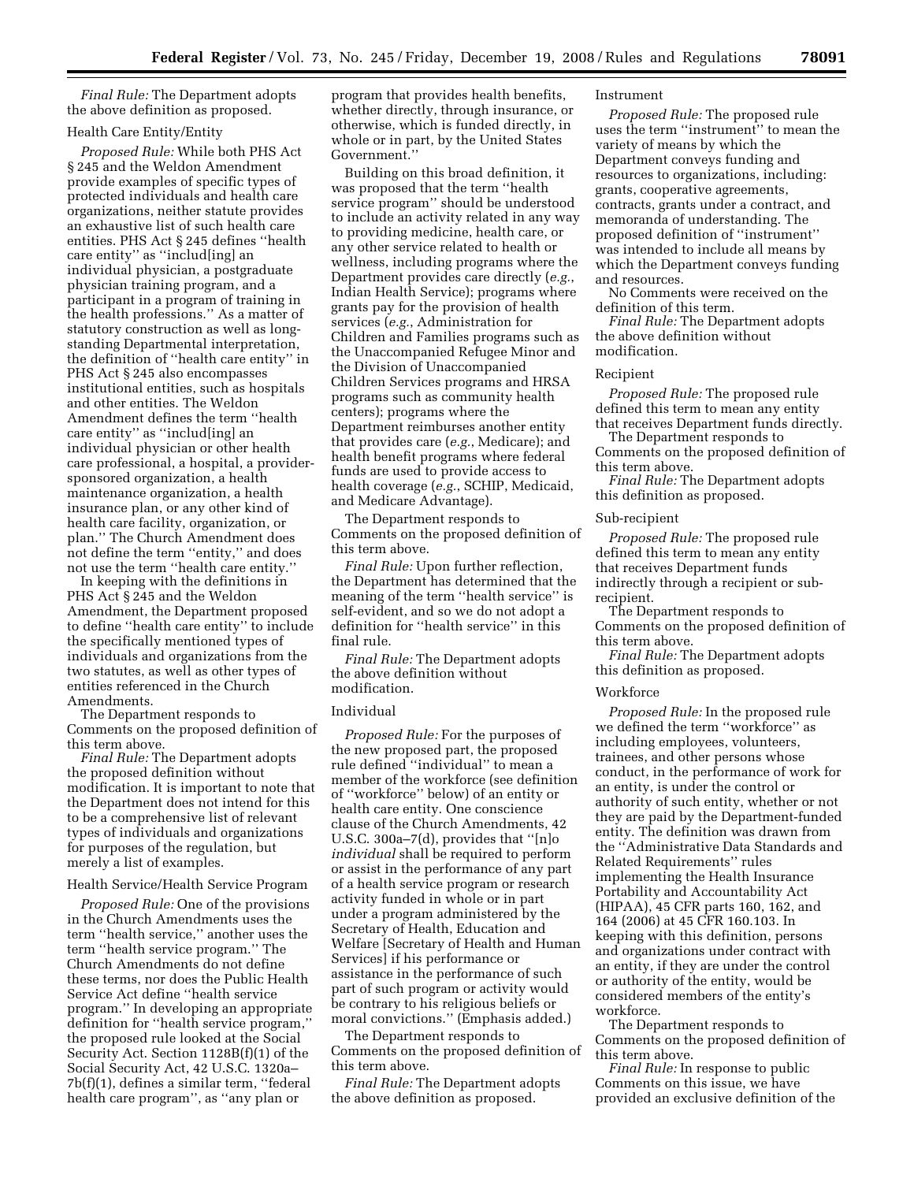*Final Rule:* The Department adopts the above definition as proposed.

Health Care Entity/Entity

*Proposed Rule:* While both PHS Act § 245 and the Weldon Amendment provide examples of specific types of protected individuals and health care organizations, neither statute provides an exhaustive list of such health care entities. PHS Act § 245 defines ''health care entity'' as ''includ[ing] an individual physician, a postgraduate physician training program, and a participant in a program of training in the health professions.'' As a matter of statutory construction as well as long-standing Departmental interpretation, the definition of ''health care entity'' in PHS Act § 245 also encompasses institutional entities, such as hospitals and other entities. The Weldon Amendment defines the term ''health care entity'' as ''includ[ing] an individual physician or other health care professional, a hospital, a provider-sponsored organization, a health maintenance organization, a health insurance plan, or any other kind of health care facility, organization, or plan.'' The Church Amendment does not define the term ''entity,'' and does not use the term ''health care entity.''

In keeping with the definitions in PHS Act § 245 and the Weldon Amendment, the Department proposed to define ''health care entity'' to include the specifically mentioned types of individuals and organizations from the two statutes, as well as other types of entities referenced in the Church Amendments.

The Department responds to Comments on the proposed definition of this term above.

*Final Rule:* The Department adopts the proposed definition without modification. It is important to note that the Department does not intend for this to be a comprehensive list of relevant types of individuals and organizations for purposes of the regulation, but merely a list of examples.

Health Service/Health Service Program

*Proposed Rule:* One of the provisions in the Church Amendments uses the term ''health service,'' another uses the term ''health service program.'' The Church Amendments do not define these terms, nor does the Public Health Service Act define ''health service program.'' In developing an appropriate definition for ''health service program,'' the proposed rule looked at the Social Security Act. Section 1128B(f)(1) of the Social Security Act, 42 U.S.C. 1320a–7b(f)(1), defines a similar term, ''federal health care program'', as ''any plan or program that provides health benefits, whether directly, through insurance, or otherwise, which is funded directly, in whole or in part, by the United States Government.''

Building on this broad definition, it was proposed that the term ''health service program'' should be understood to include an activity related in any way to providing medicine, health care, or any other service related to health or wellness, including programs where the Department provides care directly (*e.g.*, Indian Health Service); programs where grants pay for the provision of health services (*e.g.*, Administration for Children and Families programs such as the Unaccompanied Refugee Minor and the Division of Unaccompanied Children Services programs and HRSA programs such as community health centers); programs where the Department reimburses another entity that provides care (*e.g.*, Medicare); and health benefit programs where federal funds are used to provide access to health coverage (*e.g.*, SCHIP, Medicaid, and Medicare Advantage).

The Department responds to Comments on the proposed definition of this term above.

*Final Rule:* Upon further reflection, the Department has determined that the meaning of the term ''health service'' is self-evident, and so we do not adopt a definition for ''health service'' in this final rule.

*Final Rule:* The Department adopts the above definition without modification.

Individual

*Proposed Rule:* For the purposes of the new proposed part, the proposed rule defined ''individual'' to mean a member of the workforce (see definition of ''workforce'' below) of an entity or health care entity. One conscience clause of the Church Amendments, 42 U.S.C. 300a–7(d), provides that ''[n]o *individual* shall be required to perform or assist in the performance of any part of a health service program or research activity funded in whole or in part under a program administered by the Secretary of Health, Education and Welfare [Secretary of Health and Human Services] if his performance or assistance in the performance of such part of such program or activity would be contrary to his religious beliefs or moral convictions.'' (Emphasis added.)

The Department responds to Comments on the proposed definition of this term above.

*Final Rule:* The Department adopts the above definition as proposed.

Instrument

*Proposed Rule:* The proposed rule uses the term ''instrument'' to mean the variety of means by which the Department conveys funding and resources to organizations, including: grants, cooperative agreements, contracts, grants under a contract, and memoranda of understanding. The proposed definition of ''instrument'' was intended to include all means by which the Department conveys funding and resources.

No Comments were received on the definition of this term.

*Final Rule:* The Department adopts the above definition without modification.

Recipient

*Proposed Rule:* The proposed rule defined this term to mean any entity that receives Department funds directly.

The Department responds to Comments on the proposed definition of this term above.

*Final Rule:* The Department adopts this definition as proposed.

Sub-recipient

*Proposed Rule:* The proposed rule defined this term to mean any entity that receives Department funds indirectly through a recipient or sub-recipient.

The Department responds to Comments on the proposed definition of this term above.

*Final Rule:* The Department adopts this definition as proposed.

Workforce

*Proposed Rule:* In the proposed rule we defined the term ''workforce'' as including employees, volunteers, trainees, and other persons whose conduct, in the performance of work for an entity, is under the control or authority of such entity, whether or not they are paid by the Department-funded entity. The definition was drawn from the ''Administrative Data Standards and Related Requirements'' rules implementing the Health Insurance Portability and Accountability Act (HIPAA), 45 CFR parts 160, 162, and 164 (2006) at 45 CFR 160.103. In keeping with this definition, persons and organizations under contract with an entity, if they are under the control or authority of the entity, would be considered members of the entity's workforce.

The Department responds to Comments on the proposed definition of this term above.

*Final Rule:* In response to public Comments on this issue, we have provided an exclusive definition of the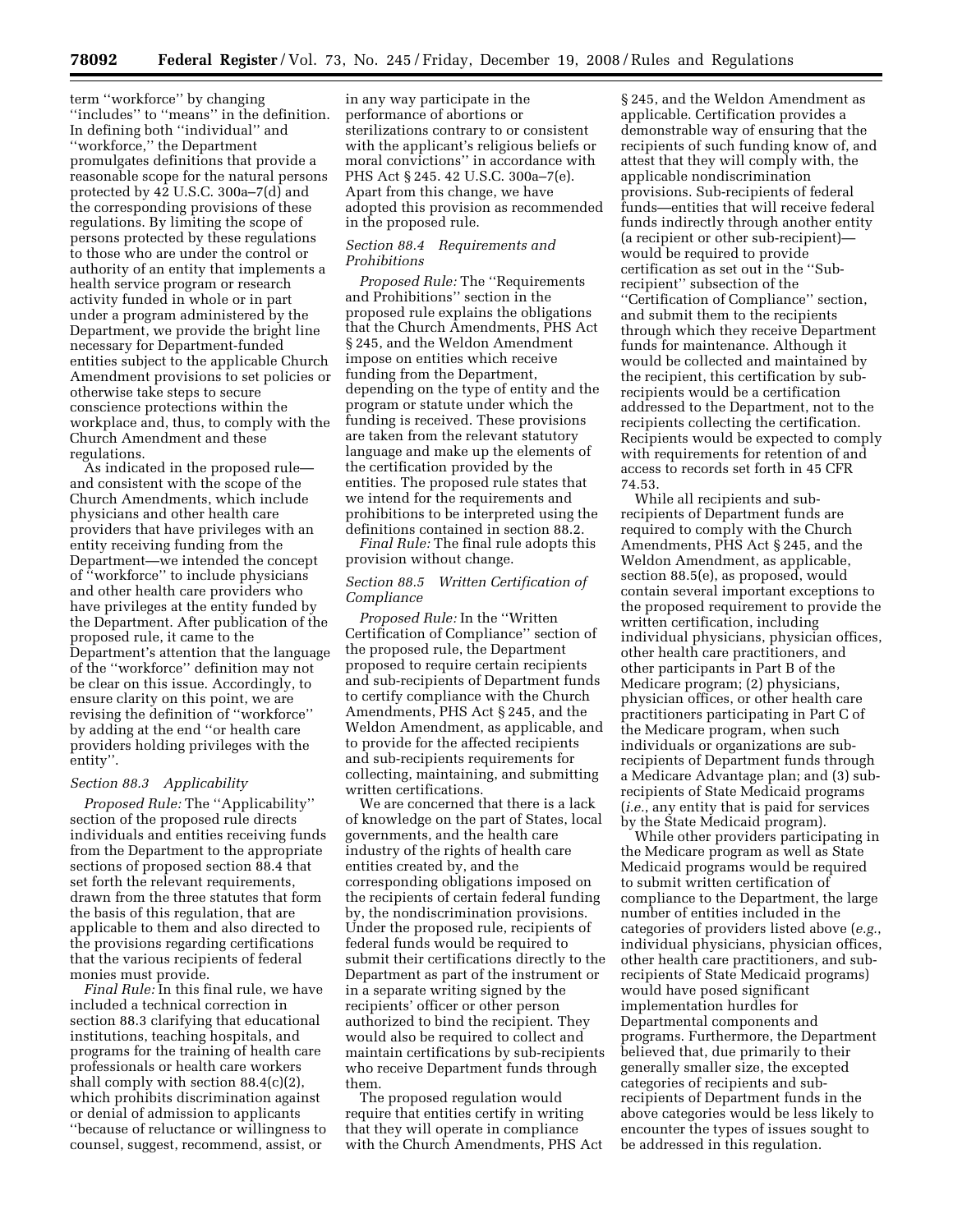term ''workforce'' by changing ''includes'' to ''means'' in the definition. In defining both ''individual'' and ''workforce,'' the Department promulgates definitions that provide a reasonable scope for the natural persons protected by 42 U.S.C. 300a–7(d) and the corresponding provisions of these regulations. By limiting the scope of persons protected by these regulations to those who are under the control or authority of an entity that implements a health service program or research activity funded in whole or in part under a program administered by the Department, we provide the bright line necessary for Department-funded entities subject to the applicable Church Amendment provisions to set policies or otherwise take steps to secure conscience protections within the workplace and, thus, to comply with the Church Amendment and these regulations.

As indicated in the proposed rule—and consistent with the scope of the Church Amendments, which include physicians and other health care providers that have privileges with an entity receiving funding from the Department—we intended the concept of ''workforce'' to include physicians and other health care providers who have privileges at the entity funded by the Department. After publication of the proposed rule, it came to the Department's attention that the language of the ''workforce'' definition may not be clear on this issue. Accordingly, to ensure clarity on this point, we are revising the definition of ''workforce'' by adding at the end ''or health care providers holding privileges with the entity''.

*Section 88.3 Applicability*

*Proposed Rule:* The ''Applicability'' section of the proposed rule directs individuals and entities receiving funds from the Department to the appropriate sections of proposed section 88.4 that set forth the relevant requirements, drawn from the three statutes that form the basis of this regulation, that are applicable to them and also directed to the provisions regarding certifications that the various recipients of federal monies must provide.

*Final Rule:* In this final rule, we have included a technical correction in section 88.3 clarifying that educational institutions, teaching hospitals, and programs for the training of health care professionals or health care workers shall comply with section 88.4(c)(2), which prohibits discrimination against or denial of admission to applicants ''because of reluctance or willingness to counsel, suggest, recommend, assist, or in any way participate in the performance of abortions or sterilizations contrary to or consistent with the applicant's religious beliefs or moral convictions'' in accordance with PHS Act § 245. 42 U.S.C. 300a–7(e). Apart from this change, we have adopted this provision as recommended in the proposed rule.

*Section 88.4 Requirements and Prohibitions*

*Proposed Rule:* The ''Requirements and Prohibitions'' section in the proposed rule explains the obligations that the Church Amendments, PHS Act § 245, and the Weldon Amendment impose on entities which receive funding from the Department, depending on the type of entity and the program or statute under which the funding is received. These provisions are taken from the relevant statutory language and make up the elements of the certification provided by the entities. The proposed rule states that we intend for the requirements and prohibitions to be interpreted using the definitions contained in section 88.2.

*Final Rule:* The final rule adopts this provision without change.

*Section 88.5 Written Certification of Compliance*

*Proposed Rule:* In the ''Written Certification of Compliance'' section of the proposed rule, the Department proposed to require certain recipients and sub-recipients of Department funds to certify compliance with the Church Amendments, PHS Act § 245, and the Weldon Amendment, as applicable, and to provide for the affected recipients and sub-recipients requirements for collecting, maintaining, and submitting written certifications.

We are concerned that there is a lack of knowledge on the part of States, local governments, and the health care industry of the rights of health care entities created by, and the corresponding obligations imposed on the recipients of certain federal funding by, the nondiscrimination provisions. Under the proposed rule, recipients of federal funds would be required to submit their certifications directly to the Department as part of the instrument or in a separate writing signed by the recipients' officer or other person authorized to bind the recipient. They would also be required to collect and maintain certifications by sub-recipients who receive Department funds through them.

The proposed regulation would require that entities certify in writing that they will operate in compliance with the Church Amendments, PHS Act § 245, and the Weldon Amendment as applicable. Certification provides a demonstrable way of ensuring that the recipients of such funding know of, and attest that they will comply with, the applicable nondiscrimination provisions. Sub-recipients of federal funds—entities that will receive federal funds indirectly through another entity (a recipient or other sub-recipient)—would be required to provide certification as set out in the ''Sub-recipient'' subsection of the ''Certification of Compliance'' section, and submit them to the recipients through which they receive Department funds for maintenance. Although it would be collected and maintained by the recipient, this certification by sub-recipients would be a certification addressed to the Department, not to the recipients collecting the certification. Recipients would be expected to comply with requirements for retention of and access to records set forth in 45 CFR 74.53.

While all recipients and sub-recipients of Department funds are required to comply with the Church Amendments, PHS Act § 245, and the Weldon Amendment, as applicable, section 88.5(e), as proposed, would contain several important exceptions to the proposed requirement to provide the written certification, including individual physicians, physician offices, other health care practitioners, and other participants in Part B of the Medicare program; (2) physicians, physician offices, or other health care practitioners participating in Part C of the Medicare program, when such individuals or organizations are sub-recipients of Department funds through a Medicare Advantage plan; and (3) sub-recipients of State Medicaid programs (*i.e.*, any entity that is paid for services by the State Medicaid program).

While other providers participating in the Medicare program as well as State Medicaid programs would be required to submit written certification of compliance to the Department, the large number of entities included in the categories of providers listed above (*e.g.*, individual physicians, physician offices, other health care practitioners, and sub-recipients of State Medicaid programs) would have posed significant implementation hurdles for Departmental components and programs. Furthermore, the Department believed that, due primarily to their generally smaller size, the excepted categories of recipients and sub-recipients of Department funds in the above categories would be less likely to encounter the types of issues sought to be addressed in this regulation.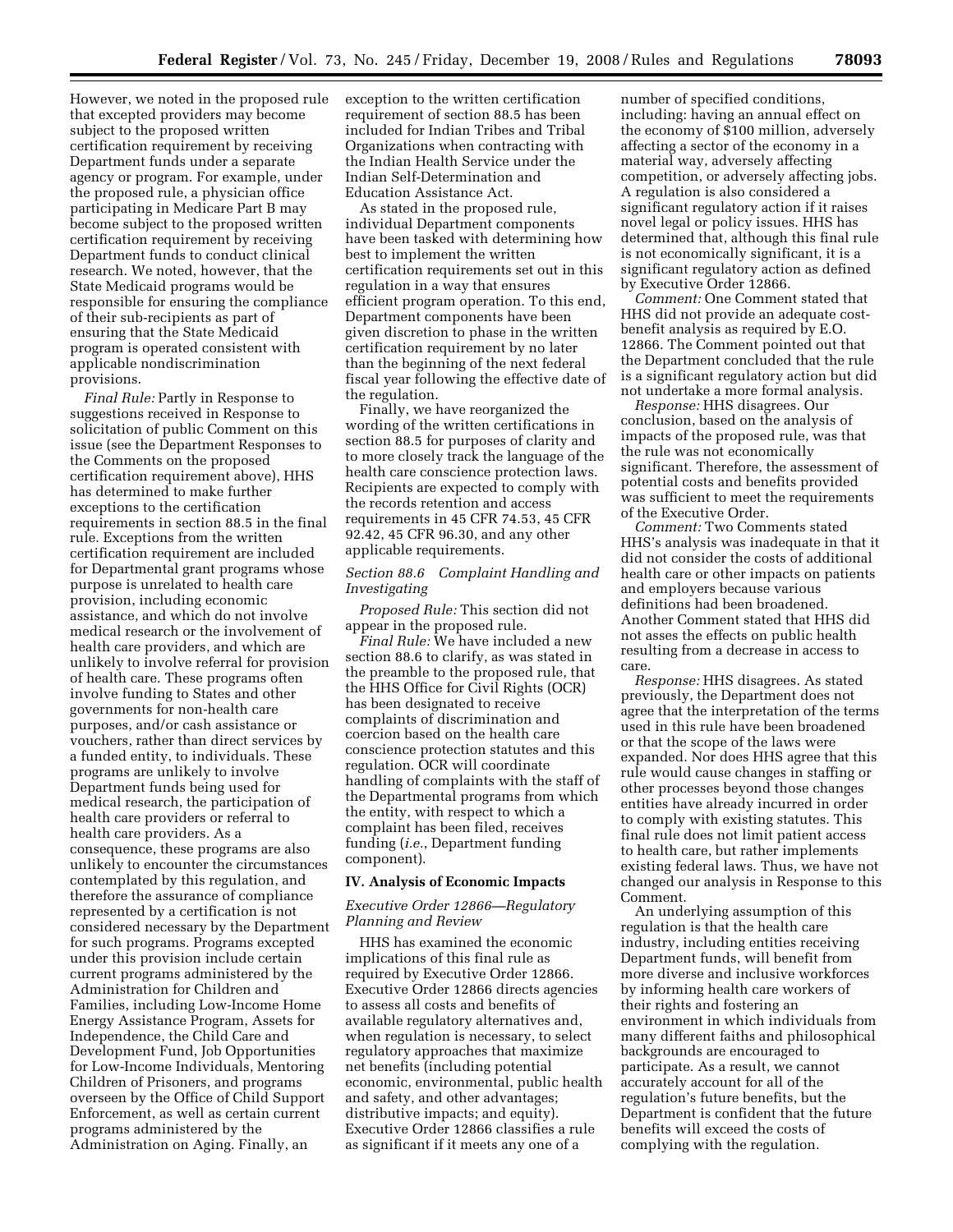However, we noted in the proposed rule that excepted providers may become subject to the proposed written certification requirement by receiving Department funds under a separate agency or program. For example, under the proposed rule, a physician office participating in Medicare Part B may become subject to the proposed written certification requirement by receiving Department funds to conduct clinical research. We noted, however, that the State Medicaid programs would be responsible for ensuring the compliance of their sub-recipients as part of ensuring that the State Medicaid program is operated consistent with applicable nondiscrimination provisions.

*Final Rule:* Partly in Response to suggestions received in Response to solicitation of public Comment on this issue (see the Department Responses to the Comments on the proposed certification requirement above), HHS has determined to make further exceptions to the certification requirements in section 88.5 in the final rule. Exceptions from the written certification requirement are included for Departmental grant programs whose purpose is unrelated to health care provision, including economic assistance, and which do not involve medical research or the involvement of health care providers, and which are unlikely to involve referral for provision of health care. These programs often involve funding to States and other governments for non-health care purposes, and/or cash assistance or vouchers, rather than direct services by a funded entity, to individuals. These programs are unlikely to involve Department funds being used for medical research, the participation of health care providers or referral to health care providers. As a consequence, these programs are also unlikely to encounter the circumstances contemplated by this regulation, and therefore the assurance of compliance represented by a certification is not considered necessary by the Department for such programs. Programs excepted under this provision include certain current programs administered by the Administration for Children and Families, including Low-Income Home Energy Assistance Program, Assets for Independence, the Child Care and Development Fund, Job Opportunities for Low-Income Individuals, Mentoring Children of Prisoners, and programs overseen by the Office of Child Support Enforcement, as well as certain current programs administered by the Administration on Aging. Finally, an exception to the written certification requirement of section 88.5 has been included for Indian Tribes and Tribal Organizations when contracting with the Indian Health Service under the Indian Self-Determination and Education Assistance Act.

As stated in the proposed rule, individual Department components have been tasked with determining how best to implement the written certification requirements set out in this regulation in a way that ensures efficient program operation. To this end, Department components have been given discretion to phase in the written certification requirement by no later than the beginning of the next federal fiscal year following the effective date of the regulation.

Finally, we have reorganized the wording of the written certifications in section 88.5 for purposes of clarity and to more closely track the language of the health care conscience protection laws. Recipients are expected to comply with the records retention and access requirements in 45 CFR 74.53, 45 CFR 92.42, 45 CFR 96.30, and any other applicable requirements.

### *Section 88.6 Complaint Handling and Investigating*

*Proposed Rule:* This section did not appear in the proposed rule.

*Final Rule:* We have included a new section 88.6 to clarify, as was stated in the preamble to the proposed rule, that the HHS Office for Civil Rights (OCR) has been designated to receive complaints of discrimination and coercion based on the health care conscience protection statutes and this regulation. OCR will coordinate handling of complaints with the staff of the Departmental programs from which the entity, with respect to which a complaint has been filed, receives funding (*i.e.*, Department funding component).

## IV. Analysis of Economic Impacts

### *Executive Order 12866—Regulatory Planning and Review*

HHS has examined the economic implications of this final rule as required by Executive Order 12866. Executive Order 12866 directs agencies to assess all costs and benefits of available regulatory alternatives and, when regulation is necessary, to select regulatory approaches that maximize net benefits (including potential economic, environmental, public health and safety, and other advantages; distributive impacts; and equity). Executive Order 12866 classifies a rule as significant if it meets any one of a number of specified conditions, including: having an annual effect on the economy of $100 million, adversely affecting a sector of the economy in a material way, adversely affecting competition, or adversely affecting jobs. A regulation is also considered a significant regulatory action if it raises novel legal or policy issues. HHS has determined that, although this final rule is not economically significant, it is a significant regulatory action as defined by Executive Order 12866.

*Comment:* One Comment stated that HHS did not provide an adequate cost-benefit analysis as required by E.O. 12866. The Comment pointed out that the Department concluded that the rule is a significant regulatory action but did not undertake a more formal analysis.

*Response:* HHS disagrees. Our conclusion, based on the analysis of impacts of the proposed rule, was that the rule was not economically significant. Therefore, the assessment of potential costs and benefits provided was sufficient to meet the requirements of the Executive Order.

*Comment:* Two Comments stated HHS's analysis was inadequate in that it did not consider the costs of additional health care or other impacts on patients and employers because various definitions had been broadened. Another Comment stated that HHS did not asses the effects on public health resulting from a decrease in access to care.

*Response:* HHS disagrees. As stated previously, the Department does not agree that the interpretation of the terms used in this rule have been broadened or that the scope of the laws were expanded. Nor does HHS agree that this rule would cause changes in staffing or other processes beyond those changes entities have already incurred in order to comply with existing statutes. This final rule does not limit patient access to health care, but rather implements existing federal laws. Thus, we have not changed our analysis in Response to this Comment.

An underlying assumption of this regulation is that the health care industry, including entities receiving Department funds, will benefit from more diverse and inclusive workforces by informing health care workers of their rights and fostering an environment in which individuals from many different faiths and philosophical backgrounds are encouraged to participate. As a result, we cannot accurately account for all of the regulation's future benefits, but the Department is confident that the future benefits will exceed the costs of complying with the regulation.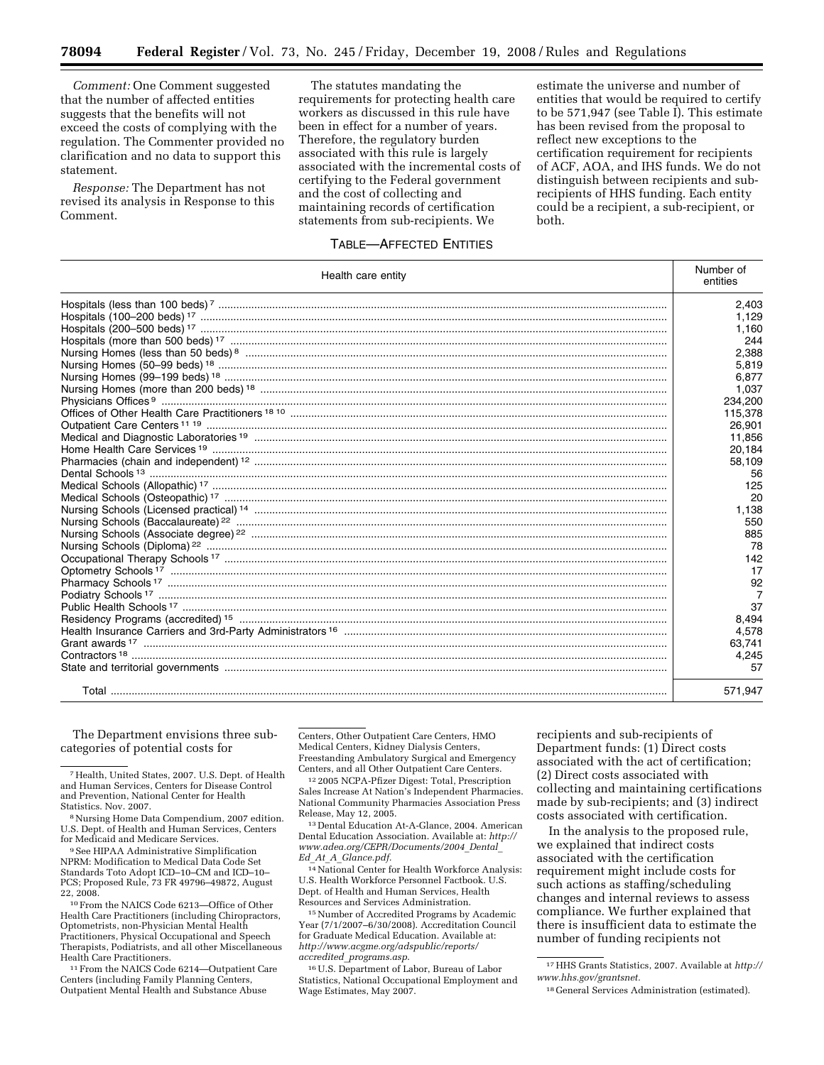*Comment:* One Comment suggested that the number of affected entities suggests that the benefits will not exceed the costs of complying with the regulation. The Commenter provided no clarification and no data to support this statement.

*Response:* The Department has not revised its analysis in Response to this Comment.

The statutes mandating the requirements for protecting health care workers as discussed in this rule have been in effect for a number of years. Therefore, the regulatory burden associated with this rule is largely associated with the incremental costs of certifying to the Federal government and the cost of collecting and maintaining records of certification statements from sub-recipients. We estimate the universe and number of entities that would be required to certify to be 571,947 (see Table I). This estimate has been revised from the proposal to reflect new exceptions to the certification requirement for recipients of ACF, AOA, and IHS funds. We do not distinguish between recipients and sub-recipients of HHS funding. Each entity could be a recipient, a sub-recipient, or both.

TABLE—AFFECTED ENTITIES

| Health care entity | Number of entities |
| --- | --- |
| Hospitals (less than 100 beds) [7] | 2,403 |
| Hospitals (100–200 beds) [17] | 1,129 |
| Hospitals (200–500 beds) [17] | 1,160 |
| Hospitals (more than 500 beds) [17] | 244 |
| Nursing Homes (less than 50 beds) [8] | 2,388 |
| Nursing Homes (50–99 beds) [18] | 5,819 |
| Nursing Homes (99–199 beds) [18] | 6,877 |
| Nursing Homes (more than 200 beds) [18] | 1,037 |
| Physicians Offices [9] | 234,200 |
| Offices of Other Health Care Practitioners [18 10] | 115,378 |
| Outpatient Care Centers [11 19] | 26,901 |
| Medical and Diagnostic Laboratories [19] | 11,856 |
| Home Health Care Services [19] | 20,184 |
| Pharmacies (chain and independent) [12] | 58,109 |
| Dental Schools [13] | 56 |
| Medical Schools (Allopathic) [17] | 125 |
| Medical Schools (Osteopathic) [17] | 20 |
| Nursing Schools (Licensed practical) [14] | 1,138 |
| Nursing Schools (Baccalaureate) [22] | 550 |
| Nursing Schools (Associate degree) [22] | 885 |
| Nursing Schools (Diploma) [22] | 78 |
| Occupational Therapy Schools [17] | 142 |
| Optometry Schools [17] | 17 |
| Pharmacy Schools [17] | 92 |
| Podiatry Schools [17] | 7 |
| Public Health Schools [17] | 37 |
| Residency Programs (accredited) [15] | 8,494 |
| Health Insurance Carriers and 3rd-Party Administrators [16] | 4,578 |
| Grant awards [17] | 63,741 |
| Contractors [18] | 4,245 |
| State and territorial governments | 57 |
| Total | 571,947 |

The Department envisions three sub-categories of potential costs for recipients and sub-recipients of Department funds: (1) Direct costs associated with the act of certification; (2) Direct costs associated with collecting and maintaining certifications made by sub-recipients; and (3) indirect costs associated with certification.

In the analysis to the proposed rule, we explained that indirect costs associated with the certification requirement might include costs for such actions as staffing/scheduling changes and internal reviews to assess compliance. We further explained that there is insufficient data to estimate the number of funding recipients not

---

[7] Health, United States, 2007. U.S. Dept. of Health and Human Services, Centers for Disease Control and Prevention, National Center for Health Statistics. Nov. 2007.

[8] Nursing Home Data Compendium, 2007 edition. U.S. Dept. of Health and Human Services, Centers for Medicaid and Medicare Services.

[9] See HIPAA Administrative Simplification NPRM: Modification to Medical Data Code Set Standards Toto Adopt ICD–10–CM and ICD–10–PCS; Proposed Rule, 73 FR 49796–49872, August 22, 2008.

[10] From the NAICS Code 6213—Office of Other Health Care Practitioners (including Chiropractors, Optometrists, non-Physician Mental Health Practitioners, Physical Occupational and Speech Therapists, Podiatrists, and all other Miscellaneous Health Care Practitioners.

[11] From the NAICS Code 6214—Outpatient Care Centers (including Family Planning Centers, Outpatient Mental Health and Substance Abuse Centers, Other Outpatient Care Centers, HMO Medical Centers, Kidney Dialysis Centers, Freestanding Ambulatory Surgical and Emergency Centers, and all Other Outpatient Care Centers.

[12] 2005 NCPA-Pfizer Digest: Total, Prescription Sales Increase At Nation's Independent Pharmacies. National Community Pharmacies Association Press Release, May 12, 2005.

[13] Dental Education At-A-Glance, 2004. American Dental Education Association. Available at: *http://www.adea.org/CEPR/Documents/2004_Dental_Ed_At_A_Glance.pdf*.

[14] National Center for Health Workforce Analysis: U.S. Health Workforce Personnel Factbook. U.S. Dept. of Health and Human Services, Health Resources and Services Administration.

[15] Number of Accredited Programs by Academic Year (7/1/2007–6/30/2008). Accreditation Council for Graduate Medical Education. Available at: *http://www.acgme.org/adspublic/reports/accredited_programs.asp*.

[16] U.S. Department of Labor, Bureau of Labor Statistics, National Occupational Employment and Wage Estimates, May 2007.

[17] HHS Grants Statistics, 2007. Available at *http://www.hhs.gov/grantsnet*.

[18] General Services Administration (estimated).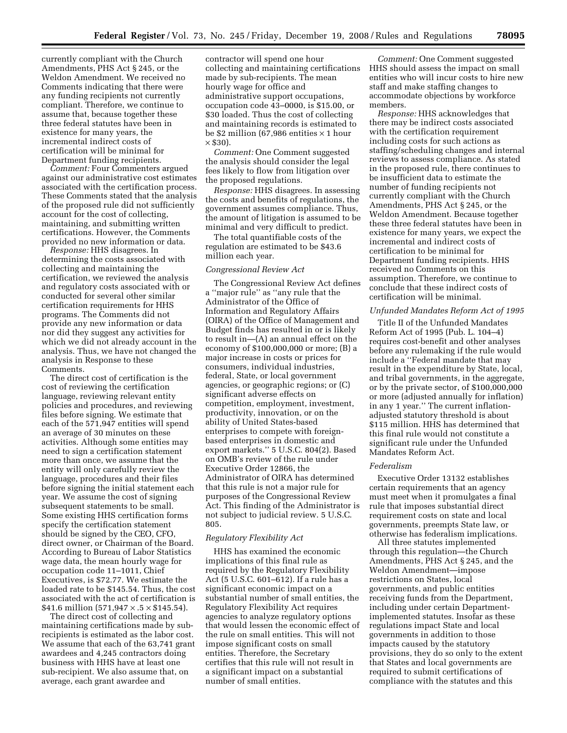currently compliant with the Church Amendments, PHS Act § 245, or the Weldon Amendment. We received no Comments indicating that there were any funding recipients not currently compliant. Therefore, we continue to assume that, because together these three federal statutes have been in existence for many years, the incremental indirect costs of certification will be minimal for Department funding recipients.

*Comment:* Four Commenters argued against our administrative cost estimates associated with the certification process. These Comments stated that the analysis of the proposed rule did not sufficiently account for the cost of collecting, maintaining, and submitting written certifications. However, the Comments provided no new information or data.

*Response:* HHS disagrees. In determining the costs associated with collecting and maintaining the certification, we reviewed the analysis and regulatory costs associated with or conducted for several other similar certification requirements for HHS programs. The Comments did not provide any new information or data nor did they suggest any activities for which we did not already account in the analysis. Thus, we have not changed the analysis in Response to these Comments.

The direct cost of certification is the cost of reviewing the certification language, reviewing relevant entity policies and procedures, and reviewing files before signing. We estimate that each of the 571,947 entities will spend an average of 30 minutes on these activities. Although some entities may need to sign a certification statement more than once, we assume that the entity will only carefully review the language, procedures and their files before signing the initial statement each year. We assume the cost of signing subsequent statements to be small. Some existing HHS certification forms specify the certification statement should be signed by the CEO, CFO, direct owner, or Chairman of the Board. According to Bureau of Labor Statistics wage data, the mean hourly wage for occupation code 11–1011, Chief Executives, is $72.77. We estimate the loaded rate to be $145.54. Thus, the cost associated with the act of certification is $41.6 million (571,947 × .5 × $145.54).

The direct cost of collecting and maintaining certifications made by sub-recipients is estimated as the labor cost. We assume that each of the 63,741 grant awardees and 4,245 contractors doing business with HHS have at least one sub-recipient. We also assume that, on average, each grant awardee and contractor will spend one hour collecting and maintaining certifications made by sub-recipients. The mean hourly wage for office and administrative support occupations, occupation code 43–0000, is $15.00, or $30 loaded. Thus the cost of collecting and maintaining records is estimated to be $2 million (67,986 entities × 1 hour × $30).

*Comment:* One Comment suggested the analysis should consider the legal fees likely to flow from litigation over the proposed regulations.

*Response:* HHS disagrees. In assessing the costs and benefits of regulations, the government assumes compliance. Thus, the amount of litigation is assumed to be minimal and very difficult to predict.

The total quantifiable costs of the regulation are estimated to be $43.6 million each year.

*Congressional Review Act*

The Congressional Review Act defines a ''major rule'' as ''any rule that the Administrator of the Office of Information and Regulatory Affairs (OIRA) of the Office of Management and Budget finds has resulted in or is likely to result in—(A) an annual effect on the economy of $100,000,000 or more; (B) a major increase in costs or prices for consumers, individual industries, federal, State, or local government agencies, or geographic regions; or (C) significant adverse effects on competition, employment, investment, productivity, innovation, or on the ability of United States-based enterprises to compete with foreign-based enterprises in domestic and export markets.'' 5 U.S.C. 804(2). Based on OMB's review of the rule under Executive Order 12866, the Administrator of OIRA has determined that this rule is not a major rule for purposes of the Congressional Review Act. This finding of the Administrator is not subject to judicial review. 5 U.S.C. 805.

*Regulatory Flexibility Act*

HHS has examined the economic implications of this final rule as required by the Regulatory Flexibility Act (5 U.S.C. 601–612). If a rule has a significant economic impact on a substantial number of small entities, the Regulatory Flexibility Act requires agencies to analyze regulatory options that would lessen the economic effect of the rule on small entities. This will not impose significant costs on small entities. Therefore, the Secretary certifies that this rule will not result in a significant impact on a substantial number of small entities.

*Comment:* One Comment suggested HHS should assess the impact on small entities who will incur costs to hire new staff and make staffing changes to accommodate objections by workforce members.

*Response:* HHS acknowledges that there may be indirect costs associated with the certification requirement including costs for such actions as staffing/scheduling changes and internal reviews to assess compliance. As stated in the proposed rule, there continues to be insufficient data to estimate the number of funding recipients not currently compliant with the Church Amendments, PHS Act § 245, or the Weldon Amendment. Because together these three federal statutes have been in existence for many years, we expect the incremental and indirect costs of certification to be minimal for Department funding recipients. HHS received no Comments on this assumption. Therefore, we continue to conclude that these indirect costs of certification will be minimal.

*Unfunded Mandates Reform Act of 1995*

Title II of the Unfunded Mandates Reform Act of 1995 (Pub. L. 104–4) requires cost-benefit and other analyses before any rulemaking if the rule would include a ''Federal mandate that may result in the expenditure by State, local, and tribal governments, in the aggregate, or by the private sector, of $100,000,000 or more (adjusted annually for inflation) in any 1 year.'' The current inflation-adjusted statutory threshold is about $115 million. HHS has determined that this final rule would not constitute a significant rule under the Unfunded Mandates Reform Act.

*Federalism*

Executive Order 13132 establishes certain requirements that an agency must meet when it promulgates a final rule that imposes substantial direct requirement costs on state and local governments, preempts State law, or otherwise has federalism implications.

All three statutes implemented through this regulation—the Church Amendments, PHS Act § 245, and the Weldon Amendment—impose restrictions on States, local governments, and public entities receiving funds from the Department, including under certain Department-implemented statutes. Insofar as these regulations impact State and local governments in addition to those impacts caused by the statutory provisions, they do so only to the extent that States and local governments are required to submit certifications of compliance with the statutes and this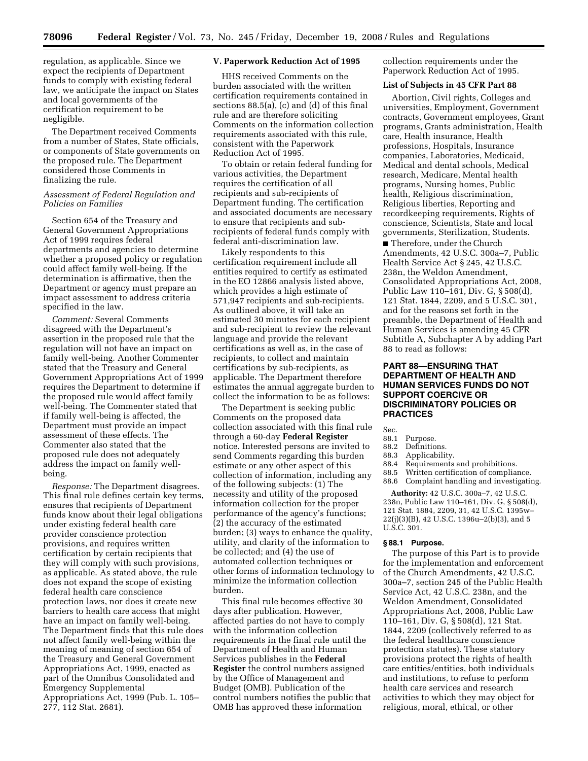regulation, as applicable. Since we expect the recipients of Department funds to comply with existing federal law, we anticipate the impact on States and local governments of the certification requirement to be negligible.

The Department received Comments from a number of States, State officials, or components of State governments on the proposed rule. The Department considered those Comments in finalizing the rule.

*Assessment of Federal Regulation and Policies on Families*

Section 654 of the Treasury and General Government Appropriations Act of 1999 requires federal departments and agencies to determine whether a proposed policy or regulation could affect family well-being. If the determination is affirmative, then the Department or agency must prepare an impact assessment to address criteria specified in the law.

*Comment:* Several Comments disagreed with the Department's assertion in the proposed rule that the regulation will not have an impact on family well-being. Another Commenter stated that the Treasury and General Government Appropriations Act of 1999 requires the Department to determine if the proposed rule would affect family well-being. The Commenter stated that if family well-being is affected, the Department must provide an impact assessment of these effects. The Commenter also stated that the proposed rule does not adequately address the impact on family well-being.

*Response:* The Department disagrees. This final rule defines certain key terms, ensures that recipients of Department funds know about their legal obligations under existing federal health care provider conscience protection provisions, and requires written certification by certain recipients that they will comply with such provisions, as applicable. As stated above, the rule does not expand the scope of existing federal health care conscience protection laws, nor does it create new barriers to health care access that might have an impact on family well-being. The Department finds that this rule does not affect family well-being within the meaning of meaning of section 654 of the Treasury and General Government Appropriations Act, 1999, enacted as part of the Omnibus Consolidated and Emergency Supplemental Appropriations Act, 1999 (Pub. L. 105–277, 112 Stat. 2681).

## V. Paperwork Reduction Act of 1995

HHS received Comments on the burden associated with the written certification requirements contained in sections 88.5(a), (c) and (d) of this final rule and are therefore soliciting Comments on the information collection requirements associated with this rule, consistent with the Paperwork Reduction Act of 1995.

To obtain or retain federal funding for various activities, the Department requires the certification of all recipients and sub-recipients of Department funding. The certification and associated documents are necessary to ensure that recipients and sub-recipients of federal funds comply with federal anti-discrimination law.

Likely respondents to this certification requirement include all entities required to certify as estimated in the EO 12866 analysis listed above, which provides a high estimate of 571,947 recipients and sub-recipients. As outlined above, it will take an estimated 30 minutes for each recipient and sub-recipient to review the relevant language and provide the relevant certifications as well as, in the case of recipients, to collect and maintain certifications by sub-recipients, as applicable. The Department therefore estimates the annual aggregate burden to collect the information to be as follows:

The Department is seeking public Comments on the proposed data collection associated with this final rule through a 60-day **Federal Register** notice. Interested persons are invited to send Comments regarding this burden estimate or any other aspect of this collection of information, including any of the following subjects: (1) The necessity and utility of the proposed information collection for the proper performance of the agency's functions; (2) the accuracy of the estimated burden; (3) ways to enhance the quality, utility, and clarity of the information to be collected; and (4) the use of automated collection techniques or other forms of information technology to minimize the information collection burden.

This final rule becomes effective 30 days after publication. However, affected parties do not have to comply with the information collection requirements in the final rule until the Department of Health and Human Services publishes in the **Federal Register** the control numbers assigned by the Office of Management and Budget (OMB). Publication of the control numbers notifies the public that OMB has approved these information collection requirements under the Paperwork Reduction Act of 1995.

**List of Subjects in 45 CFR Part 88**

Abortion, Civil rights, Colleges and universities, Employment, Government contracts, Government employees, Grant programs, Grants administration, Health care, Health insurance, Health professions, Hospitals, Insurance companies, Laboratories, Medicaid, Medical and dental schools, Medical research, Medicare, Mental health programs, Nursing homes, Public health, Religious discrimination, Religious liberties, Reporting and recordkeeping requirements, Rights of conscience, Scientists, State and local governments, Sterilization, Students.

■ Therefore, under the Church Amendments, 42 U.S.C. 300a–7, Public Health Service Act § 245, 42 U.S.C. 238n, the Weldon Amendment, Consolidated Appropriations Act, 2008, Public Law 110–161, Div. G, § 508(d), 121 Stat. 1844, 2209, and 5 U.S.C. 301, and for the reasons set forth in the preamble, the Department of Health and Human Services is amending 45 CFR Subtitle A, Subchapter A by adding Part 88 to read as follows:

## PART 88—ENSURING THAT DEPARTMENT OF HEALTH AND HUMAN SERVICES FUNDS DO NOT SUPPORT COERCIVE OR DISCRIMINATORY POLICIES OR PRACTICES

Sec.
88.1 Purpose.
88.2 Definitions.
88.3 Applicability.
88.4 Requirements and prohibitions.
88.5 Written certification of compliance.
88.6 Complaint handling and investigating.

**Authority:** 42 U.S.C. 300a–7, 42 U.S.C. 238n, Public Law 110–161, Div. G, § 508(d), 121 Stat. 1884, 2209, 31, 42 U.S.C. 1395w–22(j)(3)(B), 42 U.S.C. 1396u–2(b)(3), and 5 U.S.C. 301.

### § 88.1 Purpose.

The purpose of this Part is to provide for the implementation and enforcement of the Church Amendments, 42 U.S.C. 300a–7, section 245 of the Public Health Service Act, 42 U.S.C. 238n, and the Weldon Amendment, Consolidated Appropriations Act, 2008, Public Law 110–161, Div. G, § 508(d), 121 Stat. 1844, 2209 (collectively referred to as the federal healthcare conscience protection statutes). These statutory provisions protect the rights of health care entities/entities, both individuals and institutions, to refuse to perform health care services and research activities to which they may object for religious, moral, ethical, or other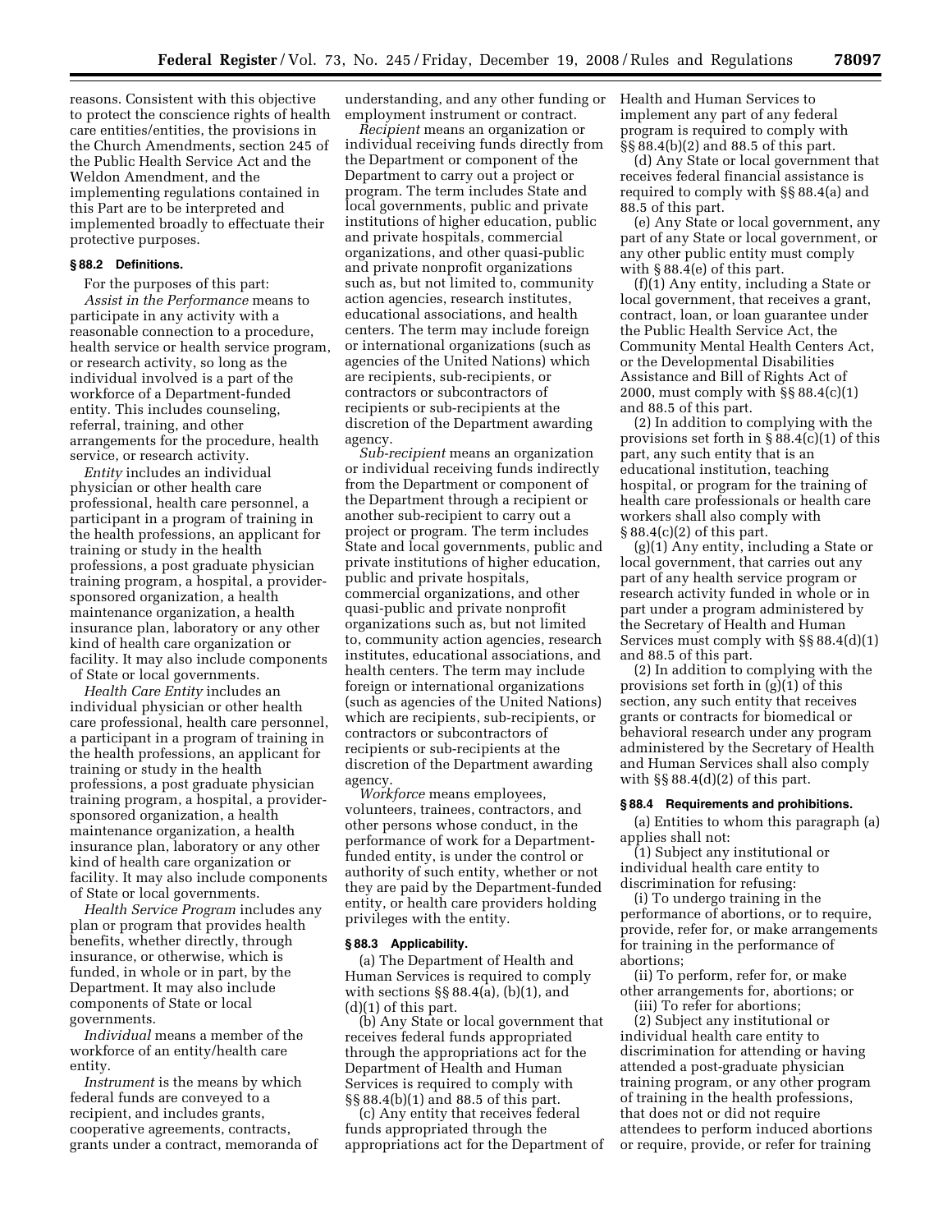reasons. Consistent with this objective to protect the conscience rights of health care entities/entities, the provisions in the Church Amendments, section 245 of the Public Health Service Act and the Weldon Amendment, and the implementing regulations contained in this Part are to be interpreted and implemented broadly to effectuate their protective purposes.

#### § 88.2 Definitions.

For the purposes of this part:

*Assist in the Performance* means to participate in any activity with a reasonable connection to a procedure, health service or health service program, or research activity, so long as the individual involved is a part of the workforce of a Department-funded entity. This includes counseling, referral, training, and other arrangements for the procedure, health service, or research activity.

*Entity* includes an individual physician or other health care professional, health care personnel, a participant in a program of training in the health professions, an applicant for training or study in the health professions, a post graduate physician training program, a hospital, a provider-sponsored organization, a health maintenance organization, a health insurance plan, laboratory or any other kind of health care organization or facility. It may also include components of State or local governments.

*Health Care Entity* includes an individual physician or other health care professional, health care personnel, a participant in a program of training in the health professions, an applicant for training or study in the health professions, a post graduate physician training program, a hospital, a provider-sponsored organization, a health maintenance organization, a health insurance plan, laboratory or any other kind of health care organization or facility. It may also include components of State or local governments.

*Health Service Program* includes any plan or program that provides health benefits, whether directly, through insurance, or otherwise, which is funded, in whole or in part, by the Department. It may also include components of State or local governments.

*Individual* means a member of the workforce of an entity/health care entity.

*Instrument* is the means by which federal funds are conveyed to a recipient, and includes grants, cooperative agreements, contracts, grants under a contract, memoranda of understanding, and any other funding or employment instrument or contract.

*Recipient* means an organization or individual receiving funds directly from the Department or component of the Department to carry out a project or program. The term includes State and local governments, public and private institutions of higher education, public and private hospitals, commercial organizations, and other quasi-public and private nonprofit organizations such as, but not limited to, community action agencies, research institutes, educational associations, and health centers. The term may include foreign or international organizations (such as agencies of the United Nations) which are recipients, sub-recipients, or contractors or subcontractors of recipients or sub-recipients at the discretion of the Department awarding agency.

*Sub-recipient* means an organization or individual receiving funds indirectly from the Department or component of the Department through a recipient or another sub-recipient to carry out a project or program. The term includes State and local governments, public and private institutions of higher education, public and private hospitals, commercial organizations, and other quasi-public and private nonprofit organizations such as, but not limited to, community action agencies, research institutes, educational associations, and health centers. The term may include foreign or international organizations (such as agencies of the United Nations) which are recipients, sub-recipients, or contractors or subcontractors of recipients or sub-recipients at the discretion of the Department awarding agency.

*Workforce* means employees, volunteers, trainees, contractors, and other persons whose conduct, in the performance of work for a Department-funded entity, is under the control or authority of such entity, whether or not they are paid by the Department-funded entity, or health care providers holding privileges with the entity.

#### § 88.3 Applicability.

(a) The Department of Health and Human Services is required to comply with sections §§ 88.4(a), (b)(1), and (d)(1) of this part.

(b) Any State or local government that receives federal funds appropriated through the appropriations act for the Department of Health and Human Services is required to comply with §§ 88.4(b)(1) and 88.5 of this part.

(c) Any entity that receives federal funds appropriated through the appropriations act for the Department of Health and Human Services to implement any part of any federal program is required to comply with §§ 88.4(b)(2) and 88.5 of this part.

(d) Any State or local government that receives federal financial assistance is required to comply with §§ 88.4(a) and 88.5 of this part.

(e) Any State or local government, any part of any State or local government, or any other public entity must comply with § 88.4(e) of this part.

(f)(1) Any entity, including a State or local government, that receives a grant, contract, loan, or loan guarantee under the Public Health Service Act, the Community Mental Health Centers Act, or the Developmental Disabilities Assistance and Bill of Rights Act of 2000, must comply with §§ 88.4(c)(1) and 88.5 of this part.

(2) In addition to complying with the provisions set forth in § 88.4(c)(1) of this part, any such entity that is an educational institution, teaching hospital, or program for the training of health care professionals or health care workers shall also comply with § 88.4(c)(2) of this part.

(g)(1) Any entity, including a State or local government, that carries out any part of any health service program or research activity funded in whole or in part under a program administered by the Secretary of Health and Human Services must comply with §§ 88.4(d)(1) and 88.5 of this part.

(2) In addition to complying with the provisions set forth in (g)(1) of this section, any such entity that receives grants or contracts for biomedical or behavioral research under any program administered by the Secretary of Health and Human Services shall also comply with §§ 88.4(d)(2) of this part.

#### § 88.4 Requirements and prohibitions.

(a) Entities to whom this paragraph (a) applies shall not:

(1) Subject any institutional or individual health care entity to discrimination for refusing:

(i) To undergo training in the performance of abortions, or to require, provide, refer for, or make arrangements for training in the performance of abortions;

(ii) To perform, refer for, or make other arrangements for, abortions; or

(iii) To refer for abortions;

(2) Subject any institutional or individual health care entity to discrimination for attending or having attended a post-graduate physician training program, or any other program of training in the health professions, that does not or did not require attendees to perform induced abortions or require, provide, or refer for training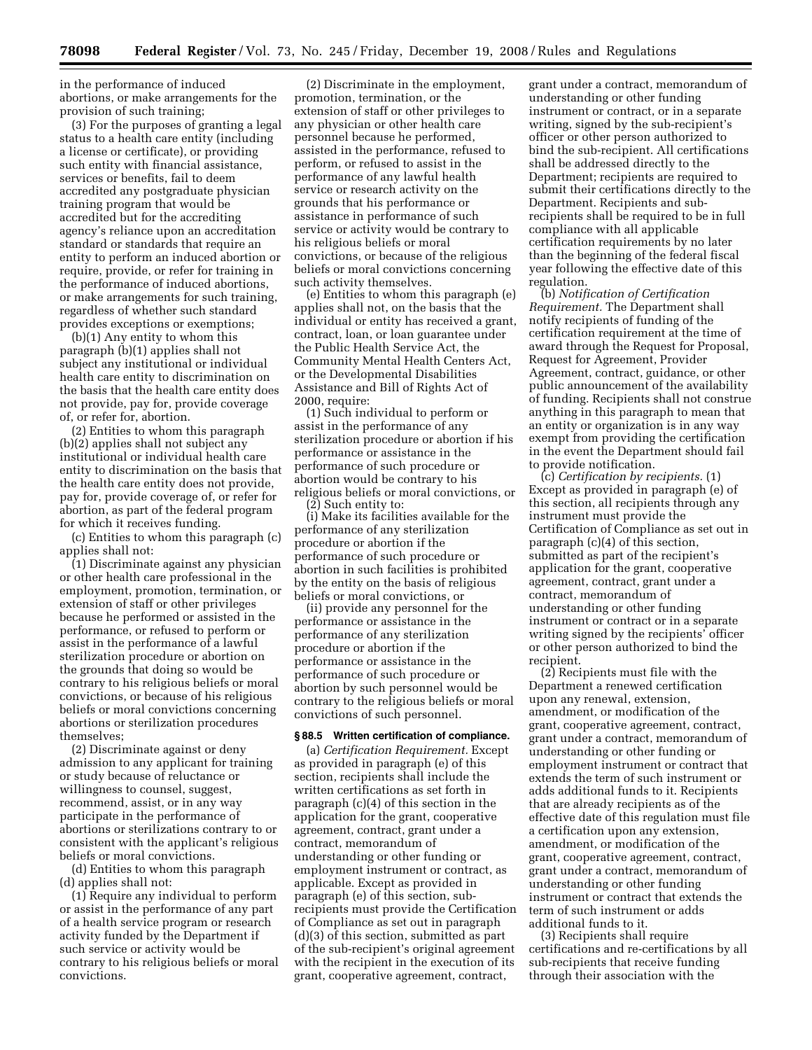in the performance of induced abortions, or make arrangements for the provision of such training;

(3) For the purposes of granting a legal status to a health care entity (including a license or certificate), or providing such entity with financial assistance, services or benefits, fail to deem accredited any postgraduate physician training program that would be accredited but for the accrediting agency's reliance upon an accreditation standard or standards that require an entity to perform an induced abortion or require, provide, or refer for training in the performance of induced abortions, or make arrangements for such training, regardless of whether such standard provides exceptions or exemptions;

(b)(1) Any entity to whom this paragraph (b)(1) applies shall not subject any institutional or individual health care entity to discrimination on the basis that the health care entity does not provide, pay for, provide coverage of, or refer for, abortion.

(2) Entities to whom this paragraph (b)(2) applies shall not subject any institutional or individual health care entity to discrimination on the basis that the health care entity does not provide, pay for, provide coverage of, or refer for abortion, as part of the federal program for which it receives funding.

(c) Entities to whom this paragraph (c) applies shall not:

(1) Discriminate against any physician or other health care professional in the employment, promotion, termination, or extension of staff or other privileges because he performed or assisted in the performance, or refused to perform or assist in the performance of a lawful sterilization procedure or abortion on the grounds that doing so would be contrary to his religious beliefs or moral convictions, or because of his religious beliefs or moral convictions concerning abortions or sterilization procedures themselves;

(2) Discriminate against or deny admission to any applicant for training or study because of reluctance or willingness to counsel, suggest, recommend, assist, or in any way participate in the performance of abortions or sterilizations contrary to or consistent with the applicant's religious beliefs or moral convictions.

(d) Entities to whom this paragraph (d) applies shall not:

(1) Require any individual to perform or assist in the performance of any part of a health service program or research activity funded by the Department if such service or activity would be contrary to his religious beliefs or moral convictions.

(2) Discriminate in the employment, promotion, termination, or the extension of staff or other privileges to any physician or other health care personnel because he performed, assisted in the performance, refused to perform, or refused to assist in the performance of any lawful health service or research activity on the grounds that his performance or assistance in performance of such service or activity would be contrary to his religious beliefs or moral convictions, or because of the religious beliefs or moral convictions concerning such activity themselves.

(e) Entities to whom this paragraph (e) applies shall not, on the basis that the individual or entity has received a grant, contract, loan, or loan guarantee under the Public Health Service Act, the Community Mental Health Centers Act, or the Developmental Disabilities Assistance and Bill of Rights Act of 2000, require:

(1) Such individual to perform or assist in the performance of any sterilization procedure or abortion if his performance or assistance in the performance of such procedure or abortion would be contrary to his religious beliefs or moral convictions, or

(2) Such entity to:

(i) Make its facilities available for the performance of any sterilization procedure or abortion if the performance of such procedure or abortion in such facilities is prohibited by the entity on the basis of religious beliefs or moral convictions, or

(ii) provide any personnel for the performance or assistance in the performance of any sterilization procedure or abortion if the performance or assistance in the performance of such procedure or abortion by such personnel would be contrary to the religious beliefs or moral convictions of such personnel.

### § 88.5 Written certification of compliance.

(a) *Certification Requirement.* Except as provided in paragraph (e) of this section, recipients shall include the written certifications as set forth in paragraph (c)(4) of this section in the application for the grant, cooperative agreement, contract, grant under a contract, memorandum of understanding or other funding or employment instrument or contract, as applicable. Except as provided in paragraph (e) of this section, sub-recipients must provide the Certification of Compliance as set out in paragraph (d)(3) of this section, submitted as part of the sub-recipient's original agreement with the recipient in the execution of its grant, cooperative agreement, contract, grant under a contract, memorandum of understanding or other funding instrument or contract, or in a separate writing, signed by the sub-recipient's officer or other person authorized to bind the sub-recipient. All certifications shall be addressed directly to the Department; recipients are required to submit their certifications directly to the Department. Recipients and sub-recipients shall be required to be in full compliance with all applicable certification requirements by no later than the beginning of the federal fiscal year following the effective date of this regulation.

(b) *Notification of Certification Requirement.* The Department shall notify recipients of funding of the certification requirement at the time of award through the Request for Proposal, Request for Agreement, Provider Agreement, contract, guidance, or other public announcement of the availability of funding. Recipients shall not construe anything in this paragraph to mean that an entity or organization is in any way exempt from providing the certification in the event the Department should fail to provide notification.

(c) *Certification by recipients.* (1) Except as provided in paragraph (e) of this section, all recipients through any instrument must provide the Certification of Compliance as set out in paragraph (c)(4) of this section, submitted as part of the recipient's application for the grant, cooperative agreement, contract, grant under a contract, memorandum of understanding or other funding instrument or contract or in a separate writing signed by the recipients' officer or other person authorized to bind the recipient.

(2) Recipients must file with the Department a renewed certification upon any renewal, extension, amendment, or modification of the grant, cooperative agreement, contract, grant under a contract, memorandum of understanding or other funding or employment instrument or contract that extends the term of such instrument or adds additional funds to it. Recipients that are already recipients as of the effective date of this regulation must file a certification upon any extension, amendment, or modification of the grant, cooperative agreement, contract, grant under a contract, memorandum of understanding or other funding instrument or contract that extends the term of such instrument or adds additional funds to it.

(3) Recipients shall require certifications and re-certifications by all sub-recipients that receive funding through their association with the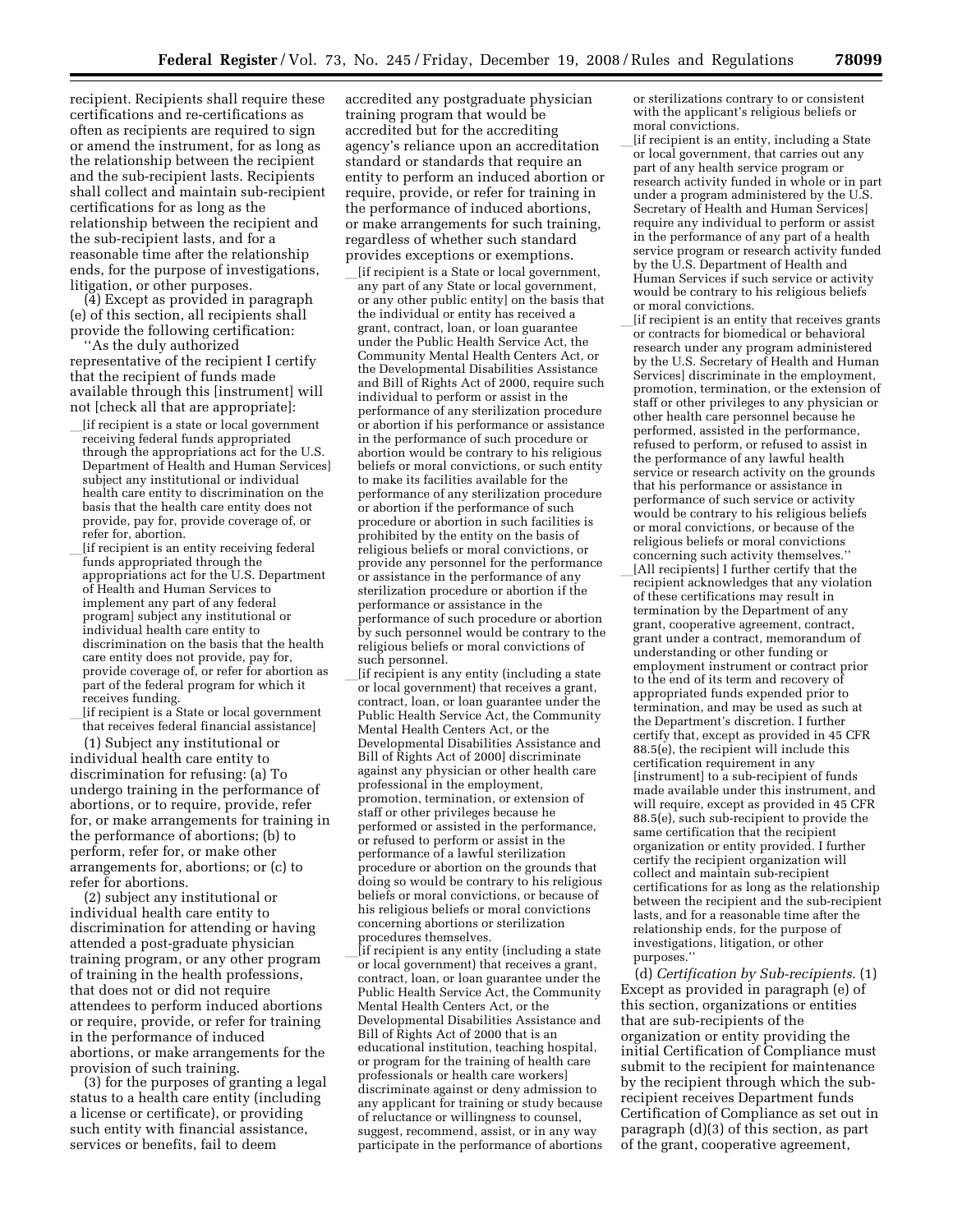recipient. Recipients shall require these certifications and re-certifications as often as recipients are required to sign or amend the instrument, for as long as the relationship between the recipient and the sub-recipient lasts. Recipients shall collect and maintain sub-recipient certifications for as long as the relationship between the recipient and the sub-recipient lasts, and for a reasonable time after the relationship ends, for the purpose of investigations, litigation, or other purposes.

(4) Except as provided in paragraph (e) of this section, all recipients shall provide the following certification:

''As the duly authorized representative of the recipient I certify that the recipient of funds made available through this [instrument] will not [check all that are appropriate]:

__[if recipient is a state or local government receiving federal funds appropriated through the appropriations act for the U.S. Department of Health and Human Services] subject any institutional or individual health care entity to discrimination on the basis that the health care entity does not provide, pay for, provide coverage of, or refer for, abortion.

__[if recipient is an entity receiving federal funds appropriated through the appropriations act for the U.S. Department of Health and Human Services to implement any part of any federal program] subject any institutional or individual health care entity to discrimination on the basis that the health care entity does not provide, pay for, provide coverage of, or refer for abortion as part of the federal program for which it receives funding.

__[if recipient is a State or local government that receives federal financial assistance]

(1) Subject any institutional or individual health care entity to discrimination for refusing: (a) To undergo training in the performance of abortions, or to require, provide, refer for, or make arrangements for training in the performance of abortions; (b) to perform, refer for, or make other arrangements for, abortions; or (c) to refer for abortions.

(2) subject any institutional or individual health care entity to discrimination for attending or having attended a post-graduate physician training program, or any other program of training in the health professions, that does not or did not require attendees to perform induced abortions or require, provide, or refer for training in the performance of induced abortions, or make arrangements for the provision of such training.

(3) for the purposes of granting a legal status to a health care entity (including a license or certificate), or providing such entity with financial assistance, services or benefits, fail to deem accredited any postgraduate physician training program that would be accredited but for the accrediting agency's reliance upon an accreditation standard or standards that require an entity to perform an induced abortion or require, provide, or refer for training in the performance of induced abortions, or make arrangements for such training, regardless of whether such standard provides exceptions or exemptions.

__[if recipient is a State or local government, any part of any State or local government, or any other public entity] on the basis that the individual or entity has received a grant, contract, loan, or loan guarantee under the Public Health Service Act, the Community Mental Health Centers Act, or the Developmental Disabilities Assistance and Bill of Rights Act of 2000, require such individual to perform or assist in the performance of any sterilization procedure or abortion if his performance or assistance in the performance of such procedure or abortion would be contrary to his religious beliefs or moral convictions, or such entity to make its facilities available for the performance of any sterilization procedure or abortion if the performance of such procedure or abortion in such facilities is prohibited by the entity on the basis of religious beliefs or moral convictions, or provide any personnel for the performance or assistance in the performance of any sterilization procedure or abortion if the performance or assistance in the performance of such procedure or abortion by such personnel would be contrary to the religious beliefs or moral convictions of such personnel.

__[if recipient is any entity (including a state or local government) that receives a grant, contract, loan, or loan guarantee under the Public Health Service Act, the Community Mental Health Centers Act, or the Developmental Disabilities Assistance and Bill of Rights Act of 2000] discriminate against any physician or other health care professional in the employment, promotion, termination, or extension of staff or other privileges because he performed or assisted in the performance, or refused to perform or assist in the performance of a lawful sterilization procedure or abortion on the grounds that doing so would be contrary to his religious beliefs or moral convictions, or because of his religious beliefs or moral convictions concerning abortions or sterilization procedures themselves.

__[if recipient is any entity (including a state or local government) that receives a grant, contract, loan, or loan guarantee under the Public Health Service Act, the Community Mental Health Centers Act, or the Developmental Disabilities Assistance and Bill of Rights Act of 2000 that is an educational institution, teaching hospital, or program for the training of health care professionals or health care workers] discriminate against or deny admission to any applicant for training or study because of reluctance or willingness to counsel, suggest, recommend, assist, or in any way participate in the performance of abortions or sterilizations contrary to or consistent with the applicant's religious beliefs or moral convictions.

__[if recipient is an entity, including a State or local government, that carries out any part of any health service program or research activity funded in whole or in part under a program administered by the U.S. Secretary of Health and Human Services] require any individual to perform or assist in the performance of any part of a health service program or research activity funded by the U.S. Department of Health and Human Services if such service or activity would be contrary to his religious beliefs or moral convictions.

__[if recipient is an entity that receives grants or contracts for biomedical or behavioral research under any program administered by the U.S. Secretary of Health and Human Services] discriminate in the employment, promotion, termination, or the extension of staff or other privileges to any physician or other health care personnel because he performed, assisted in the performance, refused to perform, or refused to assist in the performance of any lawful health service or research activity on the grounds that his performance or assistance in performance of such service or activity would be contrary to his religious beliefs or moral convictions, or because of the religious beliefs or moral convictions concerning such activity themselves.''

__[All recipients] I further certify that the recipient acknowledges that any violation of these certifications may result in termination by the Department of any grant, cooperative agreement, contract, grant under a contract, memorandum of understanding or other funding or employment instrument or contract prior to the end of its term and recovery of appropriated funds expended prior to termination, and may be used as such at the Department's discretion. I further certify that, except as provided in 45 CFR 88.5(e), the recipient will include this certification requirement in any [instrument] to a sub-recipient of funds made available under this instrument, and will require, except as provided in 45 CFR 88.5(e), such sub-recipient to provide the same certification that the recipient organization or entity provided. I further certify the recipient organization will collect and maintain sub-recipient certifications for as long as the relationship between the recipient and the sub-recipient lasts, and for a reasonable time after the relationship ends, for the purpose of investigations, litigation, or other purposes.''

(d) *Certification by Sub-recipients.* (1) Except as provided in paragraph (e) of this section, organizations or entities that are sub-recipients of the organization or entity providing the initial Certification of Compliance must submit to the recipient for maintenance by the recipient through which the sub-recipient receives Department funds Certification of Compliance as set out in paragraph (d)(3) of this section, as part of the grant, cooperative agreement,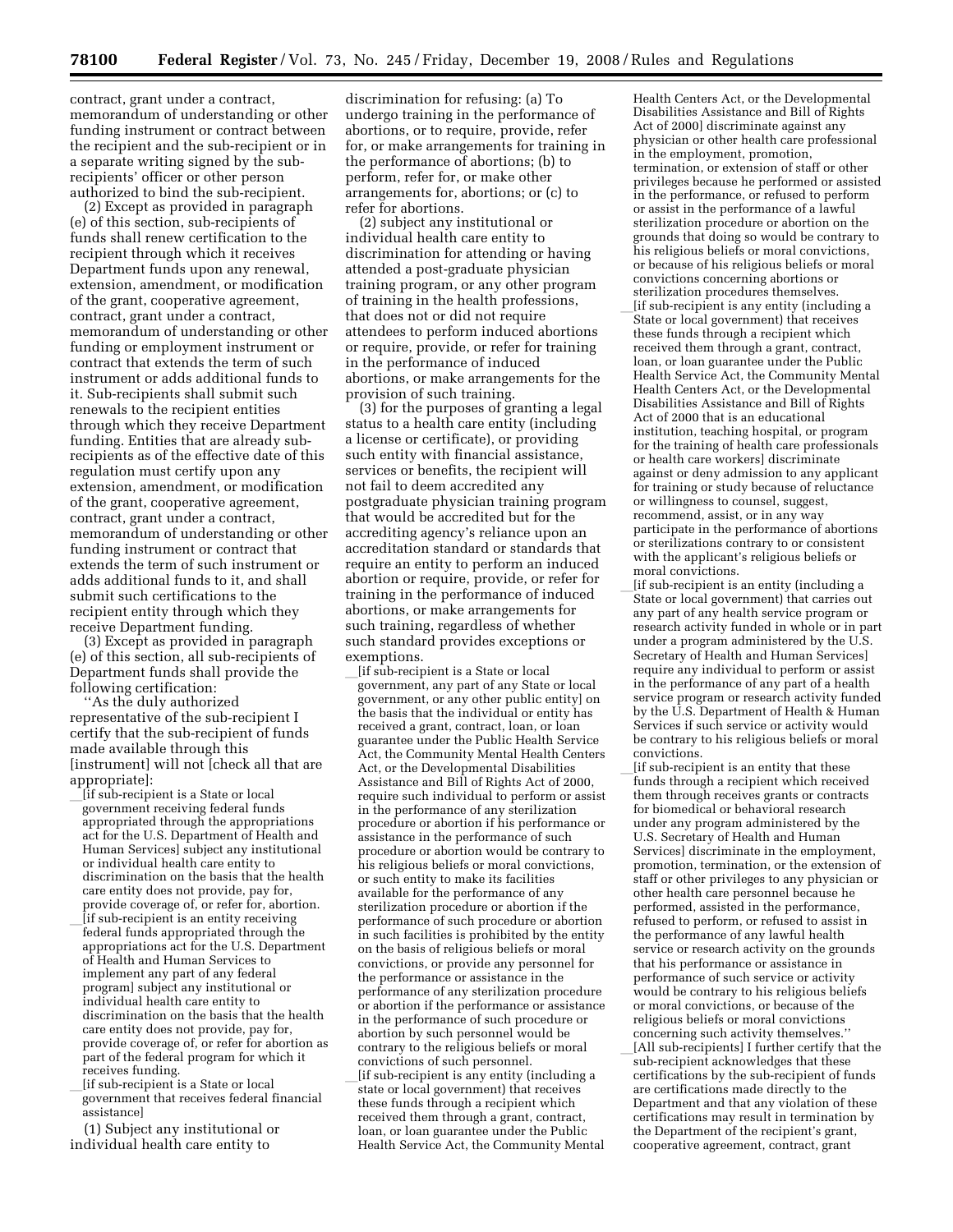contract, grant under a contract, memorandum of understanding or other funding instrument or contract between the recipient and the sub-recipient or in a separate writing signed by the sub-recipients' officer or other person authorized to bind the sub-recipient.

(2) Except as provided in paragraph (e) of this section, sub-recipients of funds shall renew certification to the recipient through which it receives Department funds upon any renewal, extension, amendment, or modification of the grant, cooperative agreement, contract, grant under a contract, memorandum of understanding or other funding or employment instrument or contract that extends the term of such instrument or adds additional funds to it. Sub-recipients shall submit such renewals to the recipient entities through which they receive Department funding. Entities that are already sub-recipients as of the effective date of this regulation must certify upon any extension, amendment, or modification of the grant, cooperative agreement, contract, grant under a contract, memorandum of understanding or other funding instrument or contract that extends the term of such instrument or adds additional funds to it, and shall submit such certifications to the recipient entity through which they receive Department funding.

(3) Except as provided in paragraph (e) of this section, all sub-recipients of Department funds shall provide the following certification:

''As the duly authorized representative of the sub-recipient I certify that the sub-recipient of funds made available through this [instrument] will not [check all that are appropriate]:

__[if sub-recipient is a State or local government receiving federal funds appropriated through the appropriations act for the U.S. Department of Health and Human Services] subject any institutional or individual health care entity to discrimination on the basis that the health care entity does not provide, pay for, provide coverage of, or refer for, abortion.

__[if sub-recipient is an entity receiving federal funds appropriated through the appropriations act for the U.S. Department of Health and Human Services to implement any part of any federal program] subject any institutional or individual health care entity to discrimination on the basis that the health care entity does not provide, pay for, provide coverage of, or refer for abortion as part of the federal program for which it receives funding.

__[if sub-recipient is a State or local government that receives federal financial assistance]

(1) Subject any institutional or individual health care entity to discrimination for refusing: (a) To undergo training in the performance of abortions, or to require, provide, refer for, or make arrangements for training in the performance of abortions; (b) to perform, refer for, or make other arrangements for, abortions; or (c) to refer for abortions.

(2) subject any institutional or individual health care entity to discrimination for attending or having attended a post-graduate physician training program, or any other program of training in the health professions, that does not or did not require attendees to perform induced abortions or require, provide, or refer for training in the performance of induced abortions, or make arrangements for the provision of such training.

(3) for the purposes of granting a legal status to a health care entity (including a license or certificate), or providing such entity with financial assistance, services or benefits, the recipient will not fail to deem accredited any postgraduate physician training program that would be accredited but for the accrediting agency's reliance upon an accreditation standard or standards that require an entity to perform an induced abortion or require, provide, or refer for training in the performance of induced abortions, or make arrangements for such training, regardless of whether such standard provides exceptions or exemptions.

__[if sub-recipient is a State or local government, any part of any State or local government, or any other public entity] on the basis that the individual or entity has received a grant, contract, loan, or loan guarantee under the Public Health Service Act, the Community Mental Health Centers Act, or the Developmental Disabilities Assistance and Bill of Rights Act of 2000, require such individual to perform or assist in the performance of any sterilization procedure or abortion if his performance or assistance in the performance of such procedure or abortion would be contrary to his religious beliefs or moral convictions, or such entity to make its facilities available for the performance of any sterilization procedure or abortion if the performance of such procedure or abortion in such facilities is prohibited by the entity on the basis of religious beliefs or moral convictions, or provide any personnel for the performance or assistance in the performance of any sterilization procedure or abortion if the performance or assistance in the performance of such procedure or abortion by such personnel would be contrary to the religious beliefs or moral convictions of such personnel.

__[if sub-recipient is any entity (including a state or local government) that receives these funds through a recipient which received them through a grant, contract, loan, or loan guarantee under the Public Health Service Act, the Community Mental Health Centers Act, or the Developmental Disabilities Assistance and Bill of Rights Act of 2000] discriminate against any physician or other health care professional in the employment, promotion, termination, or extension of staff or other privileges because he performed or assisted in the performance, or refused to perform or assist in the performance of a lawful sterilization procedure or abortion on the grounds that doing so would be contrary to his religious beliefs or moral convictions, or because of his religious beliefs or moral convictions concerning abortions or sterilization procedures themselves.

__[if sub-recipient is any entity (including a State or local government) that receives these funds through a recipient which received them through a grant, contract, loan, or loan guarantee under the Public Health Service Act, the Community Mental Health Centers Act, or the Developmental Disabilities Assistance and Bill of Rights Act of 2000 that is an educational institution, teaching hospital, or program for the training of health care professionals or health care workers] discriminate against or deny admission to any applicant for training or study because of reluctance or willingness to counsel, suggest, recommend, assist, or in any way participate in the performance of abortions or sterilizations contrary to or consistent with the applicant's religious beliefs or moral convictions.

__[if sub-recipient is an entity (including a State or local government) that carries out any part of any health service program or research activity funded in whole or in part under a program administered by the U.S. Secretary of Health and Human Services] require any individual to perform or assist in the performance of any part of a health service program or research activity funded by the U.S. Department of Health & Human Services if such service or activity would be contrary to his religious beliefs or moral convictions.

__[if sub-recipient is an entity that these funds through a recipient which received them through receives grants or contracts for biomedical or behavioral research under any program administered by the U.S. Secretary of Health and Human Services] discriminate in the employment, promotion, termination, or the extension of staff or other privileges to any physician or other health care personnel because he performed, assisted in the performance, refused to perform, or refused to assist in the performance of any lawful health service or research activity on the grounds that his performance or assistance in performance of such service or activity would be contrary to his religious beliefs or moral convictions, or because of the religious beliefs or moral convictions concerning such activity themselves.''

__[All sub-recipients] I further certify that the sub-recipient acknowledges that these certifications by the sub-recipient of funds are certifications made directly to the Department and that any violation of these certifications may result in termination by the Department of the recipient's grant, cooperative agreement, contract, grant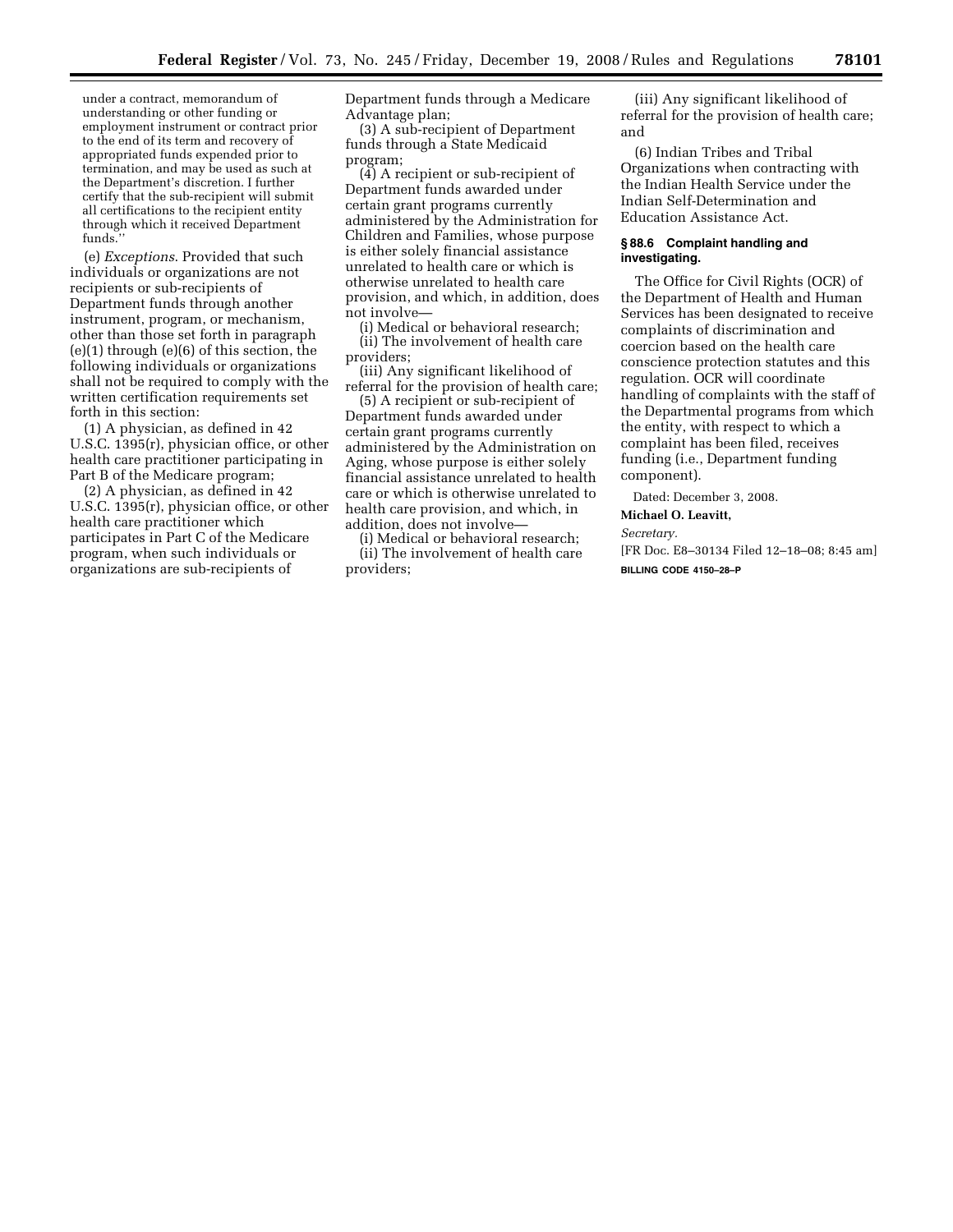under a contract, memorandum of understanding or other funding or employment instrument or contract prior to the end of its term and recovery of appropriated funds expended prior to termination, and may be used as such at the Department's discretion. I further certify that the sub-recipient will submit all certifications to the recipient entity through which it received Department funds.''

(e) *Exceptions*. Provided that such individuals or organizations are not recipients or sub-recipients of Department funds through another instrument, program, or mechanism, other than those set forth in paragraph (e)(1) through (e)(6) of this section, the following individuals or organizations shall not be required to comply with the written certification requirements set forth in this section:

(1) A physician, as defined in 42 U.S.C. 1395(r), physician office, or other health care practitioner participating in Part B of the Medicare program;

(2) A physician, as defined in 42 U.S.C. 1395(r), physician office, or other health care practitioner which participates in Part C of the Medicare program, when such individuals or organizations are sub-recipients of Department funds through a Medicare Advantage plan;

(3) A sub-recipient of Department funds through a State Medicaid program;

(4) A recipient or sub-recipient of Department funds awarded under certain grant programs currently administered by the Administration for Children and Families, whose purpose is either solely financial assistance unrelated to health care or which is otherwise unrelated to health care provision, and which, in addition, does not involve—

(i) Medical or behavioral research;

(ii) The involvement of health care providers;

(iii) Any significant likelihood of referral for the provision of health care;

(5) A recipient or sub-recipient of Department funds awarded under certain grant programs currently administered by the Administration on Aging, whose purpose is either solely financial assistance unrelated to health care or which is otherwise unrelated to health care provision, and which, in addition, does not involve—

(i) Medical or behavioral research;

(ii) The involvement of health care providers;

(iii) Any significant likelihood of referral for the provision of health care; and

(6) Indian Tribes and Tribal Organizations when contracting with the Indian Health Service under the Indian Self-Determination and Education Assistance Act.

### § 88.6 Complaint handling and investigating.

The Office for Civil Rights (OCR) of the Department of Health and Human Services has been designated to receive complaints of discrimination and coercion based on the health care conscience protection statutes and this regulation. OCR will coordinate handling of complaints with the staff of the Departmental programs from which the entity, with respect to which a complaint has been filed, receives funding (i.e., Department funding component).

Dated: December 3, 2008.

**Michael O. Leavitt,**

*Secretary.*

[FR Doc. E8–30134 Filed 12–18–08; 8:45 am]

**BILLING CODE 4150–28–P**